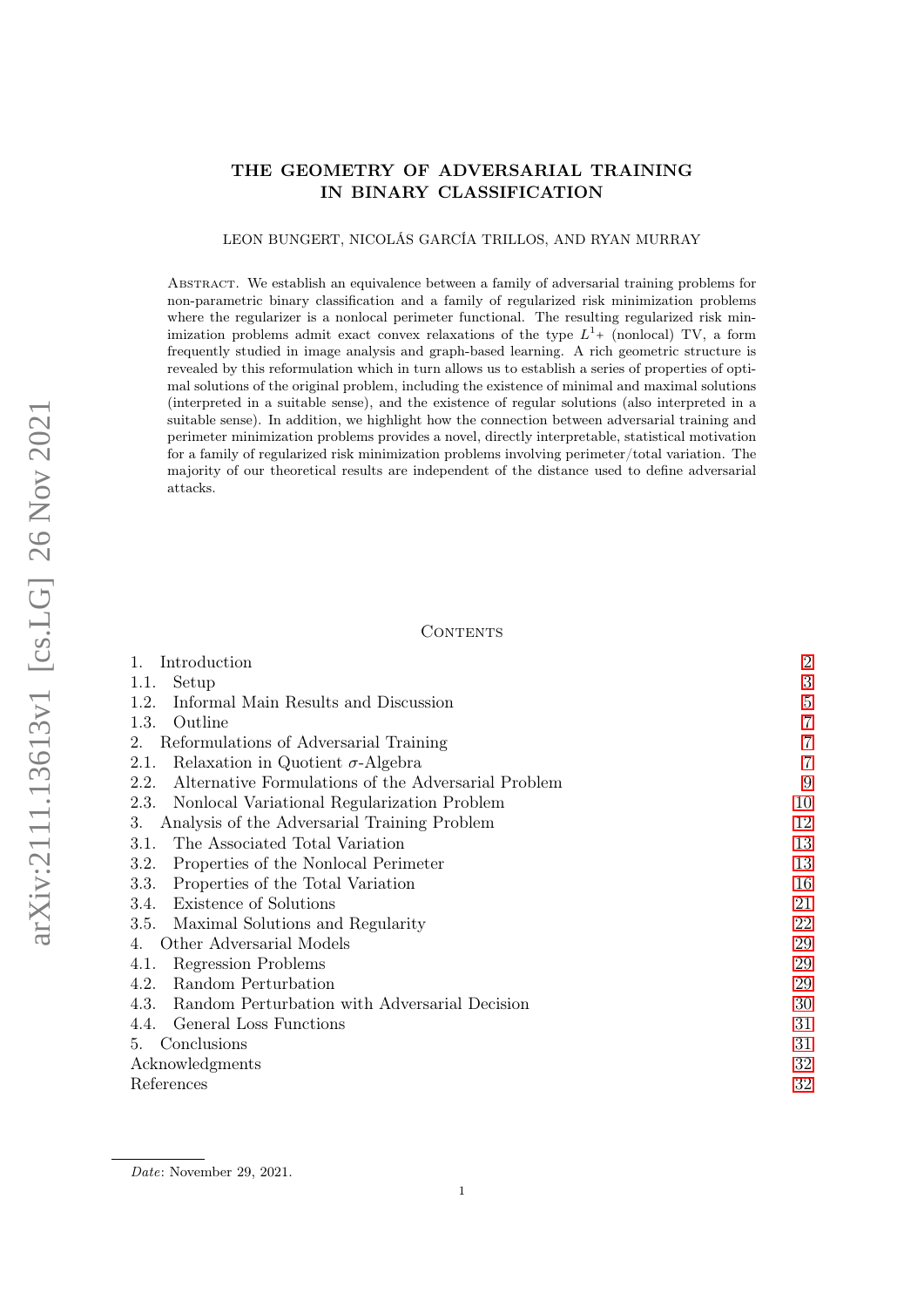# THE GEOMETRY OF ADVERSARIAL TRAINING IN BINARY CLASSIFICATION

LEON BUNGERT, NICOLÁS GARCÍA TRILLOS, AND RYAN MURRAY

Abstract. We establish an equivalence between a family of adversarial training problems for non-parametric binary classification and a family of regularized risk minimization problems where the regularizer is a nonlocal perimeter functional. The resulting regularized risk minimization problems admit exact convex relaxations of the type $L^1+$ (nonlocal) TV, a form frequently studied in image analysis and graph-based learning. A rich geometric structure is revealed by this reformulation which in turn allows us to establish a series of properties of optimal solutions of the original problem, including the existence of minimal and maximal solutions (interpreted in a suitable sense), and the existence of regular solutions (also interpreted in a suitable sense). In addition, we highlight how the connection between adversarial training and perimeter minimization problems provides a novel, directly interpretable, statistical motivation for a family of regularized risk minimization problems involving perimeter/total variation. The majority of our theoretical results are independent of the distance used to define adversarial attacks.

## Contents

| | |
|---|---|
| 1. Introduction | 2 |
| 1.1. Setup | 3 |
| 1.2. Informal Main Results and Discussion | 5 |
| 1.3. Outline | 7 |
| 2. Reformulations of Adversarial Training | 7 |
| 2.1. Relaxation in Quotient $\sigma$-Algebra | 7 |
| 2.2. Alternative Formulations of the Adversarial Problem | 9 |
| 2.3. Nonlocal Variational Regularization Problem | 10 |
| 3. Analysis of the Adversarial Training Problem | 12 |
| 3.1. The Associated Total Variation | 13 |
| 3.2. Properties of the Nonlocal Perimeter | 13 |
| 3.3. Properties of the Total Variation | 16 |
| 3.4. Existence of Solutions | 21 |
| 3.5. Maximal Solutions and Regularity | 22 |
| 4. Other Adversarial Models | 29 |
| 4.1. Regression Problems | 29 |
| 4.2. Random Perturbation | 29 |
| 4.3. Random Perturbation with Adversarial Decision | 30 |
| 4.4. General Loss Functions | 31 |
| 5. Conclusions | 31 |
| Acknowledgments | 32 |
| References | 32 |

arXiv:2111.13613v1 [cs.LG] 26 Nov 2021

*Date*: November 29, 2021.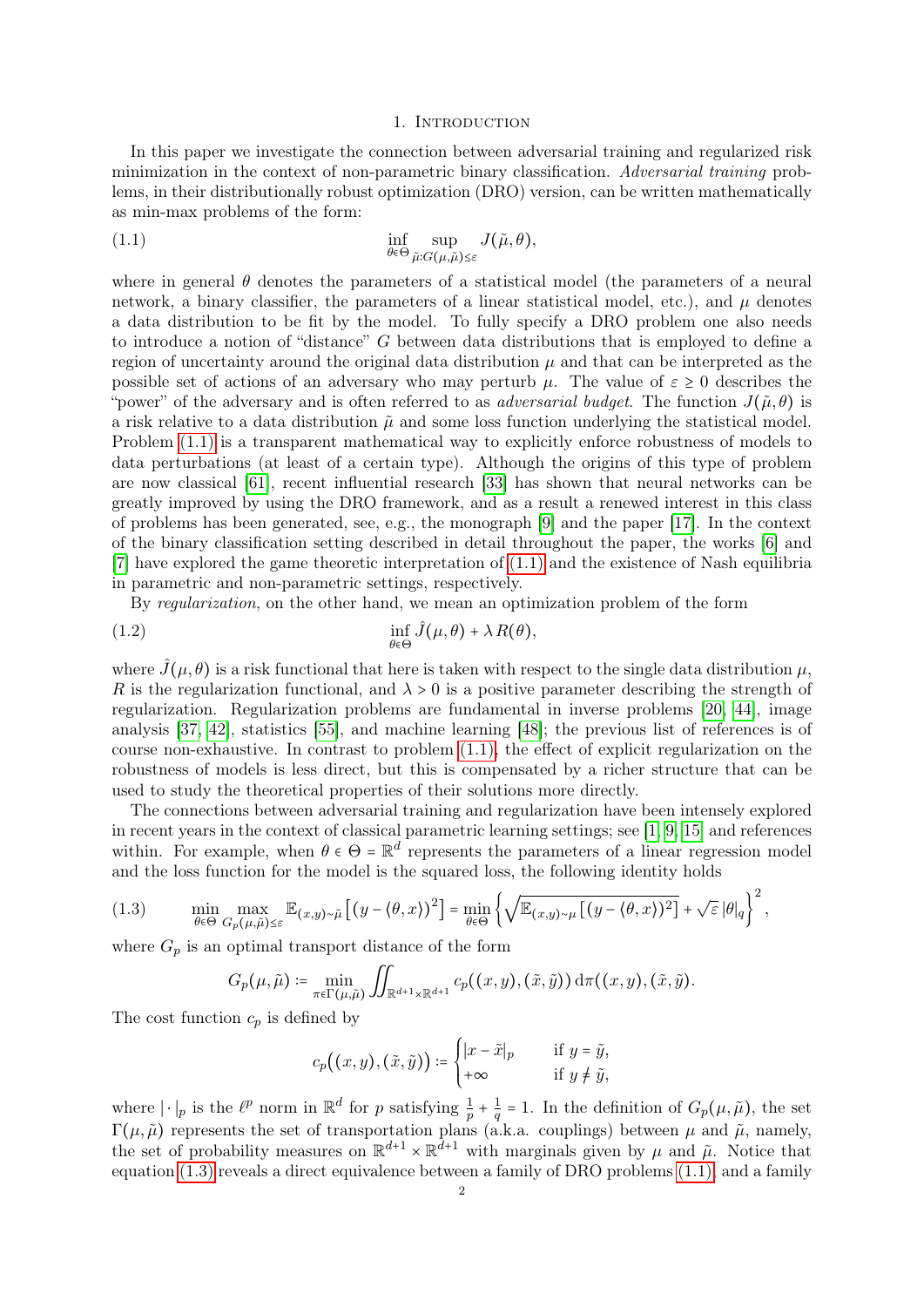## 1. Introduction

In this paper we investigate the connection between adversarial training and regularized risk minimization in the context of non-parametric binary classification. *Adversarial training* problems, in their distributionally robust optimization (DRO) version, can be written mathematically as min-max problems of the form:

$$\inf_{\theta\in\Theta} \sup_{\tilde{\mu}: G(\mu,\tilde{\mu})\le\varepsilon} J(\tilde{\mu},\theta), \tag{1.1}$$

where in general $\theta$ denotes the parameters of a statistical model (the parameters of a neural network, a binary classifier, the parameters of a linear statistical model, etc.), and $\mu$ denotes a data distribution to be fit by the model. To fully specify a DRO problem one also needs to introduce a notion of "distance" $G$ between data distributions that is employed to define a region of uncertainty around the original data distribution $\mu$ and that can be interpreted as the possible set of actions of an adversary who may perturb $\mu$. The value of $\varepsilon \ge 0$ describes the "power" of the adversary and is often referred to as *adversarial budget*. The function $J(\tilde{\mu},\theta)$ is a risk relative to a data distribution $\tilde{\mu}$ and some loss function underlying the statistical model. Problem (1.1) is a transparent mathematical way to explicitly enforce robustness of models to data perturbations (at least of a certain type). Although the origins of this type of problem are now classical [61], recent influential research [33] has shown that neural networks can be greatly improved by using the DRO framework, and as a result a renewed interest in this class of problems has been generated, see, e.g., the monograph [9] and the paper [17]. In the context of the binary classification setting described in detail throughout the paper, the works [6] and [7] have explored the game theoretic interpretation of (1.1) and the existence of Nash equilibria in parametric and non-parametric settings, respectively.

By *regularization*, on the other hand, we mean an optimization problem of the form

$$\inf_{\theta\in\Theta} \hat{J}(\mu,\theta) + \lambda\, R(\theta), \tag{1.2}$$

where $\hat{J}(\mu,\theta)$ is a risk functional that here is taken with respect to the single data distribution $\mu$, $R$ is the regularization functional, and $\lambda > 0$ is a positive parameter describing the strength of regularization. Regularization problems are fundamental in inverse problems [20, 44], image analysis [37, 42], statistics [55], and machine learning [48]; the previous list of references is of course non-exhaustive. In contrast to problem (1.1), the effect of explicit regularization on the robustness of models is less direct, but this is compensated by a richer structure that can be used to study the theoretical properties of their solutions more directly.

The connections between adversarial training and regularization have been intensely explored in recent years in the context of classical parametric learning settings; see [1, 9, 15] and references within. For example, when $\theta \in \Theta = \mathbb{R}^d$ represents the parameters of a linear regression model and the loss function for the model is the squared loss, the following identity holds

$$\min_{\theta\in\Theta} \max_{G_p(\mu,\tilde{\mu})\le\varepsilon} \mathbb{E}_{(x,y)\sim\tilde{\mu}}\left[(y-\langle\theta,x\rangle)^2\right] = \min_{\theta\in\Theta}\left\{\sqrt{\mathbb{E}_{(x,y)\sim\mu}\left[(y-\langle\theta,x\rangle)^2\right]} + \sqrt{\varepsilon}\,|\theta|_q\right\}^2, \tag{1.3}$$

where $G_p$ is an optimal transport distance of the form

$$G_p(\mu,\tilde{\mu}) := \min_{\pi\in\Gamma(\mu,\tilde{\mu})} \iint_{\mathbb{R}^{d+1}\times\mathbb{R}^{d+1}} c_p\big((x,y),(\tilde{x},\tilde{y})\big)\,\mathrm{d}\pi\big((x,y),(\tilde{x},\tilde{y})\big).$$

The cost function $c_p$ is defined by

$$c_p\big((x,y),(\tilde{x},\tilde{y})\big) := \begin{cases} |x-\tilde{x}|_p & \text{if } y = \tilde{y}, \\ +\infty & \text{if } y \ne \tilde{y}, \end{cases}$$

where $|\cdot|_p$ is the $\ell^p$ norm in $\mathbb{R}^d$ for $p$ satisfying $\frac{1}{p}+\frac{1}{q}=1$. In the definition of $G_p(\mu,\tilde{\mu})$, the set $\Gamma(\mu,\tilde{\mu})$ represents the set of transportation plans (a.k.a. couplings) between $\mu$ and $\tilde{\mu}$, namely, the set of probability measures on $\mathbb{R}^{d+1}\times\mathbb{R}^{d+1}$ with marginals given by $\mu$ and $\tilde{\mu}$. Notice that equation (1.3) reveals a direct equivalence between a family of DRO problems (1.1), and a family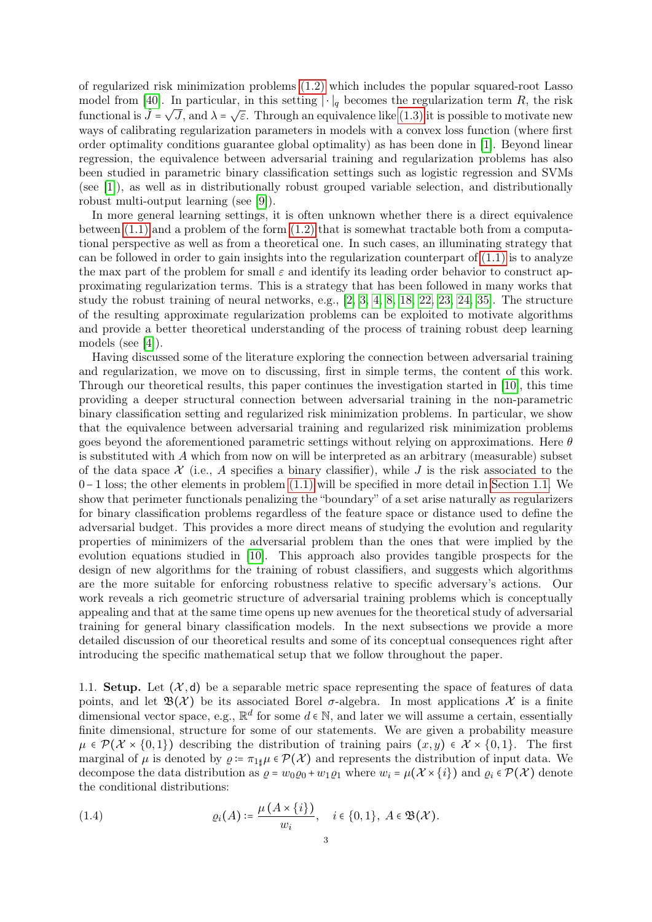of regularized risk minimization problems (1.2) which includes the popular squared-root Lasso model from [40]. In particular, in this setting $|\cdot|_q$ becomes the regularization term $R$, the risk functional is $\hat{J} = \sqrt{J}$, and $\lambda = \sqrt{\varepsilon}$. Through an equivalence like (1.3) it is possible to motivate new ways of calibrating regularization parameters in models with a convex loss function (where first order optimality conditions guarantee global optimality) as has been done in [1]. Beyond linear regression, the equivalence between adversarial training and regularization problems has also been studied in parametric binary classification settings such as logistic regression and SVMs (see [1]), as well as in distributionally robust grouped variable selection, and distributionally robust multi-output learning (see [9]).

In more general learning settings, it is often unknown whether there is a direct equivalence between (1.1) and a problem of the form (1.2) that is somewhat tractable both from a computational perspective as well as from a theoretical one. In such cases, an illuminating strategy that can be followed in order to gain insights into the regularization counterpart of (1.1) is to analyze the max part of the problem for small $\varepsilon$ and identify its leading order behavior to construct approximating regularization terms. This is a strategy that has been followed in many works that study the robust training of neural networks, e.g., [2, 3, 4, 8, 18, 22, 23, 24, 35]. The structure of the resulting approximate regularization problems can be exploited to motivate algorithms and provide a better theoretical understanding of the process of training robust deep learning models (see [4]).

Having discussed some of the literature exploring the connection between adversarial training and regularization, we move on to discussing, first in simple terms, the content of this work. Through our theoretical results, this paper continues the investigation started in [10], this time providing a deeper structural connection between adversarial training in the non-parametric binary classification setting and regularized risk minimization problems. In particular, we show that the equivalence between adversarial training and regularized risk minimization problems goes beyond the aforementioned parametric settings without relying on approximations. Here $\theta$ is substituted with $A$ which from now on will be interpreted as an arbitrary (measurable) subset of the data space $\mathcal{X}$ (i.e., $A$ specifies a binary classifier), while $J$ is the risk associated to the $0-1$ loss; the other elements in problem (1.1) will be specified in more detail in Section 1.1. We show that perimeter functionals penalizing the "boundary" of a set arise naturally as regularizers for binary classification problems regardless of the feature space or distance used to define the adversarial budget. This provides a more direct means of studying the evolution and regularity properties of minimizers of the adversarial problem than the ones that were implied by the evolution equations studied in [10]. This approach also provides tangible prospects for the design of new algorithms for the training of robust classifiers, and suggests which algorithms are the more suitable for enforcing robustness relative to specific adversary's actions. Our work reveals a rich geometric structure of adversarial training problems which is conceptually appealing and that at the same time opens up new avenues for the theoretical study of adversarial training for general binary classification models. In the next subsections we provide a more detailed discussion of our theoretical results and some of its conceptual consequences right after introducing the specific mathematical setup that we follow throughout the paper.

1.1. **Setup.** Let $(\mathcal{X}, \mathsf{d})$ be a separable metric space representing the space of features of data points, and let $\mathfrak{B}(\mathcal{X})$ be its associated Borel $\sigma$-algebra. In most applications $\mathcal{X}$ is a finite dimensional vector space, e.g., $\mathbb{R}^d$ for some $d \in \mathbb{N}$, and later we will assume a certain, essentially finite dimensional, structure for some of our statements. We are given a probability measure $\mu \in \mathcal{P}(\mathcal{X} \times \{0,1\})$ describing the distribution of training pairs $(x,y) \in \mathcal{X} \times \{0,1\}$. The first marginal of $\mu$ is denoted by $\varrho := \pi_{1\sharp}\mu \in \mathcal{P}(\mathcal{X})$ and represents the distribution of input data. We decompose the data distribution as $\varrho = w_0\varrho_0 + w_1\varrho_1$ where $w_i = \mu(\mathcal{X} \times \{i\})$ and $\varrho_i \in \mathcal{P}(\mathcal{X})$ denote the conditional distributions:

$$\varrho_i(A) := \frac{\mu(A \times \{i\})}{w_i}, \quad i \in \{0,1\},\ A \in \mathfrak{B}(\mathcal{X}). \tag{1.4}$$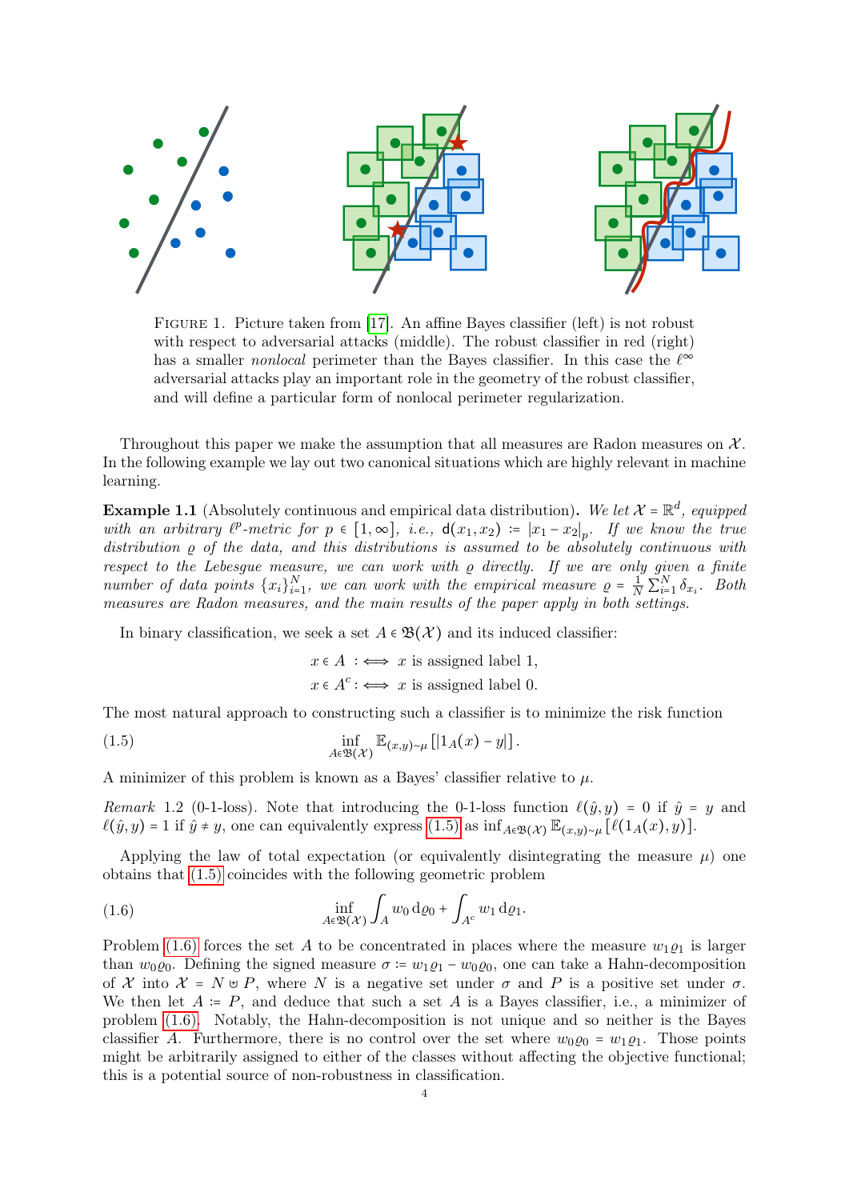FIGURE 1. Picture taken from [17]. An affine Bayes classifier (left) is not robust with respect to adversarial attacks (middle). The robust classifier in red (right) has a smaller *nonlocal* perimeter than the Bayes classifier. In this case the $\ell^\infty$ adversarial attacks play an important role in the geometry of the robust classifier, and will define a particular form of nonlocal perimeter regularization.

Throughout this paper we make the assumption that all measures are Radon measures on $\mathcal{X}$. In the following example we lay out two canonical situations which are highly relevant in machine learning.

**Example 1.1** (Absolutely continuous and empirical data distribution)**.** *We let $\mathcal{X} = \mathbb{R}^d$, equipped with an arbitrary $\ell^p$-metric for $p \in [1,\infty]$, i.e., $\mathsf{d}(x_1, x_2) := |x_1 - x_2|_p$. If we know the true distribution $\varrho$ of the data, and this distributions is assumed to be absolutely continuous with respect to the Lebesgue measure, we can work with $\varrho$ directly. If we are only given a finite number of data points $\{x_i\}_{i=1}^N$, we can work with the empirical measure $\varrho = \frac{1}{N}\sum_{i=1}^N \delta_{x_i}$. Both measures are Radon measures, and the main results of the paper apply in both settings.*

In binary classification, we seek a set $A \in \mathfrak{B}(\mathcal{X})$ and its induced classifier:

$$
\begin{aligned}
x \in A \;:&\iff x \text{ is assigned label } 1,\\
x \in A^c :&\iff x \text{ is assigned label } 0.
\end{aligned}
$$

The most natural approach to constructing such a classifier is to minimize the risk function

$$
\inf_{A \in \mathfrak{B}(\mathcal{X})} \mathbb{E}_{(x,y)\sim\mu}\left[|1_A(x) - y|\right]. \tag{1.5}
$$

A minimizer of this problem is known as a Bayes' classifier relative to $\mu$.

*Remark* 1.2 (0-1-loss). Note that introducing the 0-1-loss function $\ell(\hat{y}, y) = 0$ if $\hat{y} = y$ and $\ell(\hat{y}, y) = 1$ if $\hat{y} \neq y$, one can equivalently express (1.5) as $\inf_{A \in \mathfrak{B}(\mathcal{X})} \mathbb{E}_{(x,y)\sim\mu}\left[\ell(1_A(x), y)\right]$.

Applying the law of total expectation (or equivalently disintegrating the measure $\mu$) one obtains that (1.5) coincides with the following geometric problem

$$
\inf_{A \in \mathfrak{B}(\mathcal{X})} \int_A w_0 \,\mathrm{d}\varrho_0 + \int_{A^c} w_1 \,\mathrm{d}\varrho_1. \tag{1.6}
$$

Problem (1.6) forces the set $A$ to be concentrated in places where the measure $w_1\varrho_1$ is larger than $w_0\varrho_0$. Defining the signed measure $\sigma := w_1\varrho_1 - w_0\varrho_0$, one can take a Hahn-decomposition of $\mathcal{X}$ into $\mathcal{X} = N \uplus P$, where $N$ is a negative set under $\sigma$ and $P$ is a positive set under $\sigma$. We then let $A := P$, and deduce that such a set $A$ is a Bayes classifier, i.e., a minimizer of problem (1.6). Notably, the Hahn-decomposition is not unique and so neither is the Bayes classifier $A$. Furthermore, there is no control over the set where $w_0\varrho_0 = w_1\varrho_1$. Those points might be arbitrarily assigned to either of the classes without affecting the objective functional; this is a potential source of non-robustness in classification.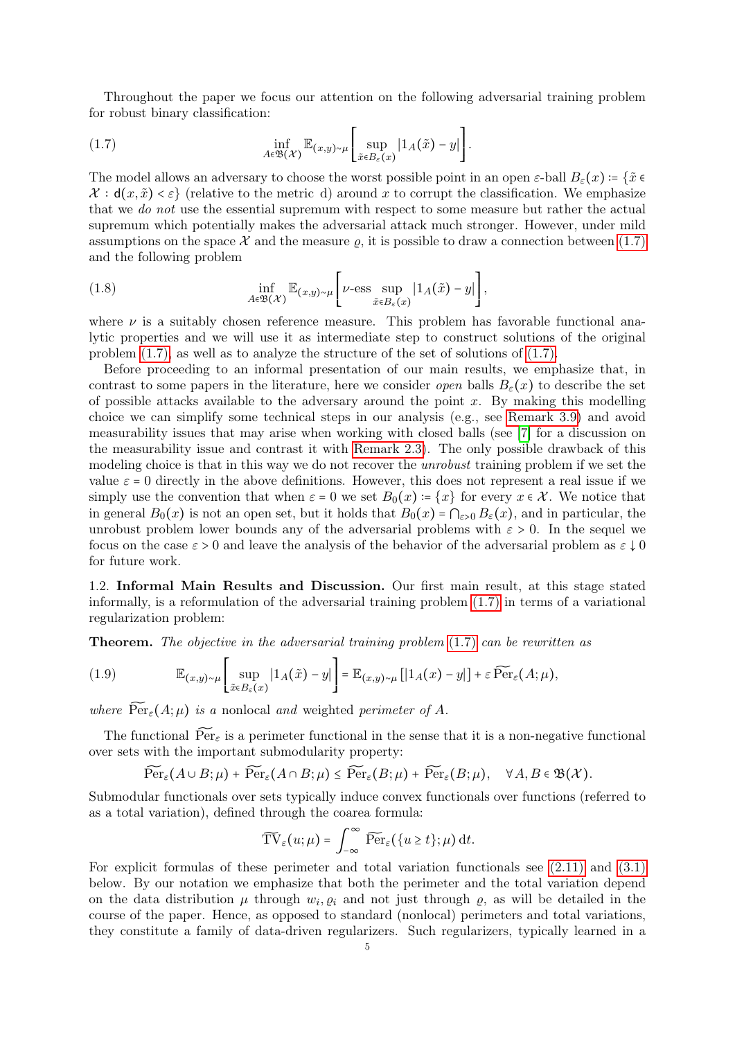Throughout the paper we focus our attention on the following adversarial training problem for robust binary classification:

$$\inf_{A \in \mathfrak{B}(\mathcal{X})} \mathbb{E}_{(x,y)\sim\mu}\left[\sup_{\tilde{x}\in B_\varepsilon(x)} |1_A(\tilde{x}) - y|\right]. \tag{1.7}$$

The model allows an adversary to choose the worst possible point in an open $\varepsilon$-ball $B_\varepsilon(x) := \{\tilde{x} \in \mathcal{X} : \mathsf{d}(x,\tilde{x}) < \varepsilon\}$ (relative to the metric d) around $x$ to corrupt the classification. We emphasize that we *do not* use the essential supremum with respect to some measure but rather the actual supremum which potentially makes the adversarial attack much stronger. However, under mild assumptions on the space $\mathcal{X}$ and the measure $\varrho$, it is possible to draw a connection between (1.7) and the following problem

$$\inf_{A \in \mathfrak{B}(\mathcal{X})} \mathbb{E}_{(x,y)\sim\mu}\left[\nu\text{-ess}\sup_{\tilde{x}\in B_\varepsilon(x)} |1_A(\tilde{x}) - y|\right], \tag{1.8}$$

where $\nu$ is a suitably chosen reference measure. This problem has favorable functional analytic properties and we will use it as intermediate step to construct solutions of the original problem (1.7), as well as to analyze the structure of the set of solutions of (1.7).

Before proceeding to an informal presentation of our main results, we emphasize that, in contrast to some papers in the literature, here we consider *open* balls $B_\varepsilon(x)$ to describe the set of possible attacks available to the adversary around the point $x$. By making this modelling choice we can simplify some technical steps in our analysis (e.g., see Remark 3.9) and avoid measurability issues that may arise when working with closed balls (see [7] for a discussion on the measurability issue and contrast it with Remark 2.3). The only possible drawback of this modeling choice is that in this way we do not recover the *unrobust* training problem if we set the value $\varepsilon = 0$ directly in the above definitions. However, this does not represent a real issue if we simply use the convention that when $\varepsilon = 0$ we set $B_0(x) := \{x\}$ for every $x \in \mathcal{X}$. We notice that in general $B_0(x)$ is not an open set, but it holds that $B_0(x) = \bigcap_{\varepsilon>0} B_\varepsilon(x)$, and in particular, the unrobust problem lower bounds any of the adversarial problems with $\varepsilon > 0$. In the sequel we focus on the case $\varepsilon > 0$ and leave the analysis of the behavior of the adversarial problem as $\varepsilon \downarrow 0$ for future work.

## 1.2. Informal Main Results and Discussion.

Our first main result, at this stage stated informally, is a reformulation of the adversarial training problem (1.7) in terms of a variational regularization problem:

**Theorem.** *The objective in the adversarial training problem* (1.7) *can be rewritten as*

$$\mathbb{E}_{(x,y)\sim\mu}\left[\sup_{\tilde{x}\in B_\varepsilon(x)} |1_A(\tilde{x}) - y|\right] = \mathbb{E}_{(x,y)\sim\mu}\left[|1_A(x) - y|\right] + \varepsilon\,\widetilde{\operatorname{Per}}_\varepsilon(A;\mu), \tag{1.9}$$

*where* $\widetilde{\operatorname{Per}}_\varepsilon(A;\mu)$ *is a* nonlocal *and* weighted *perimeter of* $A$.

The functional $\widetilde{\operatorname{Per}}_\varepsilon$ is a perimeter functional in the sense that it is a non-negative functional over sets with the important submodularity property:

$$\widetilde{\operatorname{Per}}_\varepsilon(A \cup B;\mu) + \widetilde{\operatorname{Per}}_\varepsilon(A \cap B;\mu) \leq \widetilde{\operatorname{Per}}_\varepsilon(B;\mu) + \widetilde{\operatorname{Per}}_\varepsilon(B;\mu), \quad \forall A, B \in \mathfrak{B}(\mathcal{X}).$$

Submodular functionals over sets typically induce convex functionals over functions (referred to as a total variation), defined through the coarea formula:

$$\widetilde{\operatorname{TV}}_\varepsilon(u;\mu) = \int_{-\infty}^{\infty} \widetilde{\operatorname{Per}}_\varepsilon(\{u \geq t\};\mu)\,\mathrm{d}t.$$

For explicit formulas of these perimeter and total variation functionals see (2.11) and (3.1) below. By our notation we emphasize that both the perimeter and the total variation depend on the data distribution $\mu$ through $w_i, \varrho_i$ and not just through $\varrho$, as will be detailed in the course of the paper. Hence, as opposed to standard (nonlocal) perimeters and total variations, they constitute a family of data-driven regularizers. Such regularizers, typically learned in a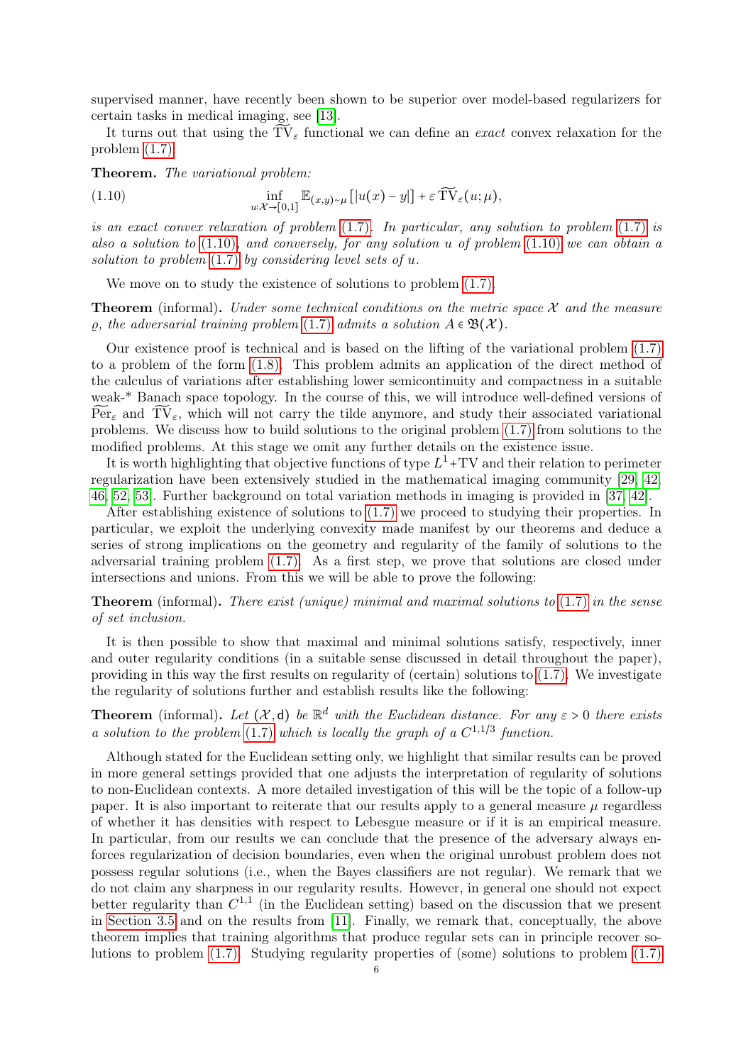supervised manner, have recently been shown to be superior over model-based regularizers for certain tasks in medical imaging, see [13].

It turns out that using the $\widetilde{\mathrm{TV}}_\varepsilon$ functional we can define an *exact* convex relaxation for the problem (1.7):

**Theorem.** *The variational problem:*

$$\inf_{u:\mathcal{X}\to[0,1]} \mathbb{E}_{(x,y)\sim\mu}\left[|u(x)-y|\right] + \varepsilon\,\widetilde{\mathrm{TV}}_\varepsilon(u;\mu), \tag{1.10}$$

*is an exact convex relaxation of problem (1.7). In particular, any solution to problem (1.7) is also a solution to (1.10), and conversely, for any solution $u$ of problem (1.10) we can obtain a solution to problem (1.7) by considering level sets of $u$.*

We move on to study the existence of solutions to problem (1.7).

**Theorem** (informal)**.** *Under some technical conditions on the metric space $\mathcal{X}$ and the measure $\varrho$, the adversarial training problem (1.7) admits a solution $A \in \mathfrak{B}(\mathcal{X})$.*

Our existence proof is technical and is based on the lifting of the variational problem (1.7) to a problem of the form (1.8). This problem admits an application of the direct method of the calculus of variations after establishing lower semicontinuity and compactness in a suitable weak-* Banach space topology. In the course of this, we will introduce well-defined versions of $\widetilde{\mathrm{Per}}_\varepsilon$ and $\widetilde{\mathrm{TV}}_\varepsilon$, which will not carry the tilde anymore, and study their associated variational problems. We discuss how to build solutions to the original problem (1.7) from solutions to the modified problems. At this stage we omit any further details on the existence issue.

It is worth highlighting that objective functions of type $L^1$+TV and their relation to perimeter regularization have been extensively studied in the mathematical imaging community [29, 42, 46, 52, 53]. Further background on total variation methods in imaging is provided in [37, 42].

After establishing existence of solutions to (1.7) we proceed to studying their properties. In particular, we exploit the underlying convexity made manifest by our theorems and deduce a series of strong implications on the geometry and regularity of the family of solutions to the adversarial training problem (1.7). As a first step, we prove that solutions are closed under intersections and unions. From this we will be able to prove the following:

**Theorem** (informal)**.** *There exist (unique) minimal and maximal solutions to (1.7) in the sense of set inclusion.*

It is then possible to show that maximal and minimal solutions satisfy, respectively, inner and outer regularity conditions (in a suitable sense discussed in detail throughout the paper), providing in this way the first results on regularity of (certain) solutions to (1.7). We investigate the regularity of solutions further and establish results like the following:

**Theorem** (informal)**.** *Let $(\mathcal{X},\mathsf{d})$ be $\mathbb{R}^d$ with the Euclidean distance. For any $\varepsilon>0$ there exists a solution to the problem (1.7) which is locally the graph of a $C^{1,1/3}$ function.*

Although stated for the Euclidean setting only, we highlight that similar results can be proved in more general settings provided that one adjusts the interpretation of regularity of solutions to non-Euclidean contexts. A more detailed investigation of this will be the topic of a follow-up paper. It is also important to reiterate that our results apply to a general measure $\mu$ regardless of whether it has densities with respect to Lebesgue measure or if it is an empirical measure. In particular, from our results we can conclude that the presence of the adversary always enforces regularization of decision boundaries, even when the original unrobust problem does not possess regular solutions (i.e., when the Bayes classifiers are not regular). We remark that we do not claim any sharpness in our regularity results. However, in general one should not expect better regularity than $C^{1,1}$ (in the Euclidean setting) based on the discussion that we present in Section 3.5 and on the results from [11]. Finally, we remark that, conceptually, the above theorem implies that training algorithms that produce regular sets can in principle recover solutions to problem (1.7). Studying regularity properties of (some) solutions to problem (1.7)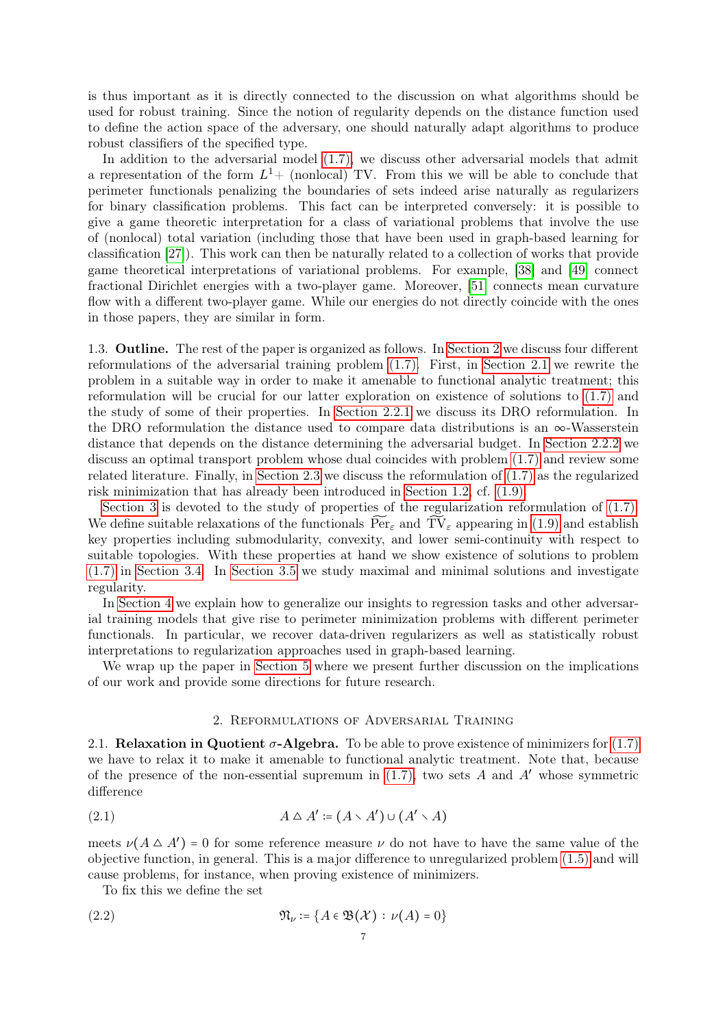is thus important as it is directly connected to the discussion on what algorithms should be used for robust training. Since the notion of regularity depends on the distance function used to define the action space of the adversary, one should naturally adapt algorithms to produce robust classifiers of the specified type.

In addition to the adversarial model (1.7), we discuss other adversarial models that admit a representation of the form $L^1+$ (nonlocal) TV. From this we will be able to conclude that perimeter functionals penalizing the boundaries of sets indeed arise naturally as regularizers for binary classification problems. This fact can be interpreted conversely: it is possible to give a game theoretic interpretation for a class of variational problems that involve the use of (nonlocal) total variation (including those that have been used in graph-based learning for classification [27]). This work can then be naturally related to a collection of works that provide game theoretical interpretations of variational problems. For example, [38] and [49] connect fractional Dirichlet energies with a two-player game. Moreover, [51] connects mean curvature flow with a different two-player game. While our energies do not directly coincide with the ones in those papers, they are similar in form.

**1.3. Outline.** The rest of the paper is organized as follows. In Section 2 we discuss four different reformulations of the adversarial training problem (1.7). First, in Section 2.1 we rewrite the problem in a suitable way in order to make it amenable to functional analytic treatment; this reformulation will be crucial for our latter exploration on existence of solutions to (1.7) and the study of some of their properties. In Section 2.2.1 we discuss its DRO reformulation. In the DRO reformulation the distance used to compare data distributions is an $\infty$-Wasserstein distance that depends on the distance determining the adversarial budget. In Section 2.2.2 we discuss an optimal transport problem whose dual coincides with problem (1.7) and review some related literature. Finally, in Section 2.3 we discuss the reformulation of (1.7) as the regularized risk minimization that has already been introduced in Section 1.2, cf. (1.9).

Section 3 is devoted to the study of properties of the regularization reformulation of (1.7). We define suitable relaxations of the functionals $\widetilde{\operatorname{Per}}_\varepsilon$ and $\widetilde{\operatorname{TV}}_\varepsilon$ appearing in (1.9) and establish key properties including submodularity, convexity, and lower semi-continuity with respect to suitable topologies. With these properties at hand we show existence of solutions to problem (1.7) in Section 3.4. In Section 3.5 we study maximal and minimal solutions and investigate regularity.

In Section 4 we explain how to generalize our insights to regression tasks and other adversarial training models that give rise to perimeter minimization problems with different perimeter functionals. In particular, we recover data-driven regularizers as well as statistically robust interpretations to regularization approaches used in graph-based learning.

We wrap up the paper in Section 5 where we present further discussion on the implications of our work and provide some directions for future research.

## 2. Reformulations of Adversarial Training

**2.1. Relaxation in Quotient $\sigma$-Algebra.** To be able to prove existence of minimizers for (1.7) we have to relax it to make it amenable to functional analytic treatment. Note that, because of the presence of the non-essential supremum in (1.7), two sets $A$ and $A'$ whose symmetric difference

$$A \triangle A' := (A \setminus A') \cup (A' \setminus A) \tag{2.1}$$

meets $\nu(A \triangle A') = 0$ for some reference measure $\nu$ do not have to have the same value of the objective function, in general. This is a major difference to unregularized problem (1.5) and will cause problems, for instance, when proving existence of minimizers.

To fix this we define the set

$$\mathfrak{N}_\nu := \{A \in \mathfrak{B}(\mathcal{X}) \,:\, \nu(A) = 0\} \tag{2.2}$$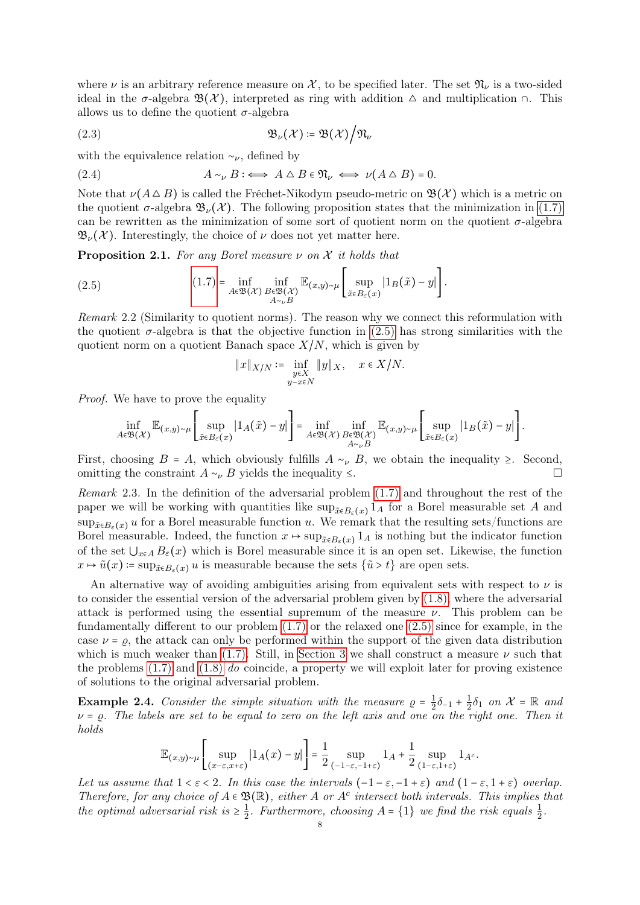where $\nu$ is an arbitrary reference measure on $\mathcal{X}$, to be specified later. The set $\mathfrak{N}_\nu$ is a two-sided ideal in the $\sigma$-algebra $\mathfrak{B}(\mathcal{X})$, interpreted as ring with addition $\triangle$ and multiplication $\cap$. This allows us to define the quotient $\sigma$-algebra

$$\mathfrak{B}_\nu(\mathcal{X}) := \mathfrak{B}(\mathcal{X}) \Big/ \mathfrak{N}_\nu \tag{2.3}$$

with the equivalence relation $\sim_\nu$, defined by

$$A \sim_\nu B :\iff A \triangle B \in \mathfrak{N}_\nu \iff \nu(A \triangle B) = 0. \tag{2.4}$$

Note that $\nu(A \triangle B)$ is called the Fréchet-Nikodym pseudo-metric on $\mathfrak{B}(\mathcal{X})$ which is a metric on the quotient $\sigma$-algebra $\mathfrak{B}_\nu(\mathcal{X})$. The following proposition states that the minimization in (1.7) can be rewritten as the minimization of some sort of quotient norm on the quotient $\sigma$-algebra $\mathfrak{B}_\nu(\mathcal{X})$. Interestingly, the choice of $\nu$ does not yet matter here.

**Proposition 2.1.** *For any Borel measure $\nu$ on $\mathcal{X}$ it holds that*

$$(1.7) = \inf_{A \in \mathfrak{B}(\mathcal{X})} \inf_{\substack{B \in \mathfrak{B}(\mathcal{X}) \\ A \sim_\nu B}} \mathbb{E}_{(x,y)\sim\mu}\left[\sup_{\tilde{x}\in B_\varepsilon(x)} |1_B(\tilde{x}) - y|\right]. \tag{2.5}$$

*Remark* 2.2 (Similarity to quotient norms). The reason why we connect this reformulation with the quotient $\sigma$-algebra is that the objective function in (2.5) has strong similarities with the quotient norm on a quotient Banach space $X/N$, which is given by

$$\|x\|_{X/N} := \inf_{\substack{y \in X \\ y - x \in N}} \|y\|_X, \quad x \in X/N.$$

*Proof.* We have to prove the equality

$$\inf_{A \in \mathfrak{B}(\mathcal{X})} \mathbb{E}_{(x,y)\sim\mu}\left[\sup_{\tilde{x}\in B_\varepsilon(x)} |1_A(\tilde{x}) - y|\right] = \inf_{A \in \mathfrak{B}(\mathcal{X})} \inf_{\substack{B \in \mathfrak{B}(\mathcal{X}) \\ A \sim_\nu B}} \mathbb{E}_{(x,y)\sim\mu}\left[\sup_{\tilde{x}\in B_\varepsilon(x)} |1_B(\tilde{x}) - y|\right].$$

First, choosing $B = A$, which obviously fulfills $A \sim_\nu B$, we obtain the inequality $\geq$. Second, omitting the constraint $A \sim_\nu B$ yields the inequality $\leq$. $\square$

*Remark* 2.3. In the definition of the adversarial problem (1.7) and throughout the rest of the paper we will be working with quantities like $\sup_{\tilde{x}\in B_\varepsilon(x)} 1_A$ for a Borel measurable set $A$ and $\sup_{\tilde{x}\in B_\varepsilon(x)} u$ for a Borel measurable function $u$. We remark that the resulting sets/functions are Borel measurable. Indeed, the function $x \mapsto \sup_{\tilde{x}\in B_\varepsilon(x)} 1_A$ is nothing but the indicator function of the set $\bigcup_{x\in A} B_\varepsilon(x)$ which is Borel measurable since it is an open set. Likewise, the function $x \mapsto \tilde{u}(x) := \sup_{\tilde{x}\in B_\varepsilon(x)} u$ is measurable because the sets $\{\tilde{u} > t\}$ are open sets.

An alternative way of avoiding ambiguities arising from equivalent sets with respect to $\nu$ is to consider the essential version of the adversarial problem given by (1.8), where the adversarial attack is performed using the essential supremum of the measure $\nu$. This problem can be fundamentally different to our problem (1.7) or the relaxed one (2.5) since for example, in the case $\nu = \varrho$, the attack can only be performed within the support of the given data distribution which is much weaker than (1.7). Still, in Section 3 we shall construct a measure $\nu$ such that the problems (1.7) and (1.8) *do* coincide, a property we will exploit later for proving existence of solutions to the original adversarial problem.

**Example 2.4.** *Consider the simple situation with the measure $\varrho = \frac{1}{2}\delta_{-1} + \frac{1}{2}\delta_1$ on $\mathcal{X} = \mathbb{R}$ and $\nu = \varrho$. The labels are set to be equal to zero on the left axis and one on the right one. Then it holds*

$$\mathbb{E}_{(x,y)\sim\mu}\left[\sup_{(x-\varepsilon,x+\varepsilon)} |1_A(x) - y|\right] = \frac{1}{2}\sup_{(-1-\varepsilon,-1+\varepsilon)} 1_A + \frac{1}{2}\sup_{(1-\varepsilon,1+\varepsilon)} 1_{A^c}.$$

*Let us assume that $1 < \varepsilon < 2$. In this case the intervals $(-1-\varepsilon, -1+\varepsilon)$ and $(1-\varepsilon, 1+\varepsilon)$ overlap. Therefore, for any choice of $A \in \mathfrak{B}(\mathbb{R})$, either $A$ or $A^c$ intersect both intervals. This implies that the optimal adversarial risk is $\geq \frac{1}{2}$. Furthermore, choosing $A = \{1\}$ we find the risk equals $\frac{1}{2}$.*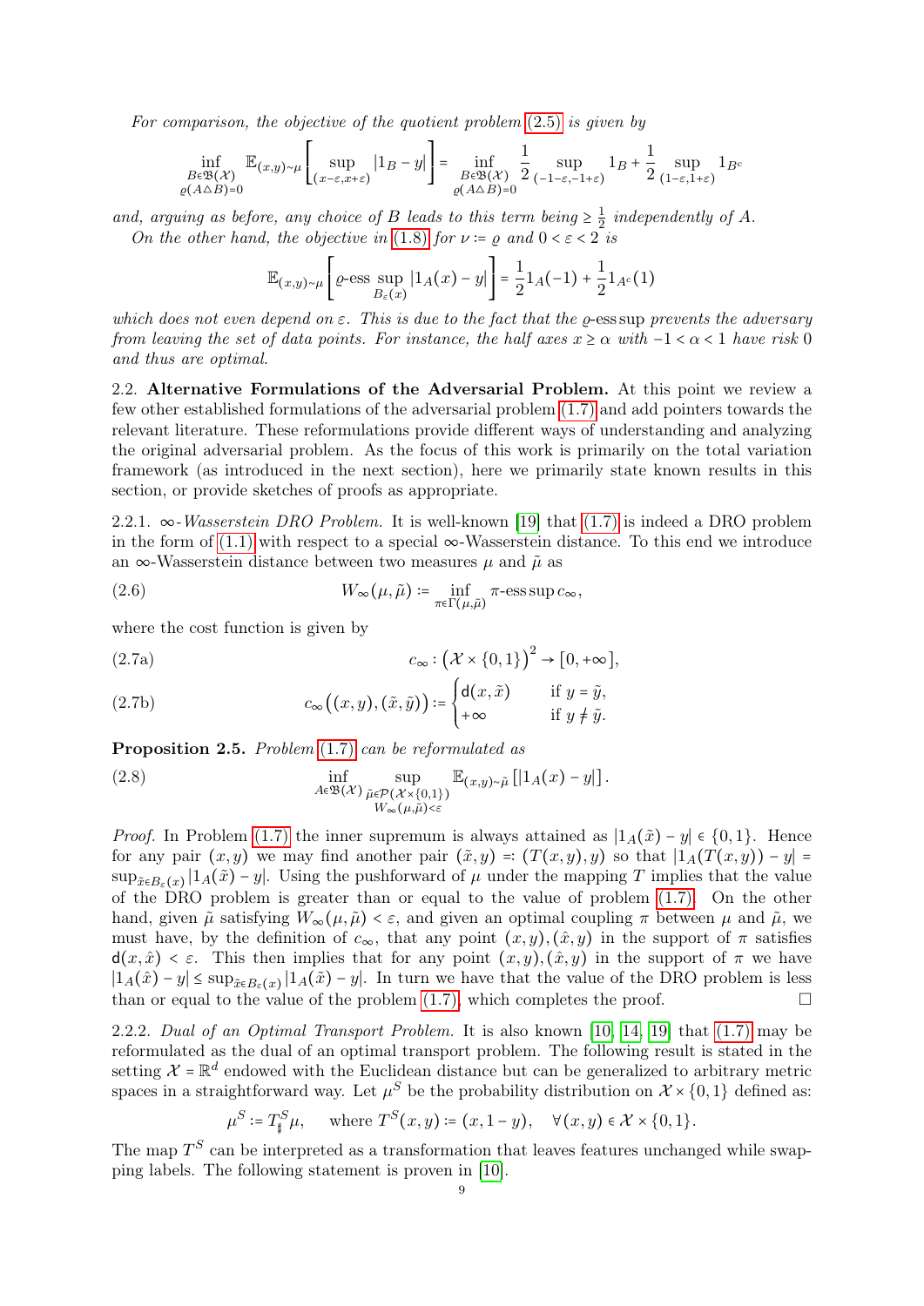*For comparison, the objective of the quotient problem (2.5) is given by*

$$\inf_{\substack{B\in\mathfrak{B}(\mathcal{X})\\ \varrho(A\triangle B)=0}} \mathbb{E}_{(x,y)\sim\mu}\left[\sup_{(x-\varepsilon,x+\varepsilon)} |1_B - y|\right] = \inf_{\substack{B\in\mathfrak{B}(\mathcal{X})\\ \varrho(A\triangle B)=0}} \frac{1}{2}\sup_{(-1-\varepsilon,-1+\varepsilon)} 1_B + \frac{1}{2}\sup_{(1-\varepsilon,1+\varepsilon)} 1_{B^c}$$

*and, arguing as before, any choice of $B$ leads to this term being $\geq \frac{1}{2}$ independently of $A$.*

*On the other hand, the objective in (1.8) for $\nu := \varrho$ and $0<\varepsilon<2$ is*

$$\mathbb{E}_{(x,y)\sim\mu}\left[\varrho\text{-ess}\sup_{B_\varepsilon(x)} |1_A(x) - y|\right] = \frac{1}{2}1_A(-1) + \frac{1}{2}1_{A^c}(1)$$

*which does not even depend on $\varepsilon$. This is due to the fact that the $\varrho$-ess sup prevents the adversary from leaving the set of data points. For instance, the half axes $x\geq\alpha$ with $-1<\alpha<1$ have risk 0 and thus are optimal.*

**2.2. Alternative Formulations of the Adversarial Problem.** At this point we review a few other established formulations of the adversarial problem (1.7) and add pointers towards the relevant literature. These reformulations provide different ways of understanding and analyzing the original adversarial problem. As the focus of this work is primarily on the total variation framework (as introduced in the next section), here we primarily state known results in this section, or provide sketches of proofs as appropriate.

2.2.1. *$\infty$-Wasserstein DRO Problem.* It is well-known [19] that (1.7) is indeed a DRO problem in the form of (1.1) with respect to a special $\infty$-Wasserstein distance. To this end we introduce an $\infty$-Wasserstein distance between two measures $\mu$ and $\tilde\mu$ as

$$W_\infty(\mu,\tilde\mu) := \inf_{\pi\in\Gamma(\mu,\tilde\mu)} \pi\text{-ess}\sup c_\infty, \tag{2.6}$$

where the cost function is given by

$$c_\infty : \big(\mathcal{X}\times\{0,1\}\big)^2 \to [0,+\infty], \tag{2.7a}$$

$$c_\infty\big((x,y),(\tilde x,\tilde y)\big) := \begin{cases} \mathsf{d}(x,\tilde x) & \text{if } y=\tilde y,\\ +\infty & \text{if } y\neq\tilde y.\end{cases} \tag{2.7b}$$

**Proposition 2.5.** *Problem (1.7) can be reformulated as*

$$\inf_{A\in\mathfrak{B}(\mathcal{X})} \sup_{\substack{\tilde\mu\in\mathcal{P}(\mathcal{X}\times\{0,1\})\\ W_\infty(\mu,\tilde\mu)<\varepsilon}} \mathbb{E}_{(x,y)\sim\tilde\mu}\left[|1_A(x)-y|\right]. \tag{2.8}$$

*Proof.* In Problem (1.7) the inner supremum is always attained as $|1_A(\tilde x)-y|\in\{0,1\}$. Hence for any pair $(x,y)$ we may find another pair $(\tilde x,y) =: (T(x,y),y)$ so that $|1_A(T(x,y))-y| = \sup_{\tilde x\in B_\varepsilon(x)}|1_A(\tilde x)-y|$. Using the pushforward of $\mu$ under the mapping $T$ implies that the value of the DRO problem is greater than or equal to the value of problem (1.7). On the other hand, given $\tilde\mu$ satisfying $W_\infty(\mu,\tilde\mu)<\varepsilon$, and given an optimal coupling $\pi$ between $\mu$ and $\tilde\mu$, we must have, by the definition of $c_\infty$, that any point $(x,y),(\hat x,y)$ in the support of $\pi$ satisfies $\mathsf{d}(x,\hat x)<\varepsilon$. This then implies that for any point $(x,y),(\hat x,y)$ in the support of $\pi$ we have $|1_A(\hat x)-y|\leq\sup_{\tilde x\in B_\varepsilon(x)}|1_A(\tilde x)-y|$. In turn we have that the value of the DRO problem is less than or equal to the value of the problem (1.7), which completes the proof. $\square$

2.2.2. *Dual of an Optimal Transport Problem.* It is also known [10, 14, 19] that (1.7) may be reformulated as the dual of an optimal transport problem. The following result is stated in the setting $\mathcal{X}=\mathbb{R}^d$ endowed with the Euclidean distance but can be generalized to arbitrary metric spaces in a straightforward way. Let $\mu^S$ be the probability distribution on $\mathcal{X}\times\{0,1\}$ defined as:

$$\mu^S := T^S_\sharp\mu, \quad \text{where } T^S(x,y) := (x,1-y), \quad \forall (x,y)\in\mathcal{X}\times\{0,1\}.$$

The map $T^S$ can be interpreted as a transformation that leaves features unchanged while swapping labels. The following statement is proven in [10].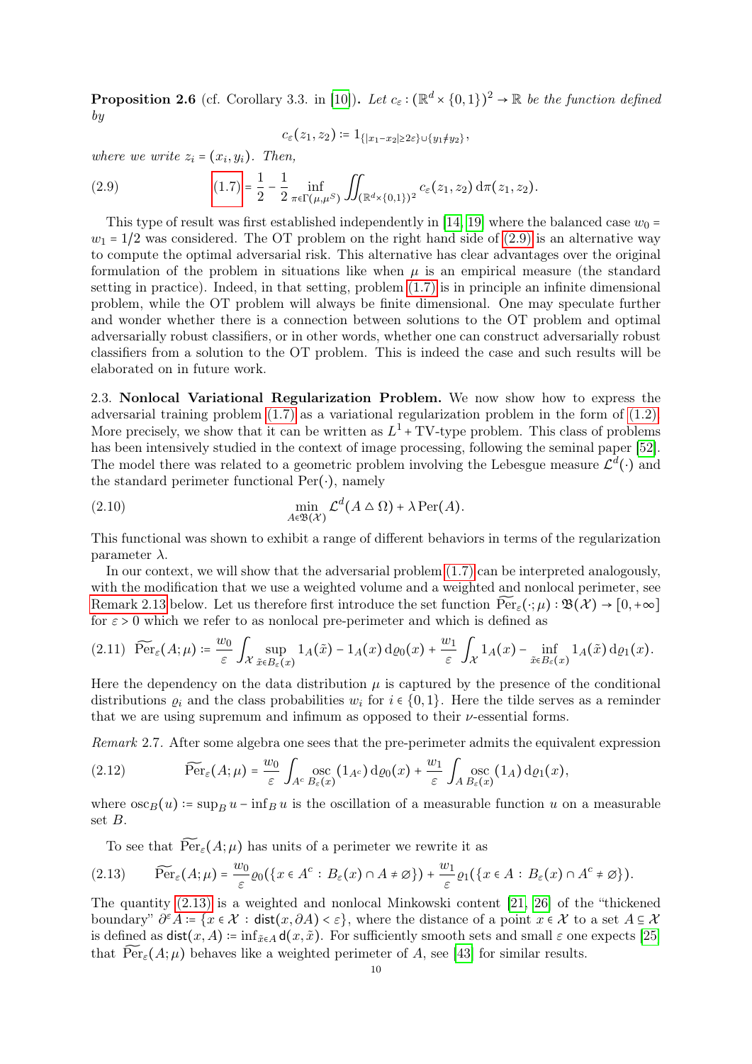**Proposition 2.6** (cf. Corollary 3.3. in [10])**.** *Let $c_\varepsilon : (\mathbb{R}^d \times \{0,1\})^2 \to \mathbb{R}$ be the function defined by*

$$c_\varepsilon(z_1, z_2) := 1_{\{|x_1 - x_2| \geq 2\varepsilon\} \cup \{y_1 \neq y_2\}},$$

*where we write $z_i = (x_i, y_i)$. Then,*

$$\text{(1.7)} = \frac{1}{2} - \frac{1}{2} \inf_{\pi \in \Gamma(\mu, \mu^S)} \iint_{(\mathbb{R}^d \times \{0,1\})^2} c_\varepsilon(z_1, z_2) \, \mathrm{d}\pi(z_1, z_2). \tag{2.9}$$

This type of result was first established independently in [14, 19] where the balanced case $w_0 = w_1 = 1/2$ was considered. The OT problem on the right hand side of (2.9) is an alternative way to compute the optimal adversarial risk. This alternative has clear advantages over the original formulation of the problem in situations like when $\mu$ is an empirical measure (the standard setting in practice). Indeed, in that setting, problem (1.7) is in principle an infinite dimensional problem, while the OT problem will always be finite dimensional. One may speculate further and wonder whether there is a connection between solutions to the OT problem and optimal adversarially robust classifiers, or in other words, whether one can construct adversarially robust classifiers from a solution to the OT problem. This is indeed the case and such results will be elaborated on in future work.

2.3. **Nonlocal Variational Regularization Problem.** We now show how to express the adversarial training problem (1.7) as a variational regularization problem in the form of (1.2). More precisely, we show that it can be written as $L^1 + \mathrm{TV}$-type problem. This class of problems has been intensively studied in the context of image processing, following the seminal paper [52]. The model there was related to a geometric problem involving the Lebesgue measure $\mathcal{L}^d(\cdot)$ and the standard perimeter functional $\mathrm{Per}(\cdot)$, namely

$$\min_{A \in \mathfrak{B}(\mathcal{X})} \mathcal{L}^d(A \triangle \Omega) + \lambda \, \mathrm{Per}(A). \tag{2.10}$$

This functional was shown to exhibit a range of different behaviors in terms of the regularization parameter $\lambda$.

In our context, we will show that the adversarial problem (1.7) can be interpreted analogously, with the modification that we use a weighted volume and a weighted and nonlocal perimeter, see Remark 2.13 below. Let us therefore first introduce the set function $\widetilde{\mathrm{Per}}_\varepsilon(\cdot; \mu) : \mathfrak{B}(\mathcal{X}) \to [0, +\infty]$ for $\varepsilon > 0$ which we refer to as nonlocal pre-perimeter and which is defined as

$$\widetilde{\mathrm{Per}}_\varepsilon(A; \mu) := \frac{w_0}{\varepsilon} \int_{\mathcal{X}} \sup_{\tilde{x} \in B_\varepsilon(x)} 1_A(\tilde{x}) - 1_A(x) \, \mathrm{d}\varrho_0(x) + \frac{w_1}{\varepsilon} \int_{\mathcal{X}} 1_A(x) - \inf_{\tilde{x} \in B_\varepsilon(x)} 1_A(\tilde{x}) \, \mathrm{d}\varrho_1(x). \tag{2.11}$$

Here the dependency on the data distribution $\mu$ is captured by the presence of the conditional distributions $\varrho_i$ and the class probabilities $w_i$ for $i \in \{0,1\}$. Here the tilde serves as a reminder that we are using supremum and infimum as opposed to their $\nu$-essential forms.

*Remark* 2.7. After some algebra one sees that the pre-perimeter admits the equivalent expression

$$\widetilde{\mathrm{Per}}_\varepsilon(A; \mu) = \frac{w_0}{\varepsilon} \int_{A^c} \operatorname*{osc}_{B_\varepsilon(x)} (1_{A^c}) \, \mathrm{d}\varrho_0(x) + \frac{w_1}{\varepsilon} \int_A \operatorname*{osc}_{B_\varepsilon(x)} (1_A) \, \mathrm{d}\varrho_1(x), \tag{2.12}$$

where $\operatorname{osc}_B(u) := \sup_B u - \inf_B u$ is the oscillation of a measurable function $u$ on a measurable set $B$.

To see that $\widetilde{\mathrm{Per}}_\varepsilon(A; \mu)$ has units of a perimeter we rewrite it as

$$\widetilde{\mathrm{Per}}_\varepsilon(A; \mu) = \frac{w_0}{\varepsilon} \varrho_0(\{x \in A^c : B_\varepsilon(x) \cap A \neq \varnothing\}) + \frac{w_1}{\varepsilon} \varrho_1(\{x \in A : B_\varepsilon(x) \cap A^c \neq \varnothing\}). \tag{2.13}$$

The quantity (2.13) is a weighted and nonlocal Minkowski content [21, 26] of the "thickened boundary" $\partial^\varepsilon A := \{x \in \mathcal{X} : \mathsf{dist}(x, \partial A) < \varepsilon\}$, where the distance of a point $x \in \mathcal{X}$ to a set $A \subseteq \mathcal{X}$ is defined as $\mathsf{dist}(x, A) := \inf_{\tilde{x} \in A} \mathsf{d}(x, \tilde{x})$. For sufficiently smooth sets and small $\varepsilon$ one expects [25] that $\widetilde{\mathrm{Per}}_\varepsilon(A; \mu)$ behaves like a weighted perimeter of $A$, see [43] for similar results.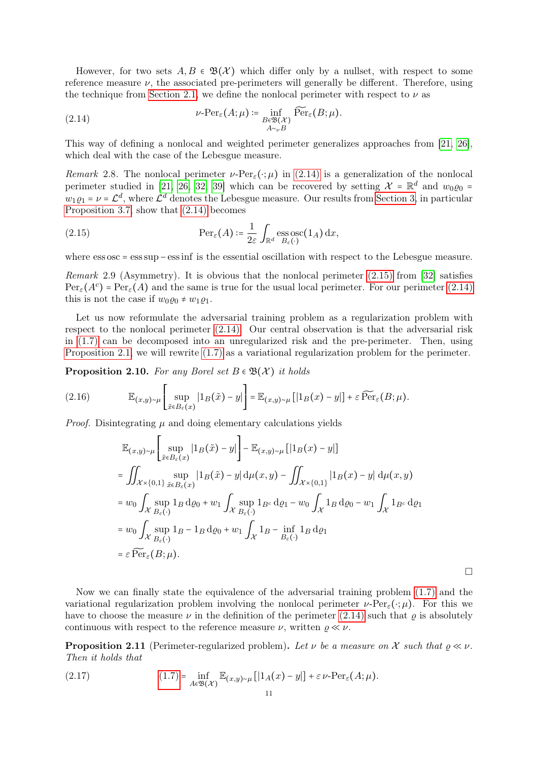However, for two sets $A, B \in \mathfrak{B}(\mathcal{X})$ which differ only by a nullset, with respect to some reference measure $\nu$, the associated pre-perimeters will generally be different. Therefore, using the technique from Section 2.1, we define the nonlocal perimeter with respect to $\nu$ as

$$
\nu\text{-}\mathrm{Per}_\varepsilon(A;\mu) := \inf_{\substack{B\in\mathfrak{B}(\mathcal{X})\\ A\sim_\nu B}} \widetilde{\mathrm{Per}}_\varepsilon(B;\mu). \tag{2.14}
$$

This way of defining a nonlocal and weighted perimeter generalizes approaches from [21, 26], which deal with the case of the Lebesgue measure.

*Remark* 2.8. The nonlocal perimeter $\nu\text{-}\mathrm{Per}_\varepsilon(\cdot;\mu)$ in (2.14) is a generalization of the nonlocal perimeter studied in [21, 26, 32, 39] which can be recovered by setting $\mathcal{X} = \mathbb{R}^d$ and $w_0\varrho_0 = w_1\varrho_1 = \nu = \mathcal{L}^d$, where $\mathcal{L}^d$ denotes the Lebesgue measure. Our results from Section 3, in particular Proposition 3.7, show that (2.14) becomes

$$
\mathrm{Per}_\varepsilon(A) := \frac{1}{2\varepsilon}\int_{\mathbb{R}^d} \operatorname*{ess\,osc}_{B_\varepsilon(\cdot)}(1_A)\,\mathrm{d}x, \tag{2.15}
$$

where $\operatorname{ess\,osc} = \operatorname{ess\,sup} - \operatorname{ess\,inf}$ is the essential oscillation with respect to the Lebesgue measure.

*Remark* 2.9 (Asymmetry). It is obvious that the nonlocal perimeter (2.15) from [32] satisfies $\mathrm{Per}_\varepsilon(A^c) = \mathrm{Per}_\varepsilon(A)$ and the same is true for the usual local perimeter. For our perimeter (2.14) this is not the case if $w_0\varrho_0 \neq w_1\varrho_1$.

Let us now reformulate the adversarial training problem as a regularization problem with respect to the nonlocal perimeter (2.14). Our central observation is that the adversarial risk in (1.7) can be decomposed into an unregularized risk and the pre-perimeter. Then, using Proposition 2.1, we will rewrite (1.7) as a variational regularization problem for the perimeter.

**Proposition 2.10.** *For any Borel set $B \in \mathfrak{B}(\mathcal{X})$ it holds*

$$
\mathbb{E}_{(x,y)\sim\mu}\left[\sup_{\tilde{x}\in B_\varepsilon(x)} |1_B(\tilde{x}) - y|\right] = \mathbb{E}_{(x,y)\sim\mu}\left[|1_B(x) - y|\right] + \varepsilon\,\widetilde{\mathrm{Per}}_\varepsilon(B;\mu). \tag{2.16}
$$

*Proof.* Disintegrating $\mu$ and doing elementary calculations yields

$$
\begin{aligned}
&\mathbb{E}_{(x,y)\sim\mu}\left[\sup_{\tilde{x}\in B_\varepsilon(x)} |1_B(\tilde{x}) - y|\right] - \mathbb{E}_{(x,y)\sim\mu}\left[|1_B(x) - y|\right]\\
&= \iint_{\mathcal{X}\times\{0,1\}} \sup_{\tilde{x}\in B_\varepsilon(x)} |1_B(\tilde{x}) - y|\,\mathrm{d}\mu(x,y) - \iint_{\mathcal{X}\times\{0,1\}} |1_B(x) - y|\,\mathrm{d}\mu(x,y)\\
&= w_0\int_{\mathcal{X}} \sup_{B_\varepsilon(\cdot)} 1_B\,\mathrm{d}\varrho_0 + w_1\int_{\mathcal{X}} \sup_{B_\varepsilon(\cdot)} 1_{B^c}\,\mathrm{d}\varrho_1 - w_0\int_{\mathcal{X}} 1_B\,\mathrm{d}\varrho_0 - w_1\int_{\mathcal{X}} 1_{B^c}\,\mathrm{d}\varrho_1\\
&= w_0\int_{\mathcal{X}} \sup_{B_\varepsilon(\cdot)} 1_B - 1_B\,\mathrm{d}\varrho_0 + w_1\int_{\mathcal{X}} 1_B - \inf_{B_\varepsilon(\cdot)} 1_B\,\mathrm{d}\varrho_1\\
&= \varepsilon\,\widetilde{\mathrm{Per}}_\varepsilon(B;\mu).
\end{aligned}
$$

$\square$

Now we can finally state the equivalence of the adversarial training problem (1.7) and the variational regularization problem involving the nonlocal perimeter $\nu\text{-}\mathrm{Per}_\varepsilon(\cdot;\mu)$. For this we have to choose the measure $\nu$ in the definition of the perimeter (2.14) such that $\varrho$ is absolutely continuous with respect to the reference measure $\nu$, written $\varrho \ll \nu$.

**Proposition 2.11** (Perimeter-regularized problem)**.** *Let $\nu$ be a measure on $\mathcal{X}$ such that $\varrho \ll \nu$. Then it holds that*

$$
(1.7) = \inf_{A\in\mathfrak{B}(\mathcal{X})} \mathbb{E}_{(x,y)\sim\mu}\left[|1_A(x) - y|\right] + \varepsilon\,\nu\text{-}\mathrm{Per}_\varepsilon(A;\mu). \tag{2.17}
$$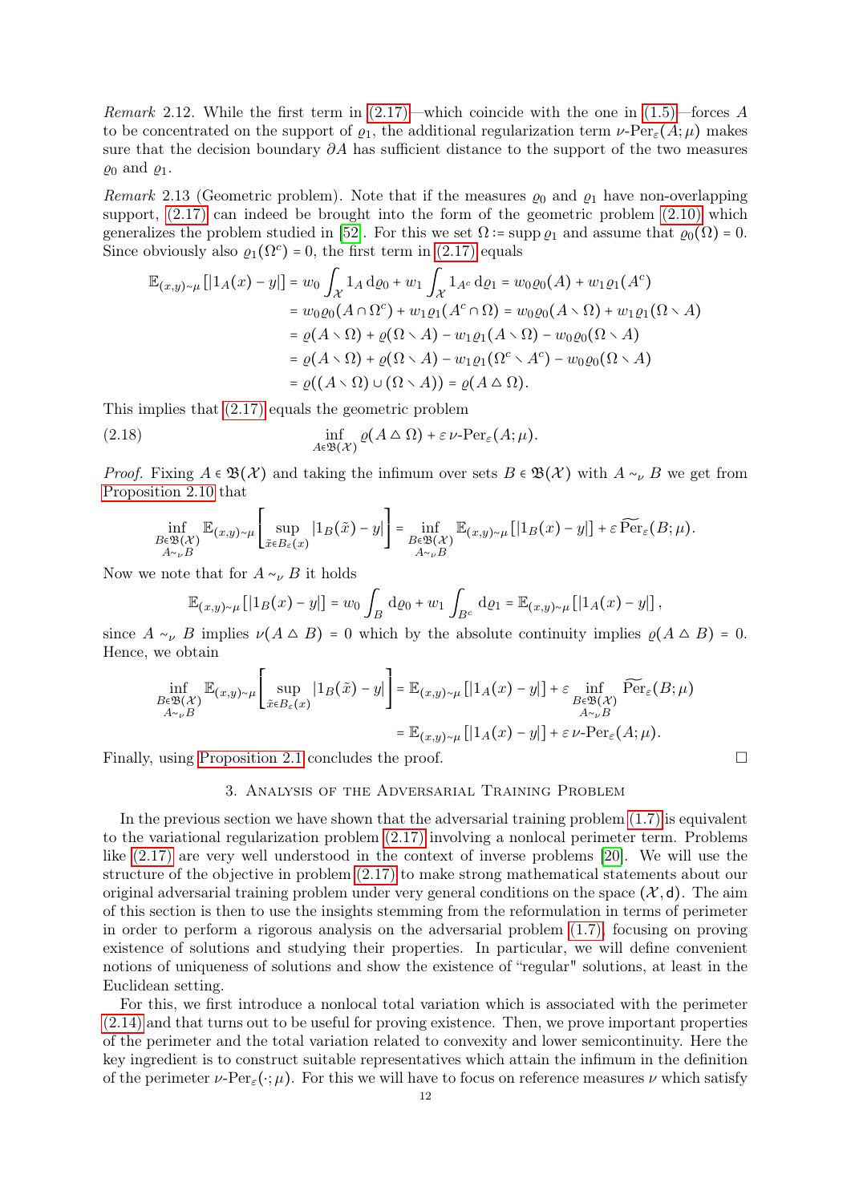*Remark* 2.12. While the first term in (2.17)—which coincide with the one in (1.5)—forces $A$ to be concentrated on the support of $\varrho_1$, the additional regularization term $\nu\text{-Per}_\varepsilon(A;\mu)$ makes sure that the decision boundary $\partial A$ has sufficient distance to the support of the two measures $\varrho_0$ and $\varrho_1$.

*Remark* 2.13 (Geometric problem). Note that if the measures $\varrho_0$ and $\varrho_1$ have non-overlapping support, (2.17) can indeed be brought into the form of the geometric problem (2.10) which generalizes the problem studied in [52]. For this we set $\Omega := \operatorname{supp}\varrho_1$ and assume that $\varrho_0(\Omega) = 0$. Since obviously also $\varrho_1(\Omega^c) = 0$, the first term in (2.17) equals

$$
\begin{aligned}
\mathbb{E}_{(x,y)\sim\mu}\left[|1_A(x) - y|\right] &= w_0 \int_{\mathcal{X}} 1_A \,\mathrm{d}\varrho_0 + w_1 \int_{\mathcal{X}} 1_{A^c} \,\mathrm{d}\varrho_1 = w_0\varrho_0(A) + w_1\varrho_1(A^c) \\
&= w_0\varrho_0(A\cap\Omega^c) + w_1\varrho_1(A^c\cap\Omega) = w_0\varrho_0(A\setminus\Omega) + w_1\varrho_1(\Omega\setminus A) \\
&= \varrho(A\setminus\Omega) + \varrho(\Omega\setminus A) - w_1\varrho_1(A\setminus\Omega) - w_0\varrho_0(\Omega\setminus A) \\
&= \varrho(A\setminus\Omega) + \varrho(\Omega\setminus A) - w_1\varrho_1(\Omega^c\setminus A^c) - w_0\varrho_0(\Omega\setminus A) \\
&= \varrho((A\setminus\Omega)\cup(\Omega\setminus A)) = \varrho(A\,\triangle\,\Omega).
\end{aligned}
$$

This implies that (2.17) equals the geometric problem

$$
\inf_{A\in\mathfrak{B}(\mathcal{X})} \varrho(A\,\triangle\,\Omega) + \varepsilon\,\nu\text{-Per}_\varepsilon(A;\mu). \tag{2.18}
$$

*Proof.* Fixing $A \in \mathfrak{B}(\mathcal{X})$ and taking the infimum over sets $B \in \mathfrak{B}(\mathcal{X})$ with $A \sim_\nu B$ we get from Proposition 2.10 that

$$
\inf_{\substack{B\in\mathfrak{B}(\mathcal{X})\\ A\sim_\nu B}} \mathbb{E}_{(x,y)\sim\mu}\left[\sup_{\tilde{x}\in B_\varepsilon(x)} |1_B(\tilde{x}) - y|\right] = \inf_{\substack{B\in\mathfrak{B}(\mathcal{X})\\ A\sim_\nu B}} \mathbb{E}_{(x,y)\sim\mu}\left[|1_B(x) - y|\right] + \varepsilon\,\widetilde{\operatorname{Per}}_\varepsilon(B;\mu).
$$

Now we note that for $A \sim_\nu B$ it holds

$$
\mathbb{E}_{(x,y)\sim\mu}\left[|1_B(x) - y|\right] = w_0\int_B \mathrm{d}\varrho_0 + w_1\int_{B^c}\mathrm{d}\varrho_1 = \mathbb{E}_{(x,y)\sim\mu}\left[|1_A(x) - y|\right],
$$

since $A \sim_\nu B$ implies $\nu(A\,\triangle\,B) = 0$ which by the absolute continuity implies $\varrho(A\,\triangle\,B) = 0$. Hence, we obtain

$$
\begin{aligned}
\inf_{\substack{B\in\mathfrak{B}(\mathcal{X})\\ A\sim_\nu B}} \mathbb{E}_{(x,y)\sim\mu}\left[\sup_{\tilde{x}\in B_\varepsilon(x)} |1_B(\tilde{x}) - y|\right] &= \mathbb{E}_{(x,y)\sim\mu}\left[|1_A(x) - y|\right] + \varepsilon \inf_{\substack{B\in\mathfrak{B}(\mathcal{X})\\ A\sim_\nu B}} \widetilde{\operatorname{Per}}_\varepsilon(B;\mu) \\
&= \mathbb{E}_{(x,y)\sim\mu}\left[|1_A(x) - y|\right] + \varepsilon\,\nu\text{-Per}_\varepsilon(A;\mu).
\end{aligned}
$$

Finally, using Proposition 2.1 concludes the proof. $\square$

## 3. Analysis of the Adversarial Training Problem

In the previous section we have shown that the adversarial training problem (1.7) is equivalent to the variational regularization problem (2.17) involving a nonlocal perimeter term. Problems like (2.17) are very well understood in the context of inverse problems [20]. We will use the structure of the objective in problem (2.17) to make strong mathematical statements about our original adversarial training problem under very general conditions on the space $(\mathcal{X}, \mathsf{d})$. The aim of this section is then to use the insights stemming from the reformulation in terms of perimeter in order to perform a rigorous analysis on the adversarial problem (1.7), focusing on proving existence of solutions and studying their properties. In particular, we will define convenient notions of uniqueness of solutions and show the existence of "regular" solutions, at least in the Euclidean setting.

For this, we first introduce a nonlocal total variation which is associated with the perimeter (2.14) and that turns out to be useful for proving existence. Then, we prove important properties of the perimeter and the total variation related to convexity and lower semicontinuity. Here the key ingredient is to construct suitable representatives which attain the infimum in the definition of the perimeter $\nu\text{-Per}_\varepsilon(\cdot;\mu)$. For this we will have to focus on reference measures $\nu$ which satisfy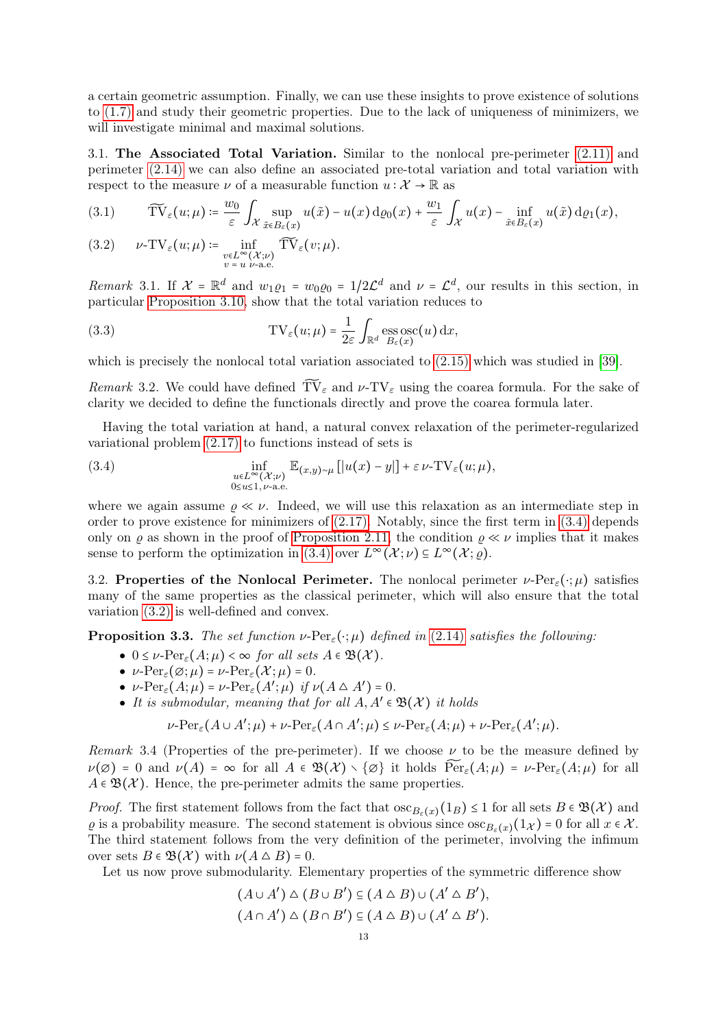a certain geometric assumption. Finally, we can use these insights to prove existence of solutions to (1.7) and study their geometric properties. Due to the lack of uniqueness of minimizers, we will investigate minimal and maximal solutions.

3.1. **The Associated Total Variation.** Similar to the nonlocal pre-perimeter (2.11) and perimeter (2.14) we can also define an associated pre-total variation and total variation with respect to the measure $\nu$ of a measurable function $u : \mathcal{X} \to \mathbb{R}$ as

$$
\widetilde{\mathrm{TV}}_\varepsilon(u;\mu) := \frac{w_0}{\varepsilon}\int_{\mathcal{X}} \sup_{\tilde{x}\in B_\varepsilon(x)} u(\tilde{x}) - u(x)\,\mathrm{d}\varrho_0(x) + \frac{w_1}{\varepsilon}\int_{\mathcal{X}} u(x) - \inf_{\tilde{x}\in B_\varepsilon(x)} u(\tilde{x})\,\mathrm{d}\varrho_1(x), \tag{3.1}
$$

$$
\nu\text{-}\mathrm{TV}_\varepsilon(u;\mu) := \inf_{\substack{v\in L^\infty(\mathcal{X};\nu)\\ v=u\ \nu\text{-a.e.}}} \widetilde{\mathrm{TV}}_\varepsilon(v;\mu). \tag{3.2}
$$

*Remark* 3.1. If $\mathcal{X} = \mathbb{R}^d$ and $w_1\varrho_1 = w_0\varrho_0 = 1/2\mathcal{L}^d$ and $\nu = \mathcal{L}^d$, our results in this section, in particular Proposition 3.10, show that the total variation reduces to

$$
\mathrm{TV}_\varepsilon(u;\mu) = \frac{1}{2\varepsilon}\int_{\mathbb{R}^d} \operatorname*{ess\,osc}_{B_\varepsilon(x)}(u)\,\mathrm{d}x, \tag{3.3}
$$

which is precisely the nonlocal total variation associated to (2.15) which was studied in [39].

*Remark* 3.2. We could have defined $\widetilde{\mathrm{TV}}_\varepsilon$ and $\nu\text{-}\mathrm{TV}_\varepsilon$ using the coarea formula. For the sake of clarity we decided to define the functionals directly and prove the coarea formula later.

Having the total variation at hand, a natural convex relaxation of the perimeter-regularized variational problem (2.17) to functions instead of sets is

$$
\inf_{\substack{u\in L^\infty(\mathcal{X};\nu)\\ 0\le u\le 1,\ \nu\text{-a.e.}}} \mathbb{E}_{(x,y)\sim\mu}\left[|u(x)-y|\right] + \varepsilon\,\nu\text{-}\mathrm{TV}_\varepsilon(u;\mu), \tag{3.4}
$$

where we again assume $\varrho \ll \nu$. Indeed, we will use this relaxation as an intermediate step in order to prove existence for minimizers of (2.17). Notably, since the first term in (3.4) depends only on $\varrho$ as shown in the proof of Proposition 2.11, the condition $\varrho \ll \nu$ implies that it makes sense to perform the optimization in (3.4) over $L^\infty(\mathcal{X};\nu) \subseteq L^\infty(\mathcal{X};\varrho)$.

3.2. **Properties of the Nonlocal Perimeter.** The nonlocal perimeter $\nu\text{-}\mathrm{Per}_\varepsilon(\cdot;\mu)$ satisfies many of the same properties as the classical perimeter, which will also ensure that the total variation (3.2) is well-defined and convex.

**Proposition 3.3.** *The set function $\nu\text{-}\mathrm{Per}_\varepsilon(\cdot;\mu)$ defined in (2.14) satisfies the following:*

- $0 \le \nu\text{-}\mathrm{Per}_\varepsilon(A;\mu) < \infty$ *for all sets* $A \in \mathfrak{B}(\mathcal{X})$.
- $\nu\text{-}\mathrm{Per}_\varepsilon(\varnothing;\mu) = \nu\text{-}\mathrm{Per}_\varepsilon(\mathcal{X};\mu) = 0$.
- $\nu\text{-}\mathrm{Per}_\varepsilon(A;\mu) = \nu\text{-}\mathrm{Per}_\varepsilon(A';\mu)$ *if* $\nu(A \triangle A') = 0$.
- *It is submodular, meaning that for all $A, A' \in \mathfrak{B}(\mathcal{X})$ it holds*
$$
\nu\text{-}\mathrm{Per}_\varepsilon(A\cup A';\mu) + \nu\text{-}\mathrm{Per}_\varepsilon(A\cap A';\mu) \le \nu\text{-}\mathrm{Per}_\varepsilon(A;\mu) + \nu\text{-}\mathrm{Per}_\varepsilon(A';\mu).
$$

*Remark* 3.4 (Properties of the pre-perimeter). If we choose $\nu$ to be the measure defined by $\nu(\varnothing) = 0$ and $\nu(A) = \infty$ for all $A \in \mathfrak{B}(\mathcal{X}) \setminus \{\varnothing\}$ it holds $\widetilde{\mathrm{Per}}_\varepsilon(A;\mu) = \nu\text{-}\mathrm{Per}_\varepsilon(A;\mu)$ for all $A \in \mathfrak{B}(\mathcal{X})$. Hence, the pre-perimeter admits the same properties.

*Proof.* The first statement follows from the fact that $\mathrm{osc}_{B_\varepsilon(x)}(1_B) \le 1$ for all sets $B \in \mathfrak{B}(\mathcal{X})$ and $\varrho$ is a probability measure. The second statement is obvious since $\mathrm{osc}_{B_\varepsilon(x)}(1_{\mathcal{X}}) = 0$ for all $x \in \mathcal{X}$. The third statement follows from the very definition of the perimeter, involving the infimum over sets $B \in \mathfrak{B}(\mathcal{X})$ with $\nu(A \triangle B) = 0$.

Let us now prove submodularity. Elementary properties of the symmetric difference show

$$
(A\cup A') \triangle (B\cup B') \subseteq (A\triangle B)\cup(A'\triangle B'),
$$
$$
(A\cap A') \triangle (B\cap B') \subseteq (A\triangle B)\cup(A'\triangle B').
$$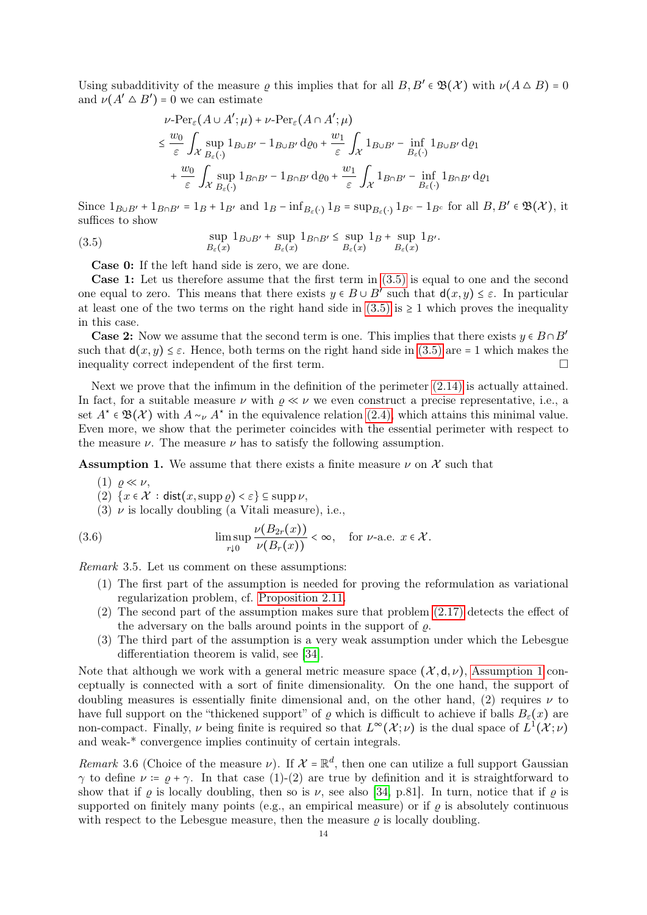Using subadditivity of the measure $\varrho$ this implies that for all $B, B' \in \mathfrak{B}(\mathcal{X})$ with $\nu(A \triangle B) = 0$ and $\nu(A' \triangle B') = 0$ we can estimate

$$
\begin{aligned}
&\nu\text{-Per}_\varepsilon(A \cup A'; \mu) + \nu\text{-Per}_\varepsilon(A \cap A'; \mu) \\
&\leq \frac{w_0}{\varepsilon} \int_{\mathcal{X}} \sup_{B_\varepsilon(\cdot)} 1_{B\cup B'} - 1_{B\cup B'} \,\mathrm{d}\varrho_0 + \frac{w_1}{\varepsilon} \int_{\mathcal{X}} 1_{B\cup B'} - \inf_{B_\varepsilon(\cdot)} 1_{B\cup B'} \,\mathrm{d}\varrho_1 \\
&\quad + \frac{w_0}{\varepsilon} \int_{\mathcal{X}} \sup_{B_\varepsilon(\cdot)} 1_{B\cap B'} - 1_{B\cap B'} \,\mathrm{d}\varrho_0 + \frac{w_1}{\varepsilon} \int_{\mathcal{X}} 1_{B\cap B'} - \inf_{B_\varepsilon(\cdot)} 1_{B\cap B'} \,\mathrm{d}\varrho_1
\end{aligned}
$$

Since $1_{B\cup B'} + 1_{B\cap B'} = 1_B + 1_{B'}$ and $1_B - \inf_{B_\varepsilon(\cdot)} 1_B = \sup_{B_\varepsilon(\cdot)} 1_{B^c} - 1_{B^c}$ for all $B, B' \in \mathfrak{B}(\mathcal{X})$, it suffices to show

$$
\sup_{B_\varepsilon(x)} 1_{B\cup B'} + \sup_{B_\varepsilon(x)} 1_{B\cap B'} \leq \sup_{B_\varepsilon(x)} 1_B + \sup_{B_\varepsilon(x)} 1_{B'}. \tag{3.5}
$$

**Case 0:** If the left hand side is zero, we are done.

**Case 1:** Let us therefore assume that the first term in (3.5) is equal to one and the second one equal to zero. This means that there exists $y \in B \cup B'$ such that $\mathsf{d}(x, y) \leq \varepsilon$. In particular at least one of the two terms on the right hand side in (3.5) is $\geq 1$ which proves the inequality in this case.

**Case 2:** Now we assume that the second term is one. This implies that there exists $y \in B \cap B'$ such that $\mathsf{d}(x, y) \leq \varepsilon$. Hence, both terms on the right hand side in (3.5) are $= 1$ which makes the inequality correct independent of the first term. □

Next we prove that the infimum in the definition of the perimeter (2.14) is actually attained. In fact, for a suitable measure $\nu$ with $\varrho \ll \nu$ we even construct a precise representative, i.e., a set $A^\star \in \mathfrak{B}(\mathcal{X})$ with $A \sim_\nu A^\star$ in the equivalence relation (2.4), which attains this minimal value. Even more, we show that the perimeter coincides with the essential perimeter with respect to the measure $\nu$. The measure $\nu$ has to satisfy the following assumption.

**Assumption 1.** We assume that there exists a finite measure $\nu$ on $\mathcal{X}$ such that

(1) $\varrho \ll \nu$,
(2) $\{x \in \mathcal{X} : \mathsf{dist}(x, \operatorname{supp} \varrho) < \varepsilon\} \subseteq \operatorname{supp} \nu$,
(3) $\nu$ is locally doubling (a Vitali measure), i.e.,

$$
\limsup_{r \downarrow 0} \frac{\nu(B_{2r}(x))}{\nu(B_r(x))} < \infty, \quad \text{for } \nu\text{-a.e. } x \in \mathcal{X}. \tag{3.6}
$$

*Remark* 3.5. Let us comment on these assumptions:

(1) The first part of the assumption is needed for proving the reformulation as variational regularization problem, cf. Proposition 2.11.
(2) The second part of the assumption makes sure that problem (2.17) detects the effect of the adversary on the balls around points in the support of $\varrho$.
(3) The third part of the assumption is a very weak assumption under which the Lebesgue differentiation theorem is valid, see [34].

Note that although we work with a general metric measure space $(\mathcal{X}, \mathsf{d}, \nu)$, Assumption 1 conceptually is connected with a sort of finite dimensionality. On the one hand, the support of doubling measures is essentially finite dimensional and, on the other hand, (2) requires $\nu$ to have full support on the "thickened support" of $\varrho$ which is difficult to achieve if balls $B_\varepsilon(x)$ are non-compact. Finally, $\nu$ being finite is required so that $L^\infty(\mathcal{X}; \nu)$ is the dual space of $L^1(\mathcal{X}; \nu)$ and weak-* convergence implies continuity of certain integrals.

*Remark* 3.6 (Choice of the measure $\nu$). If $\mathcal{X} = \mathbb{R}^d$, then one can utilize a full support Gaussian $\gamma$ to define $\nu := \varrho + \gamma$. In that case (1)-(2) are true by definition and it is straightforward to show that if $\varrho$ is locally doubling, then so is $\nu$, see also [34, p.81]. In turn, notice that if $\varrho$ is supported on finitely many points (e.g., an empirical measure) or if $\varrho$ is absolutely continuous with respect to the Lebesgue measure, then the measure $\varrho$ is locally doubling.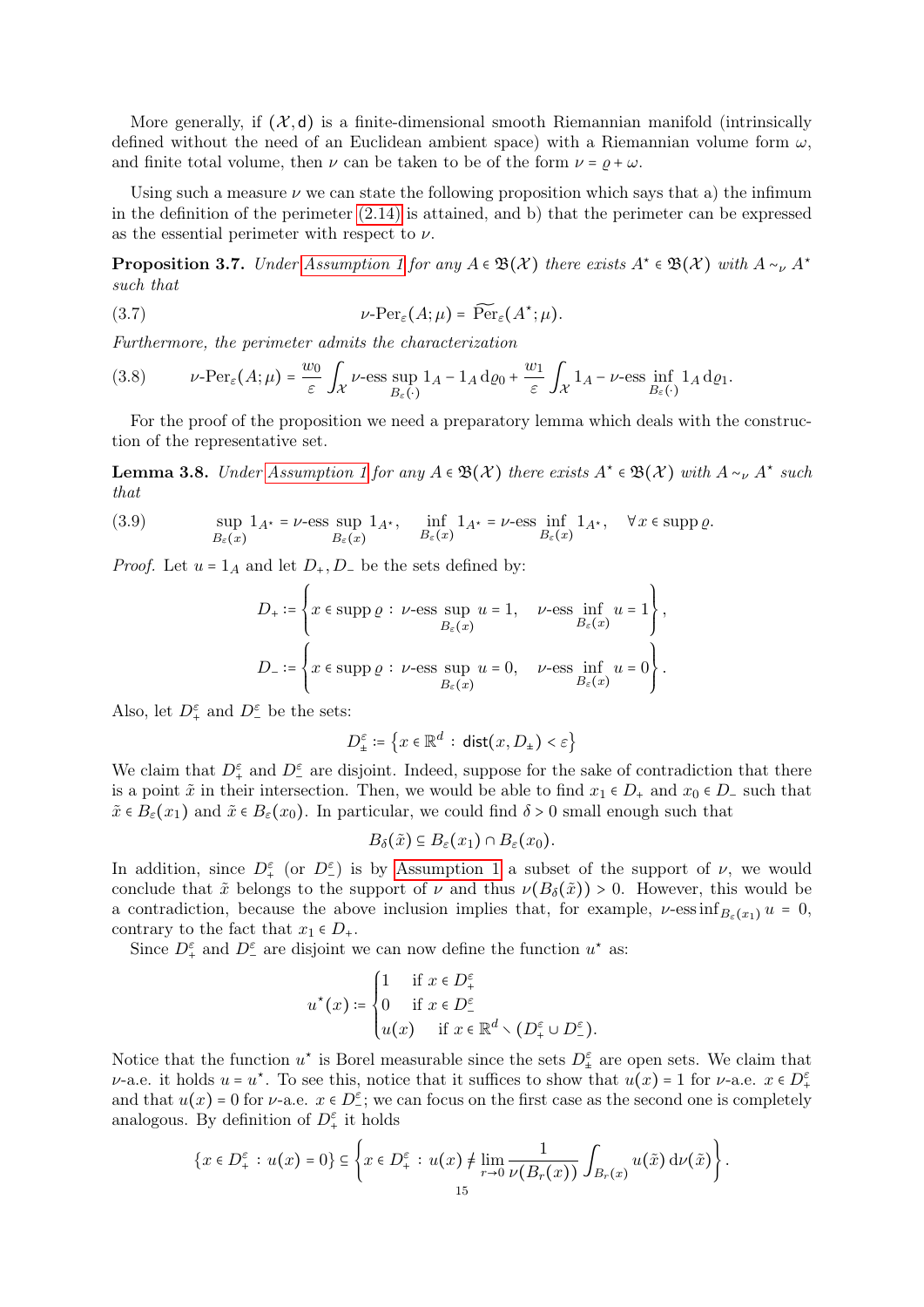More generally, if $(\mathcal{X}, \mathsf{d})$ is a finite-dimensional smooth Riemannian manifold (intrinsically defined without the need of an Euclidean ambient space) with a Riemannian volume form $\omega$, and finite total volume, then $\nu$ can be taken to be of the form $\nu = \varrho + \omega$.

Using such a measure $\nu$ we can state the following proposition which says that a) the infimum in the definition of the perimeter (2.14) is attained, and b) that the perimeter can be expressed as the essential perimeter with respect to $\nu$.

**Proposition 3.7.** *Under Assumption 1 for any $A \in \mathfrak{B}(\mathcal{X})$ there exists $A^\star \in \mathfrak{B}(\mathcal{X})$ with $A \sim_\nu A^\star$ such that*

$$\nu\text{-}\mathrm{Per}_\varepsilon(A;\mu) = \widetilde{\mathrm{Per}}_\varepsilon(A^\star;\mu). \tag{3.7}$$

*Furthermore, the perimeter admits the characterization*

$$\nu\text{-}\mathrm{Per}_\varepsilon(A;\mu) = \frac{w_0}{\varepsilon}\int_{\mathcal{X}} \nu\text{-}\operatorname*{ess\,sup}_{B_\varepsilon(\cdot)} 1_A - 1_A \,\mathrm{d}\varrho_0 + \frac{w_1}{\varepsilon}\int_{\mathcal{X}} 1_A - \nu\text{-}\operatorname*{ess\,inf}_{B_\varepsilon(\cdot)} 1_A \,\mathrm{d}\varrho_1. \tag{3.8}$$

For the proof of the proposition we need a preparatory lemma which deals with the construction of the representative set.

**Lemma 3.8.** *Under Assumption 1 for any $A \in \mathfrak{B}(\mathcal{X})$ there exists $A^\star \in \mathfrak{B}(\mathcal{X})$ with $A \sim_\nu A^\star$ such that*

$$\sup_{B_\varepsilon(x)} 1_{A^\star} = \nu\text{-}\operatorname*{ess\,sup}_{B_\varepsilon(x)} 1_{A^\star}, \quad \inf_{B_\varepsilon(x)} 1_{A^\star} = \nu\text{-}\operatorname*{ess\,inf}_{B_\varepsilon(x)} 1_{A^\star}, \quad \forall x \in \operatorname{supp}\varrho. \tag{3.9}$$

*Proof.* Let $u = 1_A$ and let $D_+, D_-$ be the sets defined by:

$$D_+ := \left\{ x \in \operatorname{supp}\varrho \,:\, \nu\text{-}\operatorname*{ess\,sup}_{B_\varepsilon(x)} u = 1, \quad \nu\text{-}\operatorname*{ess\,inf}_{B_\varepsilon(x)} u = 1 \right\},$$

$$D_- := \left\{ x \in \operatorname{supp}\varrho \,:\, \nu\text{-}\operatorname*{ess\,sup}_{B_\varepsilon(x)} u = 0, \quad \nu\text{-}\operatorname*{ess\,inf}_{B_\varepsilon(x)} u = 0 \right\}.$$

Also, let $D_+^\varepsilon$ and $D_-^\varepsilon$ be the sets:

$$D_\pm^\varepsilon := \left\{ x \in \mathbb{R}^d \,:\, \mathsf{dist}(x, D_\pm) < \varepsilon \right\}$$

We claim that $D_+^\varepsilon$ and $D_-^\varepsilon$ are disjoint. Indeed, suppose for the sake of contradiction that there is a point $\tilde{x}$ in their intersection. Then, we would be able to find $x_1 \in D_+$ and $x_0 \in D_-$ such that $\tilde{x} \in B_\varepsilon(x_1)$ and $\tilde{x} \in B_\varepsilon(x_0)$. In particular, we could find $\delta > 0$ small enough such that

$$B_\delta(\tilde{x}) \subseteq B_\varepsilon(x_1) \cap B_\varepsilon(x_0).$$

In addition, since $D_+^\varepsilon$ (or $D_-^\varepsilon$) is by Assumption 1 a subset of the support of $\nu$, we would conclude that $\tilde{x}$ belongs to the support of $\nu$ and thus $\nu(B_\delta(\tilde{x})) > 0$. However, this would be a contradiction, because the above inclusion implies that, for example, $\nu\text{-}\operatorname{ess\,inf}_{B_\varepsilon(x_1)} u = 0$, contrary to the fact that $x_1 \in D_+$.

Since $D_+^\varepsilon$ and $D_-^\varepsilon$ are disjoint we can now define the function $u^\star$ as:

$$u^\star(x) := \begin{cases} 1 & \text{if } x \in D_+^\varepsilon \\ 0 & \text{if } x \in D_-^\varepsilon \\ u(x) & \text{if } x \in \mathbb{R}^d \setminus (D_+^\varepsilon \cup D_-^\varepsilon). \end{cases}$$

Notice that the function $u^\star$ is Borel measurable since the sets $D_\pm^\varepsilon$ are open sets. We claim that $\nu$-a.e. it holds $u = u^\star$. To see this, notice that it suffices to show that $u(x) = 1$ for $\nu$-a.e. $x \in D_+^\varepsilon$ and that $u(x) = 0$ for $\nu$-a.e. $x \in D_-^\varepsilon$; we can focus on the first case as the second one is completely analogous. By definition of $D_+^\varepsilon$ it holds

$$\{x \in D_+^\varepsilon \,:\, u(x) = 0\} \subseteq \left\{ x \in D_+^\varepsilon \,:\, u(x) \neq \lim_{r \to 0} \frac{1}{\nu(B_r(x))}\int_{B_r(x)} u(\tilde{x})\,\mathrm{d}\nu(\tilde{x}) \right\}.$$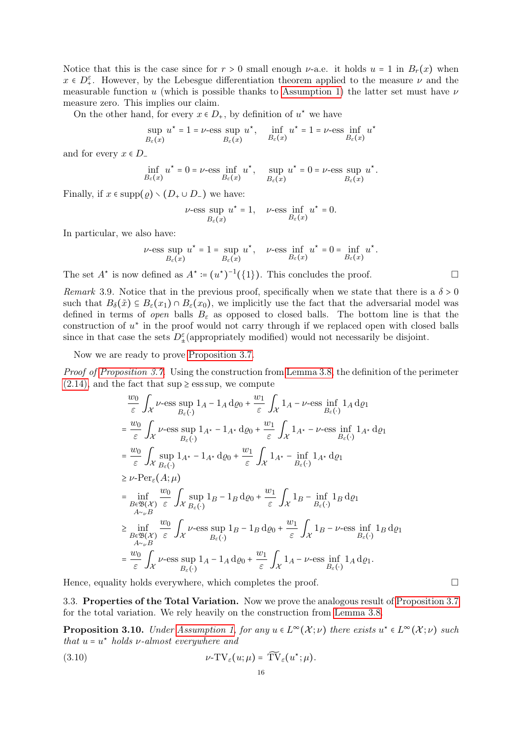Notice that this is the case since for $r > 0$ small enough $\nu$-a.e. it holds $u = 1$ in $B_r(x)$ when $x \in D_+^\varepsilon$. However, by the Lebesgue differentiation theorem applied to the measure $\nu$ and the measurable function $u$ (which is possible thanks to Assumption 1) the latter set must have $\nu$ measure zero. This implies our claim.

On the other hand, for every $x \in D_+$, by definition of $u^\star$ we have

$$\sup_{B_\varepsilon(x)} u^\star = 1 = \nu\text{-ess}\sup_{B_\varepsilon(x)} u^\star, \quad \inf_{B_\varepsilon(x)} u^\star = 1 = \nu\text{-ess}\inf_{B_\varepsilon(x)} u^\star$$

and for every $x \in D_-$

$$\inf_{B_\varepsilon(x)} u^\star = 0 = \nu\text{-ess}\inf_{B_\varepsilon(x)} u^\star, \quad \sup_{B_\varepsilon(x)} u^\star = 0 = \nu\text{-ess}\sup_{B_\varepsilon(x)} u^\star.$$

Finally, if $x \in \operatorname{supp}(\varrho) \setminus (D_+ \cup D_-)$ we have:

$$\nu\text{-ess}\sup_{B_\varepsilon(x)} u^\star = 1, \quad \nu\text{-ess}\inf_{B_\varepsilon(x)} u^\star = 0.$$

In particular, we also have:

$$\nu\text{-ess}\sup_{B_\varepsilon(x)} u^\star = 1 = \sup_{B_\varepsilon(x)} u^\star, \quad \nu\text{-ess}\inf_{B_\varepsilon(x)} u^\star = 0 = \inf_{B_\varepsilon(x)} u^\star.$$

The set $A^\star$ is now defined as $A^\star := (u^\star)^{-1}(\{1\})$. This concludes the proof. $\square$

*Remark* 3.9. Notice that in the previous proof, specifically when we state that there is a $\delta > 0$ such that $B_\delta(\tilde{x}) \subseteq B_\varepsilon(x_1) \cap B_\varepsilon(x_0)$, we implicitly use the fact that the adversarial model was defined in terms of *open* balls $B_\varepsilon$ as opposed to closed balls. The bottom line is that the construction of $u^\star$ in the proof would not carry through if we replaced open with closed balls since in that case the sets $D_\pm^\varepsilon$(appropriately modified) would not necessarily be disjoint.

Now we are ready to prove Proposition 3.7.

*Proof of Proposition 3.7.* Using the construction from Lemma 3.8, the definition of the perimeter (2.14), and the fact that $\sup \geq \operatorname{ess\,sup}$, we compute

$$\begin{aligned}
&\frac{w_0}{\varepsilon}\int_{\mathcal{X}} \nu\text{-ess}\sup_{B_\varepsilon(\cdot)} 1_A - 1_A \,\mathrm{d}\varrho_0 + \frac{w_1}{\varepsilon}\int_{\mathcal{X}} 1_A - \nu\text{-ess}\inf_{B_\varepsilon(\cdot)} 1_A \,\mathrm{d}\varrho_1 \\
&= \frac{w_0}{\varepsilon}\int_{\mathcal{X}} \nu\text{-ess}\sup_{B_\varepsilon(\cdot)} 1_{A^\star} - 1_{A^\star} \,\mathrm{d}\varrho_0 + \frac{w_1}{\varepsilon}\int_{\mathcal{X}} 1_{A^\star} - \nu\text{-ess}\inf_{B_\varepsilon(\cdot)} 1_{A^\star} \,\mathrm{d}\varrho_1 \\
&= \frac{w_0}{\varepsilon}\int_{\mathcal{X}} \sup_{B_\varepsilon(\cdot)} 1_{A^\star} - 1_{A^\star} \,\mathrm{d}\varrho_0 + \frac{w_1}{\varepsilon}\int_{\mathcal{X}} 1_{A^\star} - \inf_{B_\varepsilon(\cdot)} 1_{A^\star} \,\mathrm{d}\varrho_1 \\
&\geq \nu\text{-Per}_\varepsilon(A;\mu) \\
&= \inf_{\substack{B \in \mathfrak{B}(\mathcal{X}) \\ A \sim_\nu B}} \frac{w_0}{\varepsilon}\int_{\mathcal{X}} \sup_{B_\varepsilon(\cdot)} 1_B - 1_B \,\mathrm{d}\varrho_0 + \frac{w_1}{\varepsilon}\int_{\mathcal{X}} 1_B - \inf_{B_\varepsilon(\cdot)} 1_B \,\mathrm{d}\varrho_1 \\
&\geq \inf_{\substack{B \in \mathfrak{B}(\mathcal{X}) \\ A \sim_\nu B}} \frac{w_0}{\varepsilon}\int_{\mathcal{X}} \nu\text{-ess}\sup_{B_\varepsilon(\cdot)} 1_B - 1_B \,\mathrm{d}\varrho_0 + \frac{w_1}{\varepsilon}\int_{\mathcal{X}} 1_B - \nu\text{-ess}\inf_{B_\varepsilon(\cdot)} 1_B \,\mathrm{d}\varrho_1 \\
&= \frac{w_0}{\varepsilon}\int_{\mathcal{X}} \nu\text{-ess}\sup_{B_\varepsilon(\cdot)} 1_A - 1_A \,\mathrm{d}\varrho_0 + \frac{w_1}{\varepsilon}\int_{\mathcal{X}} 1_A - \nu\text{-ess}\inf_{B_\varepsilon(\cdot)} 1_A \,\mathrm{d}\varrho_1.
\end{aligned}$$

Hence, equality holds everywhere, which completes the proof. $\square$

### 3.3. Properties of the Total Variation.

Now we prove the analogous result of Proposition 3.7 for the total variation. We rely heavily on the construction from Lemma 3.8.

**Proposition 3.10.** *Under Assumption 1, for any $u \in L^\infty(\mathcal{X};\nu)$ there exists $u^\star \in L^\infty(\mathcal{X};\nu)$ such that $u = u^\star$ holds $\nu$-almost everywhere and*

$$\nu\text{-TV}_\varepsilon(u;\mu) = \widetilde{\mathrm{TV}}_\varepsilon(u^\star;\mu). \tag{3.10}$$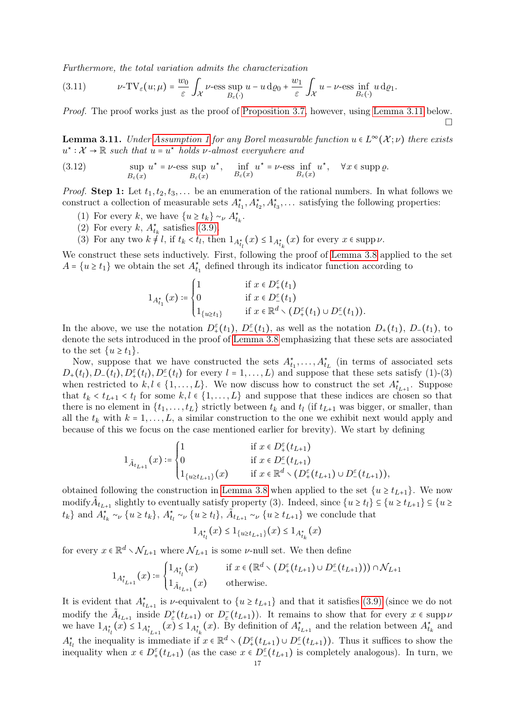*Furthermore, the total variation admits the characterization*

$$\nu\text{-TV}_\varepsilon(u;\mu) = \frac{w_0}{\varepsilon}\int_{\mathcal{X}} \nu\text{-ess}\sup_{B_\varepsilon(\cdot)} u - u \,\mathrm{d}\varrho_0 + \frac{w_1}{\varepsilon}\int_{\mathcal{X}} u - \nu\text{-ess}\inf_{B_\varepsilon(\cdot)} u \,\mathrm{d}\varrho_1. \tag{3.11}$$

*Proof.* The proof works just as the proof of Proposition 3.7, however, using Lemma 3.11 below. □

**Lemma 3.11.** *Under Assumption 1 for any Borel measurable function $u \in L^\infty(\mathcal{X};\nu)$ there exists $u^\star : \mathcal{X} \to \mathbb{R}$ such that $u = u^\star$ holds $\nu$-almost everywhere and*

$$\sup_{B_\varepsilon(x)} u^\star = \nu\text{-ess}\sup_{B_\varepsilon(x)} u^\star, \quad \inf_{B_\varepsilon(x)} u^\star = \nu\text{-ess}\inf_{B_\varepsilon(x)} u^\star, \quad \forall x \in \operatorname{supp}\varrho. \tag{3.12}$$

*Proof.* **Step 1:** Let $t_1, t_2, t_3, \dots$ be an enumeration of the rational numbers. In what follows we construct a collection of measurable sets $A^\star_{t_1}, A^\star_{t_2}, A^\star_{t_3}, \dots$ satisfying the following properties:

1. For every $k$, we have $\{u \geq t_k\} \sim_\nu A^\star_{t_k}$.
2. For every $k$, $A^\star_{t_k}$ satisfies (3.9).
3. For any two $k \neq l$, if $t_k < t_l$, then $1_{A^\star_{t_l}}(x) \leq 1_{A^\star_{t_k}}(x)$ for every $x \in \operatorname{supp}\nu$.

We construct these sets inductively. First, following the proof of Lemma 3.8 applied to the set $A = \{u \geq t_1\}$ we obtain the set $A^\star_{t_1}$ defined through its indicator function according to

$$1_{A^\star_{t_1}}(x) := \begin{cases} 1 & \text{if } x \in D^\varepsilon_+(t_1) \\ 0 & \text{if } x \in D^\varepsilon_-(t_1) \\ 1_{\{u \geq t_1\}} & \text{if } x \in \mathbb{R}^d \setminus (D^\varepsilon_+(t_1) \cup D^\varepsilon_-(t_1)). \end{cases}$$

In the above, we use the notation $D^\varepsilon_+(t_1)$, $D^\varepsilon_-(t_1)$, as well as the notation $D_+(t_1)$, $D_-(t_1)$, to denote the sets introduced in the proof of Lemma 3.8 emphasizing that these sets are associated to the set $\{u \geq t_1\}$.

Now, suppose that we have constructed the sets $A^\star_{t_1}, \dots, A^\star_{t_L}$ (in terms of associated sets $D_+(t_l), D_-(t_l), D^\varepsilon_+(t_l), D^\varepsilon_-(t_l)$ for every $l = 1, \dots, L$) and suppose that these sets satisfy (1)-(3) when restricted to $k, l \in \{1, \dots, L\}$. We now discuss how to construct the set $A^\star_{t_{L+1}}$. Suppose that $t_k < t_{L+1} < t_l$ for some $k, l \in \{1, \dots, L\}$ and suppose that these indices are chosen so that there is no element in $\{t_1, \dots, t_L\}$ strictly between $t_k$ and $t_l$ (if $t_{L+1}$ was bigger, or smaller, than all the $t_k$ with $k = 1, \dots, L$, a similar construction to the one we exhibit next would apply and because of this we focus on the case mentioned earlier for brevity). We start by defining

$$1_{\tilde{A}_{t_{L+1}}}(x) := \begin{cases} 1 & \text{if } x \in D^\varepsilon_+(t_{L+1}) \\ 0 & \text{if } x \in D^\varepsilon_-(t_{L+1}) \\ 1_{\{u \geq t_{L+1}\}}(x) & \text{if } x \in \mathbb{R}^d \setminus (D^\varepsilon_+(t_{L+1}) \cup D^\varepsilon_-(t_{L+1})), \end{cases}$$

obtained following the construction in Lemma 3.8 when applied to the set $\{u \geq t_{L+1}\}$. We now modify $\tilde{A}_{t_{L+1}}$ slightly to eventually satisfy property (3). Indeed, since $\{u \geq t_l\} \subseteq \{u \geq t_{L+1}\} \subseteq \{u \geq t_k\}$ and $A^\star_{t_k} \sim_\nu \{u \geq t_k\}$, $A^\star_{t_l} \sim_\nu \{u \geq t_l\}$, $\tilde{A}_{t_{L+1}} \sim_\nu \{u \geq t_{L+1}\}$ we conclude that

$$1_{A^\star_{t_l}}(x) \leq 1_{\{u \geq t_{L+1}\}}(x) \leq 1_{A^\star_{t_k}}(x)$$

for every $x \in \mathbb{R}^d \setminus \mathcal{N}_{L+1}$ where $\mathcal{N}_{L+1}$ is some $\nu$-null set. We then define

$$1_{A^\star_{t_{L+1}}}(x) := \begin{cases} 1_{A^\star_{t_l}}(x) & \text{if } x \in (\mathbb{R}^d \setminus (D^\varepsilon_+(t_{L+1}) \cup D^\varepsilon_-(t_{L+1}))) \cap \mathcal{N}_{L+1} \\ 1_{\tilde{A}_{t_{L+1}}}(x) & \text{otherwise.} \end{cases}$$

It is evident that $A^\star_{t_{L+1}}$ is $\nu$-equivalent to $\{u \geq t_{L+1}\}$ and that it satisfies (3.9) (since we do not modify the $\tilde{A}_{t_{L+1}}$ inside $D^+_\varepsilon(t_{L+1})$ or $D^-_\varepsilon(t_{L+1})$). It remains to show that for every $x \in \operatorname{supp}\nu$ we have $1_{A^\star_{t_l}}(x) \leq 1_{A^\star_{t_{L+1}}}(x) \leq 1_{A^\star_{t_k}}(x)$. By definition of $A^\star_{t_{L+1}}$ and the relation between $A^\star_{t_k}$ and $A^\star_{t_l}$ the inequality is immediate if $x \in \mathbb{R}^d \setminus (D^\varepsilon_+(t_{L+1}) \cup D^\varepsilon_-(t_{L+1}))$. Thus it suffices to show the inequality when $x \in D^\varepsilon_+(t_{L+1})$ (as the case $x \in D^\varepsilon_-(t_{L+1})$ is completely analogous). In turn, we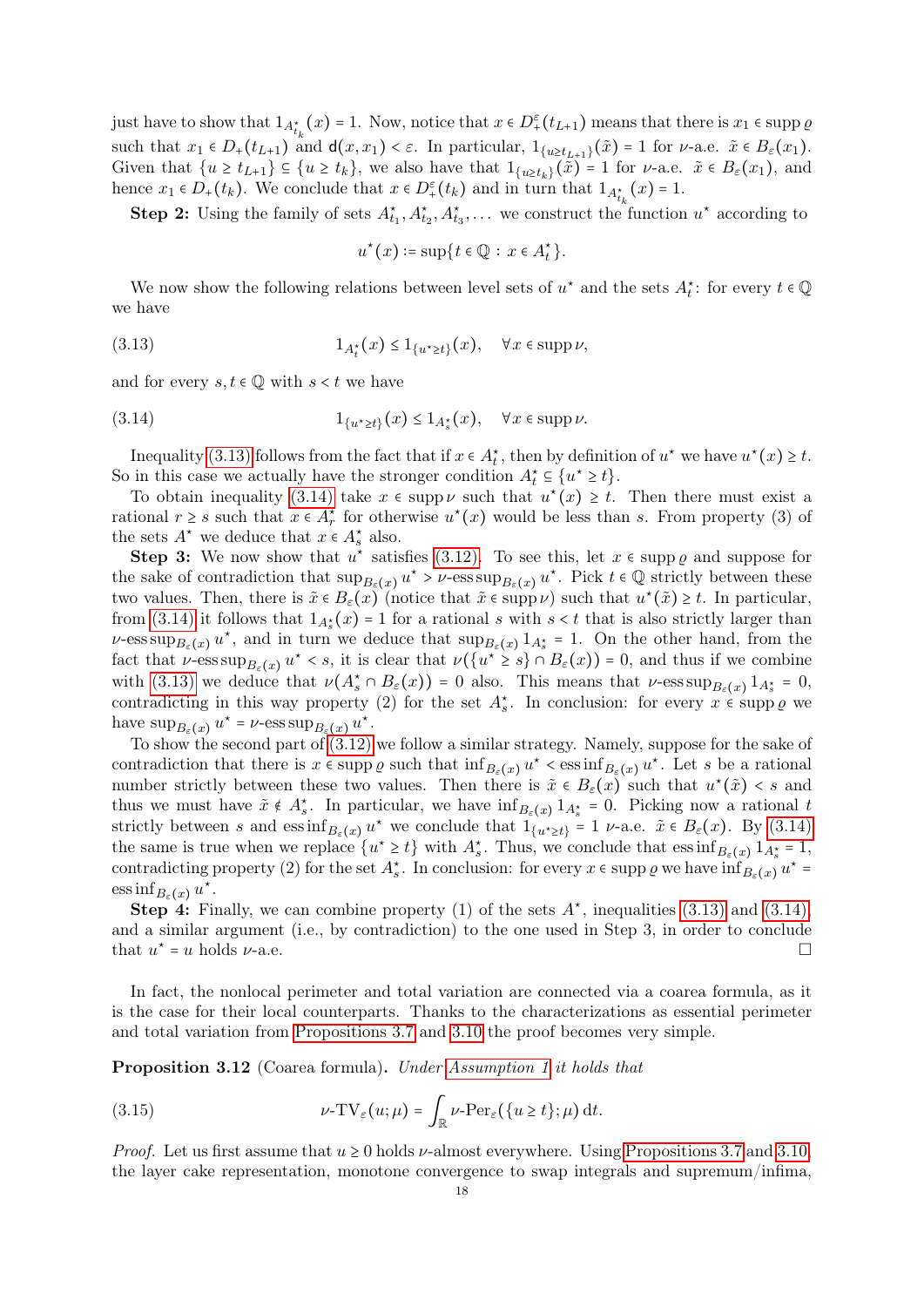just have to show that $1_{A^\star_{t_k}}(x) = 1$. Now, notice that $x \in D^\varepsilon_+(t_{L+1})$ means that there is $x_1 \in \operatorname{supp}\varrho$ such that $x_1 \in D_+(t_{L+1})$ and $\mathsf{d}(x, x_1) < \varepsilon$. In particular, $1_{\{u \geq t_{L+1}\}}(\tilde{x}) = 1$ for $\nu$-a.e. $\tilde{x} \in B_\varepsilon(x_1)$. Given that $\{u \geq t_{L+1}\} \subseteq \{u \geq t_k\}$, we also have that $1_{\{u \geq t_k\}}(\tilde{x}) = 1$ for $\nu$-a.e. $\tilde{x} \in B_\varepsilon(x_1)$, and hence $x_1 \in D_+(t_k)$. We conclude that $x \in D^\varepsilon_+(t_k)$ and in turn that $1_{A^\star_{t_k}}(x) = 1$.

**Step 2:** Using the family of sets $A^\star_{t_1}, A^\star_{t_2}, A^\star_{t_3}, \dots$ we construct the function $u^\star$ according to

$$u^\star(x) := \sup\{t \in \mathbb{Q} : x \in A^\star_t\}.$$

We now show the following relations between level sets of $u^\star$ and the sets $A^\star_t$: for every $t \in \mathbb{Q}$ we have

$$1_{A^\star_t}(x) \leq 1_{\{u^\star \geq t\}}(x), \quad \forall x \in \operatorname{supp}\nu, \tag{3.13}$$

and for every $s, t \in \mathbb{Q}$ with $s < t$ we have

$$1_{\{u^\star \geq t\}}(x) \leq 1_{A^\star_s}(x), \quad \forall x \in \operatorname{supp}\nu. \tag{3.14}$$

Inequality (3.13) follows from the fact that if $x \in A^\star_t$, then by definition of $u^\star$ we have $u^\star(x) \geq t$. So in this case we actually have the stronger condition $A^\star_t \subseteq \{u^\star \geq t\}$.

To obtain inequality (3.14) take $x \in \operatorname{supp}\nu$ such that $u^\star(x) \geq t$. Then there must exist a rational $r \geq s$ such that $x \in A^\star_r$ for otherwise $u^\star(x)$ would be less than $s$. From property (3) of the sets $A^\star$ we deduce that $x \in A^\star_s$ also.

**Step 3:** We now show that $u^\star$ satisfies (3.12). To see this, let $x \in \operatorname{supp}\varrho$ and suppose for the sake of contradiction that $\sup_{B_\varepsilon(x)} u^\star > \nu\text{-}\operatorname{ess\,sup}_{B_\varepsilon(x)} u^\star$. Pick $t \in \mathbb{Q}$ strictly between these two values. Then, there is $\tilde{x} \in B_\varepsilon(x)$ (notice that $\tilde{x} \in \operatorname{supp}\nu$) such that $u^\star(\tilde{x}) \geq t$. In particular, from (3.14) it follows that $1_{A^\star_s}(x) = 1$ for a rational $s$ with $s < t$ that is also strictly larger than $\nu\text{-}\operatorname{ess\,sup}_{B_\varepsilon(x)} u^\star$, and in turn we deduce that $\sup_{B_\varepsilon(x)} 1_{A^\star_s} = 1$. On the other hand, from the fact that $\nu\text{-}\operatorname{ess\,sup}_{B_\varepsilon(x)} u^\star < s$, it is clear that $\nu(\{u^\star \geq s\} \cap B_\varepsilon(x)) = 0$, and thus if we combine with (3.13) we deduce that $\nu(A^\star_s \cap B_\varepsilon(x)) = 0$ also. This means that $\nu\text{-}\operatorname{ess\,sup}_{B_\varepsilon(x)} 1_{A^\star_s} = 0$, contradicting in this way property (2) for the set $A^\star_s$. In conclusion: for every $x \in \operatorname{supp}\varrho$ we have $\sup_{B_\varepsilon(x)} u^\star = \nu\text{-}\operatorname{ess\,sup}_{B_\varepsilon(x)} u^\star$.

To show the second part of (3.12) we follow a similar strategy. Namely, suppose for the sake of contradiction that there is $x \in \operatorname{supp}\varrho$ such that $\inf_{B_\varepsilon(x)} u^\star < \operatorname{ess\,inf}_{B_\varepsilon(x)} u^\star$. Let $s$ be a rational number strictly between these two values. Then there is $\tilde{x} \in B_\varepsilon(x)$ such that $u^\star(\tilde{x}) < s$ and thus we must have $\tilde{x} \notin A^\star_s$. In particular, we have $\inf_{B_\varepsilon(x)} 1_{A^\star_s} = 0$. Picking now a rational $t$ strictly between $s$ and $\operatorname{ess\,inf}_{B_\varepsilon(x)} u^\star$ we conclude that $1_{\{u^\star \geq t\}} = 1$ $\nu$-a.e. $\tilde{x} \in B_\varepsilon(x)$. By (3.14) the same is true when we replace $\{u^\star \geq t\}$ with $A^\star_s$. Thus, we conclude that $\operatorname{ess\,inf}_{B_\varepsilon(x)} 1_{A^\star_s} = 1$, contradicting property (2) for the set $A^\star_s$. In conclusion: for every $x \in \operatorname{supp}\varrho$ we have $\inf_{B_\varepsilon(x)} u^\star = \operatorname{ess\,inf}_{B_\varepsilon(x)} u^\star$.

**Step 4:** Finally, we can combine property (1) of the sets $A^\star$, inequalities (3.13) and (3.14), and a similar argument (i.e., by contradiction) to the one used in Step 3, in order to conclude that $u^\star = u$ holds $\nu$-a.e. ☐

In fact, the nonlocal perimeter and total variation are connected via a coarea formula, as it is the case for their local counterparts. Thanks to the characterizations as essential perimeter and total variation from Propositions 3.7 and 3.10 the proof becomes very simple.

**Proposition 3.12** (Coarea formula). *Under Assumption 1 it holds that*

$$\nu\text{-}\mathrm{TV}_\varepsilon(u; \mu) = \int_{\mathbb{R}} \nu\text{-}\mathrm{Per}_\varepsilon(\{u \geq t\}; \mu)\,\mathrm{d}t. \tag{3.15}$$

*Proof.* Let us first assume that $u \geq 0$ holds $\nu$-almost everywhere. Using Propositions 3.7 and 3.10, the layer cake representation, monotone convergence to swap integrals and supremum/infima,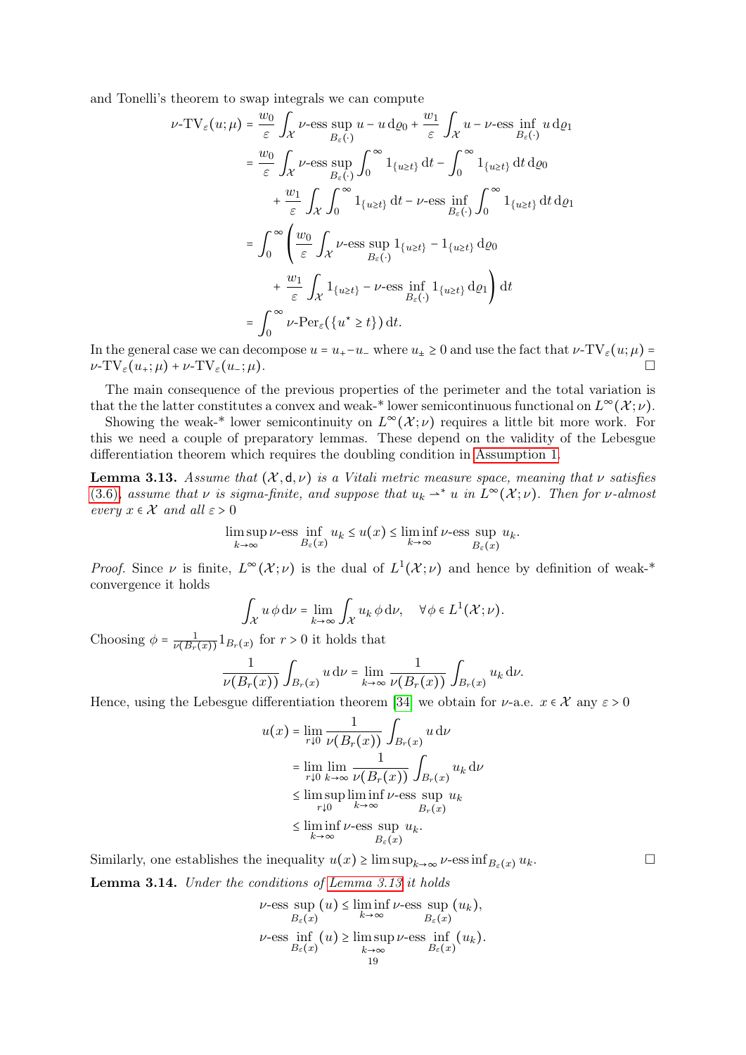and Tonelli's theorem to swap integrals we can compute

$$
\begin{aligned}
\nu\text{-TV}_\varepsilon(u;\mu) &= \frac{w_0}{\varepsilon}\int_{\mathcal{X}} \nu\text{-ess}\sup_{B_\varepsilon(\cdot)} u - u \,\mathrm{d}\varrho_0 + \frac{w_1}{\varepsilon}\int_{\mathcal{X}} u - \nu\text{-ess}\inf_{B_\varepsilon(\cdot)} u \,\mathrm{d}\varrho_1 \\
&= \frac{w_0}{\varepsilon}\int_{\mathcal{X}} \nu\text{-ess}\sup_{B_\varepsilon(\cdot)} \int_0^\infty 1_{\{u\geq t\}}\,\mathrm{d}t - \int_0^\infty 1_{\{u\geq t\}}\,\mathrm{d}t \,\mathrm{d}\varrho_0 \\
&\quad + \frac{w_1}{\varepsilon}\int_{\mathcal{X}} \int_0^\infty 1_{\{u\geq t\}}\,\mathrm{d}t - \nu\text{-ess}\inf_{B_\varepsilon(\cdot)} \int_0^\infty 1_{\{u\geq t\}}\,\mathrm{d}t \,\mathrm{d}\varrho_1 \\
&= \int_0^\infty \Bigg( \frac{w_0}{\varepsilon}\int_{\mathcal{X}} \nu\text{-ess}\sup_{B_\varepsilon(\cdot)} 1_{\{u\geq t\}} - 1_{\{u\geq t\}} \,\mathrm{d}\varrho_0 \\
&\quad + \frac{w_1}{\varepsilon}\int_{\mathcal{X}} 1_{\{u\geq t\}} - \nu\text{-ess}\inf_{B_\varepsilon(\cdot)} 1_{\{u\geq t\}} \,\mathrm{d}\varrho_1 \Bigg)\,\mathrm{d}t \\
&= \int_0^\infty \nu\text{-Per}_\varepsilon(\{u^\star \geq t\})\,\mathrm{d}t.
\end{aligned}
$$

In the general case we can decompose $u = u_+ - u_-$ where $u_\pm \geq 0$ and use the fact that $\nu\text{-TV}_\varepsilon(u;\mu) = \nu\text{-TV}_\varepsilon(u_+;\mu) + \nu\text{-TV}_\varepsilon(u_-;\mu)$. □

The main consequence of the previous properties of the perimeter and the total variation is that the the latter constitutes a convex and weak-* lower semicontinuous functional on $L^\infty(\mathcal{X};\nu)$.

Showing the weak-* lower semicontinuity on $L^\infty(\mathcal{X};\nu)$ requires a little bit more work. For this we need a couple of preparatory lemmas. These depend on the validity of the Lebesgue differentiation theorem which requires the doubling condition in Assumption 1.

**Lemma 3.13.** *Assume that $(\mathcal{X},\mathsf{d},\nu)$ is a Vitali metric measure space, meaning that $\nu$ satisfies (3.6), assume that $\nu$ is sigma-finite, and suppose that $u_k \rightharpoonup^* u$ in $L^\infty(\mathcal{X};\nu)$. Then for $\nu$-almost every $x \in \mathcal{X}$ and all $\varepsilon > 0$*

$$
\limsup_{k\to\infty} \nu\text{-ess}\inf_{B_\varepsilon(x)} u_k \leq u(x) \leq \liminf_{k\to\infty} \nu\text{-ess}\sup_{B_\varepsilon(x)} u_k.
$$

*Proof.* Since $\nu$ is finite, $L^\infty(\mathcal{X};\nu)$ is the dual of $L^1(\mathcal{X};\nu)$ and hence by definition of weak-* convergence it holds

$$
\int_{\mathcal{X}} u\,\phi\,\mathrm{d}\nu = \lim_{k\to\infty}\int_{\mathcal{X}} u_k\,\phi\,\mathrm{d}\nu, \quad \forall \phi \in L^1(\mathcal{X};\nu).
$$

Choosing $\phi = \frac{1}{\nu(B_r(x))}1_{B_r(x)}$ for $r > 0$ it holds that

$$
\frac{1}{\nu(B_r(x))}\int_{B_r(x)} u\,\mathrm{d}\nu = \lim_{k\to\infty}\frac{1}{\nu(B_r(x))}\int_{B_r(x)} u_k\,\mathrm{d}\nu.
$$

Hence, using the Lebesgue differentiation theorem [34] we obtain for $\nu$-a.e. $x \in \mathcal{X}$ any $\varepsilon > 0$

$$
\begin{aligned}
u(x) &= \lim_{r\downarrow 0}\frac{1}{\nu(B_r(x))}\int_{B_r(x)} u\,\mathrm{d}\nu \\
&= \lim_{r\downarrow 0}\lim_{k\to\infty}\frac{1}{\nu(B_r(x))}\int_{B_r(x)} u_k\,\mathrm{d}\nu \\
&\leq \limsup_{r\downarrow 0}\liminf_{k\to\infty} \nu\text{-ess}\sup_{B_r(x)} u_k \\
&\leq \liminf_{k\to\infty} \nu\text{-ess}\sup_{B_\varepsilon(x)} u_k.
\end{aligned}
$$

Similarly, one establishes the inequality $u(x) \geq \limsup_{k\to\infty} \nu\text{-ess}\inf_{B_\varepsilon(x)} u_k$. □

**Lemma 3.14.** *Under the conditions of Lemma 3.13 it holds*

$$
\begin{aligned}
\nu\text{-ess}\sup_{B_\varepsilon(x)}(u) &\leq \liminf_{k\to\infty} \nu\text{-ess}\sup_{B_\varepsilon(x)}(u_k), \\
\nu\text{-ess}\inf_{B_\varepsilon(x)}(u) &\geq \limsup_{k\to\infty} \nu\text{-ess}\inf_{B_\varepsilon(x)}(u_k).
\end{aligned}
$$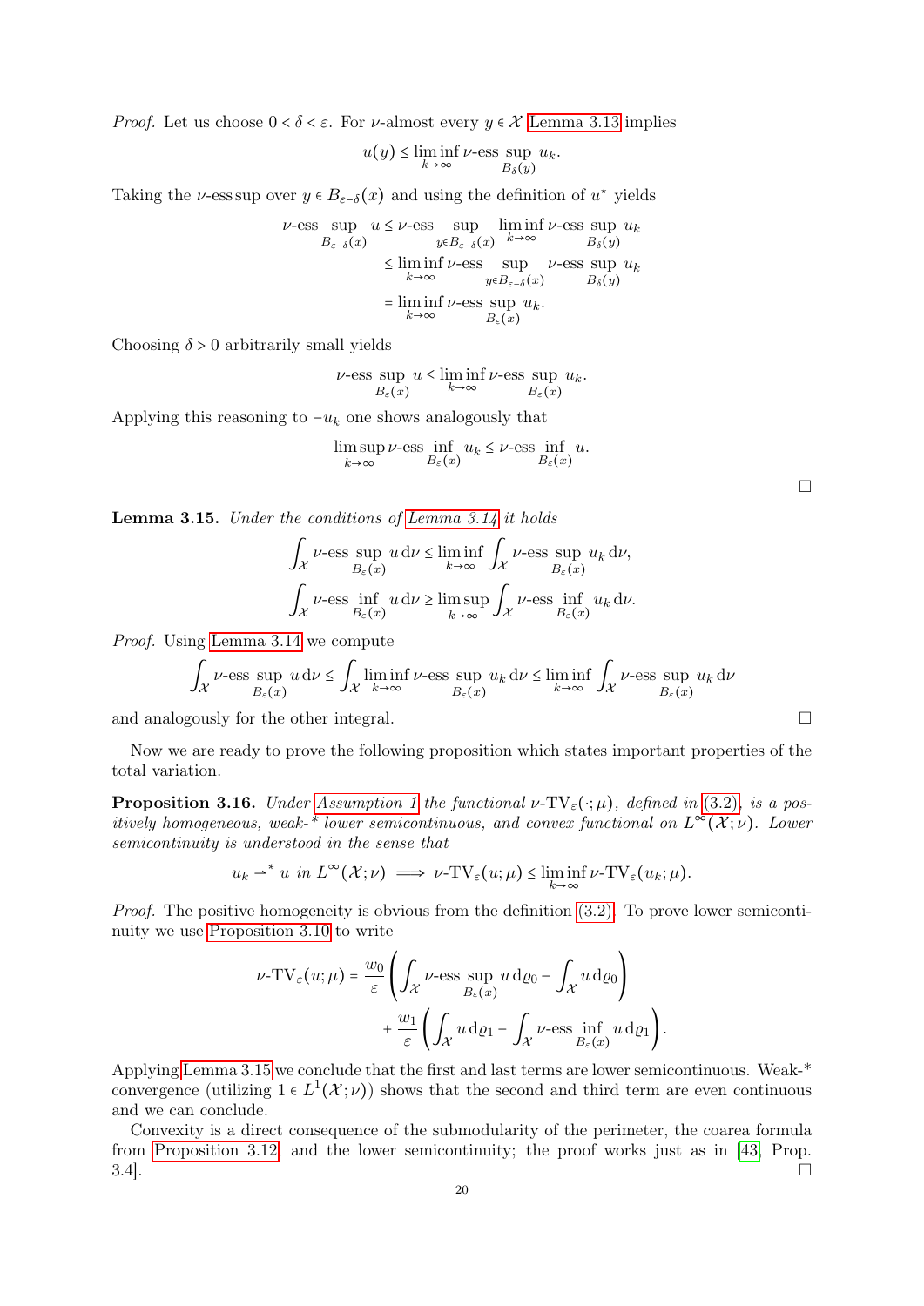*Proof.* Let us choose $0 < \delta < \varepsilon$. For $\nu$-almost every $y \in \mathcal{X}$ Lemma 3.13 implies

$$u(y) \le \liminf_{k\to\infty} \nu\text{-ess}\sup_{B_\delta(y)} u_k.$$

Taking the $\nu$-ess sup over $y \in B_{\varepsilon-\delta}(x)$ and using the definition of $u^\star$ yields

$$\begin{aligned}
\nu\text{-ess}\sup_{B_{\varepsilon-\delta}(x)} u &\le \nu\text{-ess}\sup_{y\in B_{\varepsilon-\delta}(x)} \liminf_{k\to\infty} \nu\text{-ess}\sup_{B_\delta(y)} u_k \\
&\le \liminf_{k\to\infty} \nu\text{-ess}\sup_{y\in B_{\varepsilon-\delta}(x)} \nu\text{-ess}\sup_{B_\delta(y)} u_k \\
&= \liminf_{k\to\infty} \nu\text{-ess}\sup_{B_\varepsilon(x)} u_k.
\end{aligned}$$

Choosing $\delta > 0$ arbitrarily small yields

$$\nu\text{-ess}\sup_{B_\varepsilon(x)} u \le \liminf_{k\to\infty} \nu\text{-ess}\sup_{B_\varepsilon(x)} u_k.$$

Applying this reasoning to $-u_k$ one shows analogously that

$$\limsup_{k\to\infty} \nu\text{-ess}\inf_{B_\varepsilon(x)} u_k \le \nu\text{-ess}\inf_{B_\varepsilon(x)} u.$$

□

**Lemma 3.15.** *Under the conditions of Lemma 3.14 it holds*

$$\int_{\mathcal{X}} \nu\text{-ess}\sup_{B_\varepsilon(x)} u \,\mathrm{d}\nu \le \liminf_{k\to\infty} \int_{\mathcal{X}} \nu\text{-ess}\sup_{B_\varepsilon(x)} u_k \,\mathrm{d}\nu,$$

$$\int_{\mathcal{X}} \nu\text{-ess}\inf_{B_\varepsilon(x)} u \,\mathrm{d}\nu \ge \limsup_{k\to\infty} \int_{\mathcal{X}} \nu\text{-ess}\inf_{B_\varepsilon(x)} u_k \,\mathrm{d}\nu.$$

*Proof.* Using Lemma 3.14 we compute

$$\int_{\mathcal{X}} \nu\text{-ess}\sup_{B_\varepsilon(x)} u \,\mathrm{d}\nu \le \int_{\mathcal{X}} \liminf_{k\to\infty} \nu\text{-ess}\sup_{B_\varepsilon(x)} u_k \,\mathrm{d}\nu \le \liminf_{k\to\infty} \int_{\mathcal{X}} \nu\text{-ess}\sup_{B_\varepsilon(x)} u_k \,\mathrm{d}\nu$$

and analogously for the other integral. □

Now we are ready to prove the following proposition which states important properties of the total variation.

**Proposition 3.16.** *Under Assumption 1 the functional $\nu\text{-TV}_\varepsilon(\cdot;\mu)$, defined in (3.2), is a positively homogeneous, weak-\* lower semicontinuous, and convex functional on $L^\infty(\mathcal{X};\nu)$. Lower semicontinuity is understood in the sense that*

$$u_k \rightharpoonup^* u \text{ in } L^\infty(\mathcal{X};\nu) \implies \nu\text{-TV}_\varepsilon(u;\mu) \le \liminf_{k\to\infty} \nu\text{-TV}_\varepsilon(u_k;\mu).$$

*Proof.* The positive homogeneity is obvious from the definition (3.2). To prove lower semicontinuity we use Proposition 3.10 to write

$$\begin{aligned}
\nu\text{-TV}_\varepsilon(u;\mu) = \frac{w_0}{\varepsilon}&\left(\int_{\mathcal{X}} \nu\text{-ess}\sup_{B_\varepsilon(x)} u \,\mathrm{d}\varrho_0 - \int_{\mathcal{X}} u \,\mathrm{d}\varrho_0\right) \\
&+ \frac{w_1}{\varepsilon}\left(\int_{\mathcal{X}} u \,\mathrm{d}\varrho_1 - \int_{\mathcal{X}} \nu\text{-ess}\inf_{B_\varepsilon(x)} u \,\mathrm{d}\varrho_1\right).
\end{aligned}$$

Applying Lemma 3.15 we conclude that the first and last terms are lower semicontinuous. Weak-\* convergence (utilizing $1 \in L^1(\mathcal{X};\nu)$) shows that the second and third term are even continuous and we can conclude.

Convexity is a direct consequence of the submodularity of the perimeter, the coarea formula from Proposition 3.12 and the lower semicontinuity; the proof works just as in [43, Prop. 3.4]. □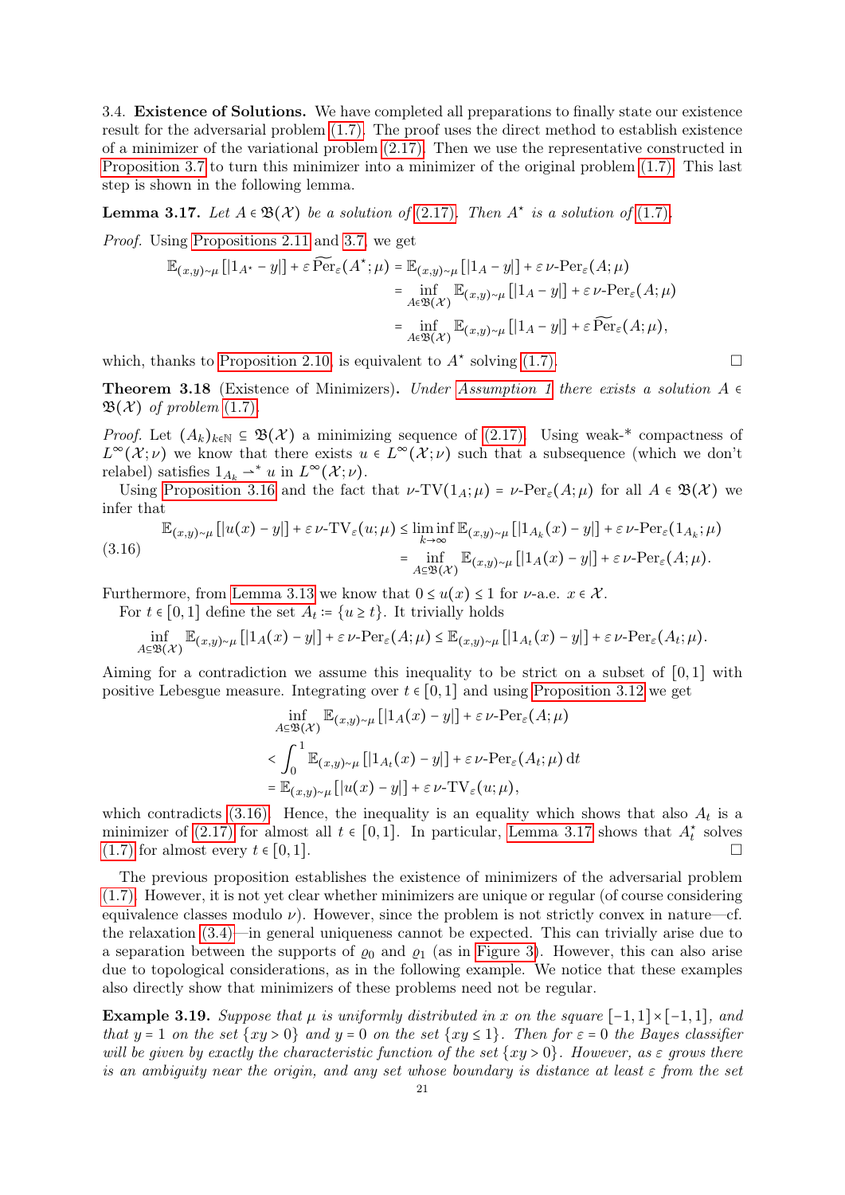3.4. **Existence of Solutions.** We have completed all preparations to finally state our existence result for the adversarial problem (1.7). The proof uses the direct method to establish existence of a minimizer of the variational problem (2.17). Then we use the representative constructed in Proposition 3.7 to turn this minimizer into a minimizer of the original problem (1.7). This last step is shown in the following lemma.

**Lemma 3.17.** *Let $A \in \mathfrak{B}(\mathcal{X})$ be a solution of (2.17). Then $A^\star$ is a solution of (1.7).*

*Proof.* Using Propositions 2.11 and 3.7, we get

$$
\begin{aligned}
\mathbb{E}_{(x,y)\sim\mu}\left[|1_{A^\star} - y|\right] + \varepsilon\, \widetilde{\mathrm{Per}}_\varepsilon(A^\star;\mu) &= \mathbb{E}_{(x,y)\sim\mu}\left[|1_A - y|\right] + \varepsilon\, \nu\text{-}\mathrm{Per}_\varepsilon(A;\mu) \\
&= \inf_{A\in\mathfrak{B}(\mathcal{X})} \mathbb{E}_{(x,y)\sim\mu}\left[|1_A - y|\right] + \varepsilon\, \nu\text{-}\mathrm{Per}_\varepsilon(A;\mu) \\
&= \inf_{A\in\mathfrak{B}(\mathcal{X})} \mathbb{E}_{(x,y)\sim\mu}\left[|1_A - y|\right] + \varepsilon\, \widetilde{\mathrm{Per}}_\varepsilon(A;\mu),
\end{aligned}
$$

which, thanks to Proposition 2.10, is equivalent to $A^\star$ solving (1.7). □

**Theorem 3.18** (Existence of Minimizers)**.** *Under Assumption 1 there exists a solution $A \in \mathfrak{B}(\mathcal{X})$ of problem (1.7).*

*Proof.* Let $(A_k)_{k\in\mathbb{N}} \subseteq \mathfrak{B}(\mathcal{X})$ a minimizing sequence of (2.17). Using weak-\* compactness of $L^\infty(\mathcal{X};\nu)$ we know that there exists $u \in L^\infty(\mathcal{X};\nu)$ such that a subsequence (which we don't relabel) satisfies $1_{A_k} \rightharpoonup^* u$ in $L^\infty(\mathcal{X};\nu)$.

Using Proposition 3.16 and the fact that $\nu\text{-}\mathrm{TV}(1_A;\mu) = \nu\text{-}\mathrm{Per}_\varepsilon(A;\mu)$ for all $A \in \mathfrak{B}(\mathcal{X})$ we infer that

$$
\begin{aligned}
\mathbb{E}_{(x,y)\sim\mu}\left[|u(x) - y|\right] + \varepsilon\, \nu\text{-}\mathrm{TV}_\varepsilon(u;\mu) &\le \liminf_{k\to\infty} \mathbb{E}_{(x,y)\sim\mu}\left[|1_{A_k}(x) - y|\right] + \varepsilon\, \nu\text{-}\mathrm{Per}_\varepsilon(1_{A_k};\mu) \\
&= \inf_{A\subseteq\mathfrak{B}(\mathcal{X})} \mathbb{E}_{(x,y)\sim\mu}\left[|1_A(x) - y|\right] + \varepsilon\, \nu\text{-}\mathrm{Per}_\varepsilon(A;\mu).
\end{aligned}
\tag{3.16}
$$

Furthermore, from Lemma 3.13 we know that $0 \le u(x) \le 1$ for $\nu$-a.e. $x \in \mathcal{X}$.

For $t \in [0,1]$ define the set $A_t := \{u \ge t\}$. It trivially holds

$$
\inf_{A\subseteq\mathfrak{B}(\mathcal{X})} \mathbb{E}_{(x,y)\sim\mu}\left[|1_A(x) - y|\right] + \varepsilon\, \nu\text{-}\mathrm{Per}_\varepsilon(A;\mu) \le \mathbb{E}_{(x,y)\sim\mu}\left[|1_{A_t}(x) - y|\right] + \varepsilon\, \nu\text{-}\mathrm{Per}_\varepsilon(A_t;\mu).
$$

Aiming for a contradiction we assume this inequality to be strict on a subset of $[0,1]$ with positive Lebesgue measure. Integrating over $t \in [0,1]$ and using Proposition 3.12 we get

$$
\begin{aligned}
&\inf_{A\subseteq\mathfrak{B}(\mathcal{X})} \mathbb{E}_{(x,y)\sim\mu}\left[|1_A(x) - y|\right] + \varepsilon\, \nu\text{-}\mathrm{Per}_\varepsilon(A;\mu) \\
&< \int_0^1 \mathbb{E}_{(x,y)\sim\mu}\left[|1_{A_t}(x) - y|\right] + \varepsilon\, \nu\text{-}\mathrm{Per}_\varepsilon(A_t;\mu)\,\mathrm{d}t \\
&= \mathbb{E}_{(x,y)\sim\mu}\left[|u(x) - y|\right] + \varepsilon\, \nu\text{-}\mathrm{TV}_\varepsilon(u;\mu),
\end{aligned}
$$

which contradicts (3.16). Hence, the inequality is an equality which shows that also $A_t$ is a minimizer of (2.17) for almost all $t \in [0,1]$. In particular, Lemma 3.17 shows that $A_t^\star$ solves (1.7) for almost every $t \in [0,1]$. □

The previous proposition establishes the existence of minimizers of the adversarial problem (1.7). However, it is not yet clear whether minimizers are unique or regular (of course considering equivalence classes modulo $\nu$). However, since the problem is not strictly convex in nature—cf. the relaxation (3.4)—in general uniqueness cannot be expected. This can trivially arise due to a separation between the supports of $\varrho_0$ and $\varrho_1$ (as in Figure 3). However, this can also arise due to topological considerations, as in the following example. We notice that these examples also directly show that minimizers of these problems need not be regular.

**Example 3.19.** *Suppose that $\mu$ is uniformly distributed in $x$ on the square $[-1,1]\times[-1,1]$, and that $y = 1$ on the set $\{xy > 0\}$ and $y = 0$ on the set $\{xy \le 1\}$. Then for $\varepsilon = 0$ the Bayes classifier will be given by exactly the characteristic function of the set $\{xy > 0\}$. However, as $\varepsilon$ grows there is an ambiguity near the origin, and any set whose boundary is distance at least $\varepsilon$ from the set*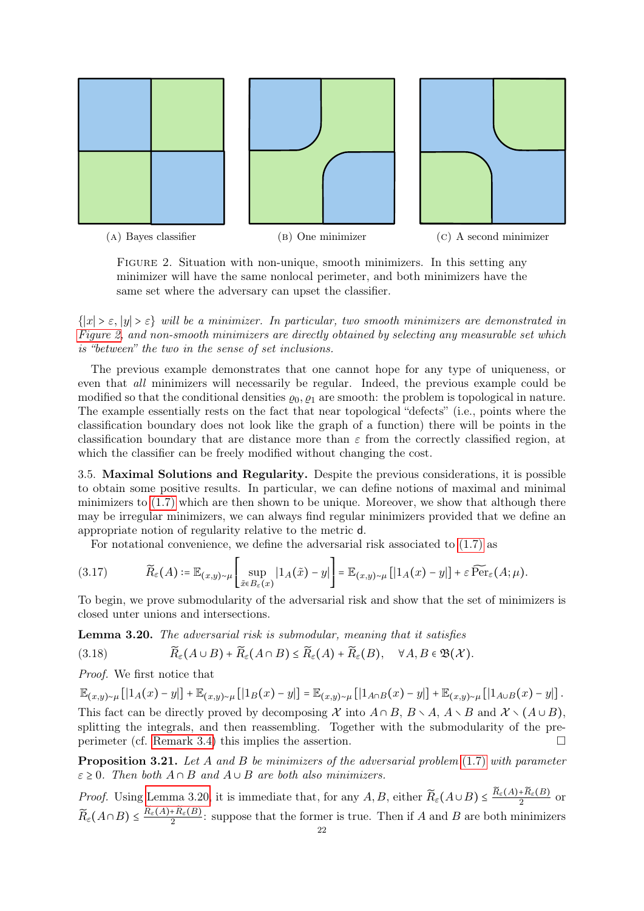(A) Bayes classifier    (B) One minimizer    (C) A second minimizer

Figure 2. Situation with non-unique, smooth minimizers. In this setting any minimizer will have the same nonlocal perimeter, and both minimizers have the same set where the adversary can upset the classifier.

*$\{|x| > \varepsilon, |y| > \varepsilon\}$ will be a minimizer. In particular, two smooth minimizers are demonstrated in Figure 2, and non-smooth minimizers are directly obtained by selecting any measurable set which is "between" the two in the sense of set inclusions.*

The previous example demonstrates that one cannot hope for any type of uniqueness, or even that *all* minimizers will necessarily be regular. Indeed, the previous example could be modified so that the conditional densities $\varrho_0, \varrho_1$ are smooth: the problem is topological in nature. The example essentially rests on the fact that near topological "defects" (i.e., points where the classification boundary does not look like the graph of a function) there will be points in the classification boundary that are distance more than $\varepsilon$ from the correctly classified region, at which the classifier can be freely modified without changing the cost.

3.5. **Maximal Solutions and Regularity.** Despite the previous considerations, it is possible to obtain some positive results. In particular, we can define notions of maximal and minimal minimizers to (1.7) which are then shown to be unique. Moreover, we show that although there may be irregular minimizers, we can always find regular minimizers provided that we define an appropriate notion of regularity relative to the metric $\mathsf{d}$.

For notational convenience, we define the adversarial risk associated to (1.7) as

$$\widetilde{R}_\varepsilon(A) := \mathbb{E}_{(x,y)\sim\mu}\left[\sup_{\tilde{x}\in B_\varepsilon(x)} |1_A(\tilde{x}) - y|\right] = \mathbb{E}_{(x,y)\sim\mu}\left[|1_A(x) - y|\right] + \varepsilon\,\widetilde{\operatorname{Per}}_\varepsilon(A;\mu). \tag{3.17}$$

To begin, we prove submodularity of the adversarial risk and show that the set of minimizers is closed unter unions and intersections.

**Lemma 3.20.** *The adversarial risk is submodular, meaning that it satisfies*

$$\widetilde{R}_\varepsilon(A\cup B) + \widetilde{R}_\varepsilon(A\cap B) \le \widetilde{R}_\varepsilon(A) + \widetilde{R}_\varepsilon(B), \quad \forall A, B \in \mathfrak{B}(\mathcal{X}). \tag{3.18}$$

*Proof.* We first notice that

$$\mathbb{E}_{(x,y)\sim\mu}\left[|1_A(x) - y|\right] + \mathbb{E}_{(x,y)\sim\mu}\left[|1_B(x) - y|\right] = \mathbb{E}_{(x,y)\sim\mu}\left[|1_{A\cap B}(x) - y|\right] + \mathbb{E}_{(x,y)\sim\mu}\left[|1_{A\cup B}(x) - y|\right].$$

This fact can be directly proved by decomposing $\mathcal{X}$ into $A\cap B$, $B\setminus A$, $A\setminus B$ and $\mathcal{X}\setminus(A\cup B)$, splitting the integrals, and then reassembling. Together with the submodularity of the pre-perimeter (cf. Remark 3.4) this implies the assertion. □

**Proposition 3.21.** *Let $A$ and $B$ be minimizers of the adversarial problem (1.7) with parameter $\varepsilon \ge 0$. Then both $A\cap B$ and $A\cup B$ are both also minimizers.*

*Proof.* Using Lemma 3.20, it is immediate that, for any $A, B$, either $\widetilde{R}_\varepsilon(A\cup B) \le \frac{\widetilde{R}_\varepsilon(A)+\widetilde{R}_\varepsilon(B)}{2}$ or $\widetilde{R}_\varepsilon(A\cap B) \le \frac{\widetilde{R}_\varepsilon(A)+\widetilde{R}_\varepsilon(B)}{2}$: suppose that the former is true. Then if $A$ and $B$ are both minimizers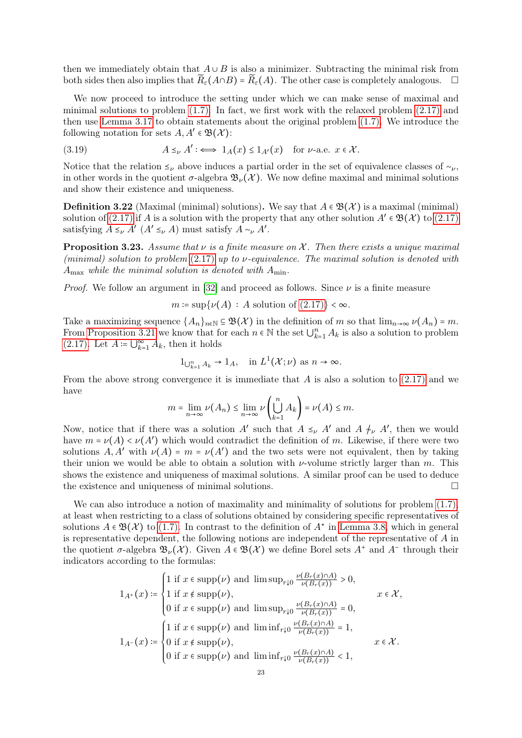then we immediately obtain that $A \cup B$ is also a minimizer. Subtracting the minimal risk from both sides then also implies that $\widetilde{R}_\varepsilon(A \cap B) = \widetilde{R}_\varepsilon(A)$. The other case is completely analogous. □

We now proceed to introduce the setting under which we can make sense of maximal and minimal solutions to problem (1.7). In fact, we first work with the relaxed problem (2.17) and then use Lemma 3.17 to obtain statements about the original problem (1.7). We introduce the following notation for sets $A, A' \in \mathfrak{B}(\mathcal{X})$:

$$A \preceq_\nu A' :\iff 1_A(x) \le 1_{A'}(x) \quad \text{for } \nu\text{-a.e. } x \in \mathcal{X}. \tag{3.19}$$

Notice that the relation $\preceq_\nu$ above induces a partial order in the set of equivalence classes of $\sim_\nu$, in other words in the quotient $\sigma$-algebra $\mathfrak{B}_\nu(\mathcal{X})$. We now define maximal and minimal solutions and show their existence and uniqueness.

**Definition 3.22** (Maximal (minimal) solutions)**.** We say that $A \in \mathfrak{B}(\mathcal{X})$ is a maximal (minimal) solution of (2.17) if $A$ is a solution with the property that any other solution $A' \in \mathfrak{B}(\mathcal{X})$ to (2.17) satisfying $A \preceq_\nu A'$ ($A' \preceq_\nu A$) must satisfy $A \sim_\nu A'$.

**Proposition 3.23.** *Assume that $\nu$ is a finite measure on $\mathcal{X}$. Then there exists a unique maximal (minimal) solution to problem (2.17) up to $\nu$-equivalence. The maximal solution is denoted with $A_{\max}$ while the minimal solution is denoted with $A_{\min}$.*

*Proof.* We follow an argument in [32] and proceed as follows. Since $\nu$ is a finite measure

$$m := \sup\{\nu(A) \,:\, A \text{ solution of (2.17)}\} < \infty.$$

Take a maximizing sequence $\{A_n\}_{n\in\mathbb{N}} \subseteq \mathfrak{B}(\mathcal{X})$ in the definition of $m$ so that $\lim_{n\to\infty} \nu(A_n) = m$. From Proposition 3.21 we know that for each $n \in \mathbb{N}$ the set $\bigcup_{k=1}^n A_k$ is also a solution to problem (2.17). Let $A := \bigcup_{k=1}^\infty A_k$, then it holds

$$1_{\bigcup_{k=1}^n A_k} \to 1_A, \quad \text{in } L^1(\mathcal{X};\nu) \text{ as } n \to \infty.$$

From the above strong convergence it is immediate that $A$ is also a solution to (2.17) and we have

$$m = \lim_{n\to\infty} \nu(A_n) \le \lim_{n\to\infty} \nu\left(\bigcup_{k=1}^n A_k\right) = \nu(A) \le m.$$

Now, notice that if there was a solution $A'$ such that $A \preceq_\nu A'$ and $A \not\sim_\nu A'$, then we would have $m = \nu(A) < \nu(A')$ which would contradict the definition of $m$. Likewise, if there were two solutions $A, A'$ with $\nu(A) = m = \nu(A')$ and the two sets were not equivalent, then by taking their union we would be able to obtain a solution with $\nu$-volume strictly larger than $m$. This shows the existence and uniqueness of maximal solutions. A similar proof can be used to deduce the existence and uniqueness of minimal solutions. □

We can also introduce a notion of maximality and minimality of solutions for problem (1.7), at least when restricting to a class of solutions obtained by considering specific representatives of solutions $A \in \mathfrak{B}(\mathcal{X})$ to (1.7). In contrast to the definition of $A^\star$ in Lemma 3.8, which in general is representative dependent, the following notions are independent of the representative of $A$ in the quotient $\sigma$-algebra $\mathfrak{B}_\nu(\mathcal{X})$. Given $A \in \mathfrak{B}(\mathcal{X})$ we define Borel sets $A^+$ and $A^-$ through their indicators according to the formulas:

$$1_{A^+}(x) := \begin{cases} 1 \text{ if } x \in \operatorname{supp}(\nu) \text{ and } \limsup_{r\downarrow 0} \frac{\nu(B_r(x)\cap A)}{\nu(B_r(x))} > 0, \\ 1 \text{ if } x \notin \operatorname{supp}(\nu), \\ 0 \text{ if } x \in \operatorname{supp}(\nu) \text{ and } \limsup_{r\downarrow 0} \frac{\nu(B_r(x)\cap A)}{\nu(B_r(x))} = 0, \end{cases} \qquad x \in \mathcal{X},$$

$$1_{A^-}(x) := \begin{cases} 1 \text{ if } x \in \operatorname{supp}(\nu) \text{ and } \liminf_{r\downarrow 0} \frac{\nu(B_r(x)\cap A)}{\nu(B_r(x))} = 1, \\ 0 \text{ if } x \notin \operatorname{supp}(\nu), \\ 0 \text{ if } x \in \operatorname{supp}(\nu) \text{ and } \liminf_{r\downarrow 0} \frac{\nu(B_r(x)\cap A)}{\nu(B_r(x))} < 1, \end{cases} \qquad x \in \mathcal{X}.$$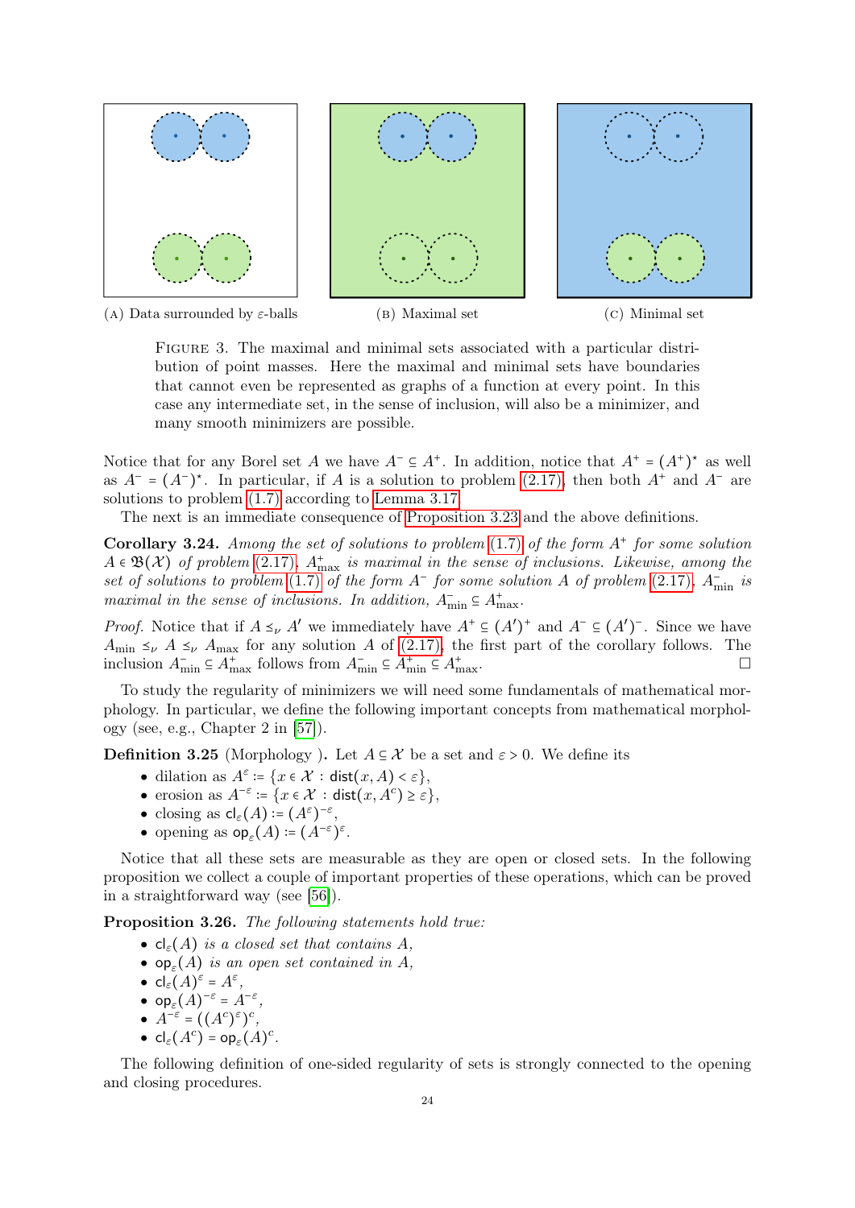(A) Data surrounded by $\varepsilon$-balls

(B) Maximal set

(C) Minimal set

FIGURE 3. The maximal and minimal sets associated with a particular distribution of point masses. Here the maximal and minimal sets have boundaries that cannot even be represented as graphs of a function at every point. In this case any intermediate set, in the sense of inclusion, will also be a minimizer, and many smooth minimizers are possible.

Notice that for any Borel set $A$ we have $A^- \subseteq A^+$. In addition, notice that $A^+ = (A^+)^\star$ as well as $A^- = (A^-)^\star$. In particular, if $A$ is a solution to problem (2.17), then both $A^+$ and $A^-$ are solutions to problem (1.7) according to Lemma 3.17.

The next is an immediate consequence of Proposition 3.23 and the above definitions.

**Corollary 3.24.** *Among the set of solutions to problem (1.7) of the form $A^+$ for some solution $A \in \mathfrak{B}(\mathcal{X})$ of problem (2.17), $A^+_{\max}$ is maximal in the sense of inclusions. Likewise, among the set of solutions to problem (1.7) of the form $A^-$ for some solution $A$ of problem (2.17), $A^-_{\min}$ is maximal in the sense of inclusions. In addition, $A^-_{\min} \subseteq A^+_{\max}$.*

*Proof.* Notice that if $A \preceq_\nu A'$ we immediately have $A^+ \subseteq (A')^+$ and $A^- \subseteq (A')^-$. Since we have $A_{\min} \preceq_\nu A \preceq_\nu A_{\max}$ for any solution $A$ of (2.17), the first part of the corollary follows. The inclusion $A^-_{\min} \subseteq A^+_{\max}$ follows from $A^-_{\min} \subseteq A^+_{\min} \subseteq A^+_{\max}$. □

To study the regularity of minimizers we will need some fundamentals of mathematical morphology. In particular, we define the following important concepts from mathematical morphology (see, e.g., Chapter 2 in [57]).

**Definition 3.25** (Morphology ). Let $A \subseteq \mathcal{X}$ be a set and $\varepsilon > 0$. We define its

- dilation as $A^\varepsilon := \{x \in \mathcal{X} : \mathsf{dist}(x, A) < \varepsilon\}$,
- erosion as $A^{-\varepsilon} := \{x \in \mathcal{X} : \mathsf{dist}(x, A^c) \geq \varepsilon\}$,
- closing as $\mathsf{cl}_\varepsilon(A) := (A^\varepsilon)^{-\varepsilon}$,
- opening as $\mathsf{op}_\varepsilon(A) := (A^{-\varepsilon})^\varepsilon$.

Notice that all these sets are measurable as they are open or closed sets. In the following proposition we collect a couple of important properties of these operations, which can be proved in a straightforward way (see [56]).

**Proposition 3.26.** *The following statements hold true:*

- *$\mathsf{cl}_\varepsilon(A)$ is a closed set that contains $A$,*
- *$\mathsf{op}_\varepsilon(A)$ is an open set contained in $A$,*
- *$\mathsf{cl}_\varepsilon(A)^\varepsilon = A^\varepsilon$,*
- *$\mathsf{op}_\varepsilon(A)^{-\varepsilon} = A^{-\varepsilon}$,*
- *$A^{-\varepsilon} = ((A^c)^\varepsilon)^c$,*
- *$\mathsf{cl}_\varepsilon(A^c) = \mathsf{op}_\varepsilon(A)^c$.*

The following definition of one-sided regularity of sets is strongly connected to the opening and closing procedures.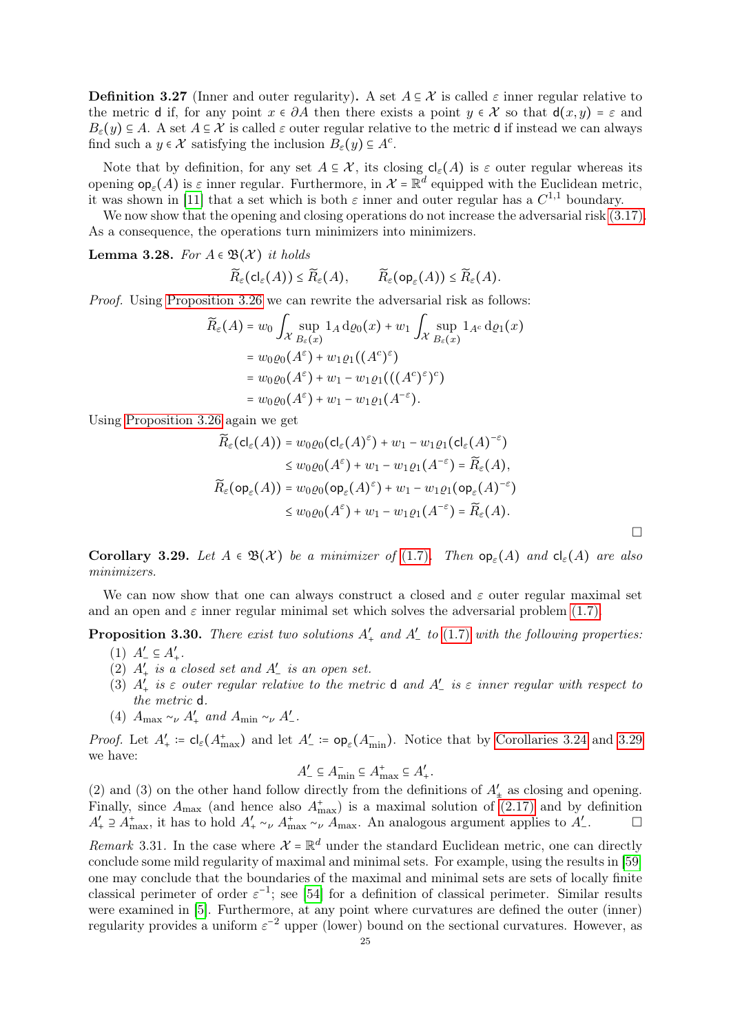**Definition 3.27** (Inner and outer regularity)**.** A set $A \subseteq \mathcal{X}$ is called $\varepsilon$ inner regular relative to the metric $\mathsf{d}$ if, for any point $x \in \partial A$ then there exists a point $y \in \mathcal{X}$ so that $\mathsf{d}(x,y) = \varepsilon$ and $B_\varepsilon(y) \subseteq A$. A set $A \subseteq \mathcal{X}$ is called $\varepsilon$ outer regular relative to the metric $\mathsf{d}$ if instead we can always find such a $y \in \mathcal{X}$ satisfying the inclusion $B_\varepsilon(y) \subseteq A^c$.

Note that by definition, for any set $A \subseteq \mathcal{X}$, its closing $\mathsf{cl}_\varepsilon(A)$ is $\varepsilon$ outer regular whereas its opening $\mathsf{op}_\varepsilon(A)$ is $\varepsilon$ inner regular. Furthermore, in $\mathcal{X} = \mathbb{R}^d$ equipped with the Euclidean metric, it was shown in [11] that a set which is both $\varepsilon$ inner and outer regular has a $C^{1,1}$ boundary.

We now show that the opening and closing operations do not increase the adversarial risk (3.17). As a consequence, the operations turn minimizers into minimizers.

**Lemma 3.28.** *For $A \in \mathfrak{B}(\mathcal{X})$ it holds*

$$\widetilde{R}_\varepsilon(\mathsf{cl}_\varepsilon(A)) \le \widetilde{R}_\varepsilon(A), \qquad \widetilde{R}_\varepsilon(\mathsf{op}_\varepsilon(A)) \le \widetilde{R}_\varepsilon(A).$$

*Proof.* Using Proposition 3.26 we can rewrite the adversarial risk as follows:

$$\begin{aligned}
\widetilde{R}_\varepsilon(A) &= w_0 \int_{\mathcal{X}} \sup_{B_\varepsilon(x)} 1_A \,\mathrm{d}\varrho_0(x) + w_1 \int_{\mathcal{X}} \sup_{B_\varepsilon(x)} 1_{A^c} \,\mathrm{d}\varrho_1(x) \\
&= w_0 \varrho_0(A^\varepsilon) + w_1 \varrho_1((A^c)^\varepsilon) \\
&= w_0 \varrho_0(A^\varepsilon) + w_1 - w_1 \varrho_1(((A^c)^\varepsilon)^c) \\
&= w_0 \varrho_0(A^\varepsilon) + w_1 - w_1 \varrho_1(A^{-\varepsilon}).
\end{aligned}$$

Using Proposition 3.26 again we get

$$\begin{aligned}
\widetilde{R}_\varepsilon(\mathsf{cl}_\varepsilon(A)) &= w_0 \varrho_0(\mathsf{cl}_\varepsilon(A)^\varepsilon) + w_1 - w_1 \varrho_1(\mathsf{cl}_\varepsilon(A)^{-\varepsilon}) \\
&\le w_0 \varrho_0(A^\varepsilon) + w_1 - w_1 \varrho_1(A^{-\varepsilon}) = \widetilde{R}_\varepsilon(A), \\
\widetilde{R}_\varepsilon(\mathsf{op}_\varepsilon(A)) &= w_0 \varrho_0(\mathsf{op}_\varepsilon(A)^\varepsilon) + w_1 - w_1 \varrho_1(\mathsf{op}_\varepsilon(A)^{-\varepsilon}) \\
&\le w_0 \varrho_0(A^\varepsilon) + w_1 - w_1 \varrho_1(A^{-\varepsilon}) = \widetilde{R}_\varepsilon(A).
\end{aligned}$$

□

**Corollary 3.29.** *Let $A \in \mathfrak{B}(\mathcal{X})$ be a minimizer of (1.7). Then $\mathsf{op}_\varepsilon(A)$ and $\mathsf{cl}_\varepsilon(A)$ are also minimizers.*

We can now show that one can always construct a closed and $\varepsilon$ outer regular maximal set and an open and $\varepsilon$ inner regular minimal set which solves the adversarial problem (1.7).

**Proposition 3.30.** *There exist two solutions $A'_+$ and $A'_-$ to (1.7) with the following properties:*

1. *$A'_- \subseteq A'_+$.*
2. *$A'_+$ is a closed set and $A'_-$ is an open set.*
3. *$A'_+$ is $\varepsilon$ outer regular relative to the metric $\mathsf{d}$ and $A'_-$ is $\varepsilon$ inner regular with respect to the metric $\mathsf{d}$.*
4. *$A_{\max} \sim_\nu A'_+$ and $A_{\min} \sim_\nu A'_-$.*

*Proof.* Let $A'_+ := \mathsf{cl}_\varepsilon(A^+_{\max})$ and let $A'_- := \mathsf{op}_\varepsilon(A^-_{\min})$. Notice that by Corollaries 3.24 and 3.29 we have:

$$A'_- \subseteq A^-_{\min} \subseteq A^+_{\max} \subseteq A'_+.$$

(2) and (3) on the other hand follow directly from the definitions of $A'_\pm$ as closing and opening. Finally, since $A_{\max}$ (and hence also $A^+_{\max}$) is a maximal solution of (2.17) and by definition $A'_+ \supseteq A^+_{\max}$, it has to hold $A'_+ \sim_\nu A^+_{\max} \sim_\nu A_{\max}$. An analogous argument applies to $A'_-$. □

*Remark* 3.31. In the case where $\mathcal{X} = \mathbb{R}^d$ under the standard Euclidean metric, one can directly conclude some mild regularity of maximal and minimal sets. For example, using the results in [59] one may conclude that the boundaries of the maximal and minimal sets are sets of locally finite classical perimeter of order $\varepsilon^{-1}$; see [54] for a definition of classical perimeter. Similar results were examined in [5]. Furthermore, at any point where curvatures are defined the outer (inner) regularity provides a uniform $\varepsilon^{-2}$ upper (lower) bound on the sectional curvatures. However, as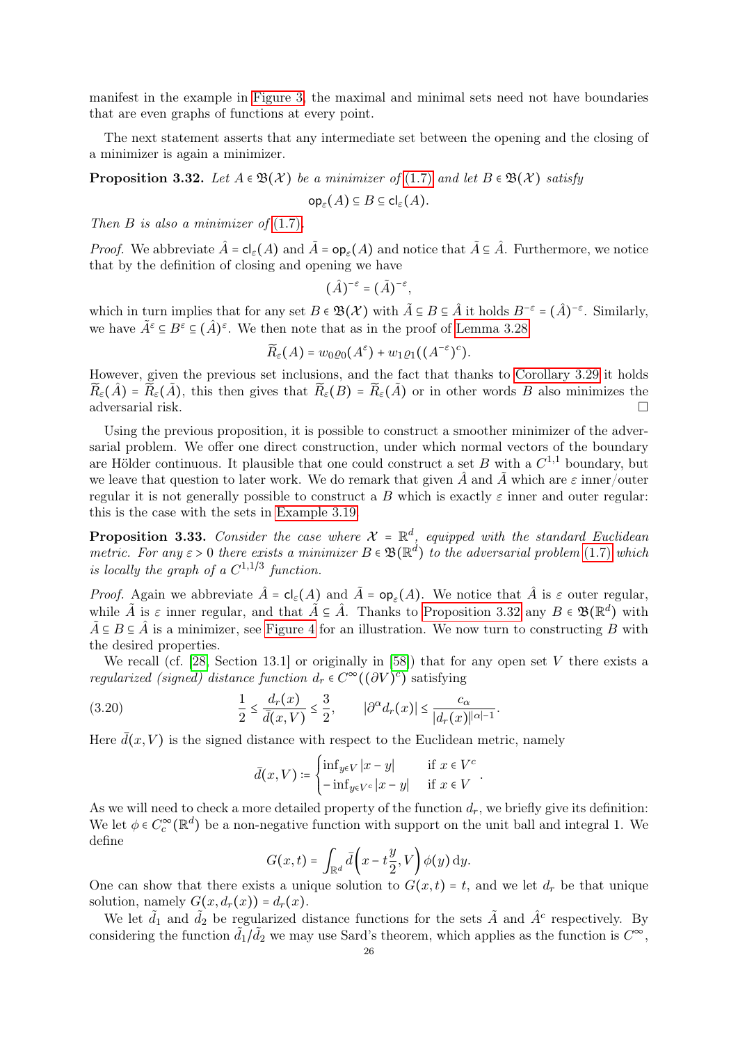manifest in the example in Figure 3, the maximal and minimal sets need not have boundaries that are even graphs of functions at every point.

The next statement asserts that any intermediate set between the opening and the closing of a minimizer is again a minimizer.

**Proposition 3.32.** *Let $A \in \mathfrak{B}(\mathcal{X})$ be a minimizer of (1.7) and let $B \in \mathfrak{B}(\mathcal{X})$ satisfy*

$$\mathsf{op}_\varepsilon(A) \subseteq B \subseteq \mathsf{cl}_\varepsilon(A).$$

*Then $B$ is also a minimizer of (1.7).*

*Proof.* We abbreviate $\hat{A} = \mathsf{cl}_\varepsilon(A)$ and $\tilde{A} = \mathsf{op}_\varepsilon(A)$ and notice that $\tilde{A} \subseteq \hat{A}$. Furthermore, we notice that by the definition of closing and opening we have

$$(\hat{A})^{-\varepsilon} = (\tilde{A})^{-\varepsilon},$$

which in turn implies that for any set $B \in \mathfrak{B}(\mathcal{X})$ with $\tilde{A} \subseteq B \subseteq \hat{A}$ it holds $B^{-\varepsilon} = (\hat{A})^{-\varepsilon}$. Similarly, we have $\tilde{A}^\varepsilon \subseteq B^\varepsilon \subseteq (\hat{A})^\varepsilon$. We then note that as in the proof of Lemma 3.28

$$\widetilde{R}_\varepsilon(A) = w_0 \varrho_0(A^\varepsilon) + w_1 \varrho_1((A^{-\varepsilon})^c).$$

However, given the previous set inclusions, and the fact that thanks to Corollary 3.29 it holds $\widetilde{R}_\varepsilon(\hat{A}) = \widetilde{R}_\varepsilon(\tilde{A})$, this then gives that $\widetilde{R}_\varepsilon(B) = \widetilde{R}_\varepsilon(\tilde{A})$ or in other words $B$ also minimizes the adversarial risk. $\square$

Using the previous proposition, it is possible to construct a smoother minimizer of the adversarial problem. We offer one direct construction, under which normal vectors of the boundary are Hölder continuous. It plausible that one could construct a set $B$ with a $C^{1,1}$ boundary, but we leave that question to later work. We do remark that given $\hat{A}$ and $\tilde{A}$ which are $\varepsilon$ inner/outer regular it is not generally possible to construct a $B$ which is exactly $\varepsilon$ inner and outer regular: this is the case with the sets in Example 3.19.

**Proposition 3.33.** *Consider the case where $\mathcal{X} = \mathbb{R}^d$, equipped with the standard Euclidean metric. For any $\varepsilon > 0$ there exists a minimizer $B \in \mathfrak{B}(\mathbb{R}^d)$ to the adversarial problem (1.7) which is locally the graph of a $C^{1,1/3}$ function.*

*Proof.* Again we abbreviate $\hat{A} = \mathsf{cl}_\varepsilon(A)$ and $\tilde{A} = \mathsf{op}_\varepsilon(A)$. We notice that $\hat{A}$ is $\varepsilon$ outer regular, while $\tilde{A}$ is $\varepsilon$ inner regular, and that $\tilde{A} \subseteq \hat{A}$. Thanks to Proposition 3.32 any $B \in \mathfrak{B}(\mathbb{R}^d)$ with $\tilde{A} \subseteq B \subseteq \hat{A}$ is a minimizer, see Figure 4 for an illustration. We now turn to constructing $B$ with the desired properties.

We recall (cf. [28, Section 13.1] or originally in [58]) that for any open set $V$ there exists a *regularized (signed) distance function* $d_r \in C^\infty((\partial V)^c)$ satisfying

$$\frac{1}{2} \leq \frac{d_r(x)}{\bar{d}(x, V)} \leq \frac{3}{2}, \qquad |\partial^\alpha d_r(x)| \leq \frac{c_\alpha}{|d_r(x)|^{|\alpha|-1}}. \tag{3.20}$$

Here $\bar{d}(x, V)$ is the signed distance with respect to the Euclidean metric, namely

$$\bar{d}(x, V) := \begin{cases} \inf_{y \in V} |x - y| & \text{if } x \in V^c \\ -\inf_{y \in V^c} |x - y| & \text{if } x \in V \end{cases}.$$

As we will need to check a more detailed property of the function $d_r$, we briefly give its definition: We let $\phi \in C_c^\infty(\mathbb{R}^d)$ be a non-negative function with support on the unit ball and integral 1. We define

$$G(x, t) = \int_{\mathbb{R}^d} \bar{d}\left(x - t\frac{y}{2}, V\right) \phi(y) \, \mathrm{d}y.$$

One can show that there exists a unique solution to $G(x, t) = t$, and we let $d_r$ be that unique solution, namely $G(x, d_r(x)) = d_r(x)$.

We let $\tilde{d}_1$ and $\tilde{d}_2$ be regularized distance functions for the sets $\tilde{A}$ and $\hat{A}^c$ respectively. By considering the function $\tilde{d}_1/\tilde{d}_2$ we may use Sard's theorem, which applies as the function is $C^\infty$,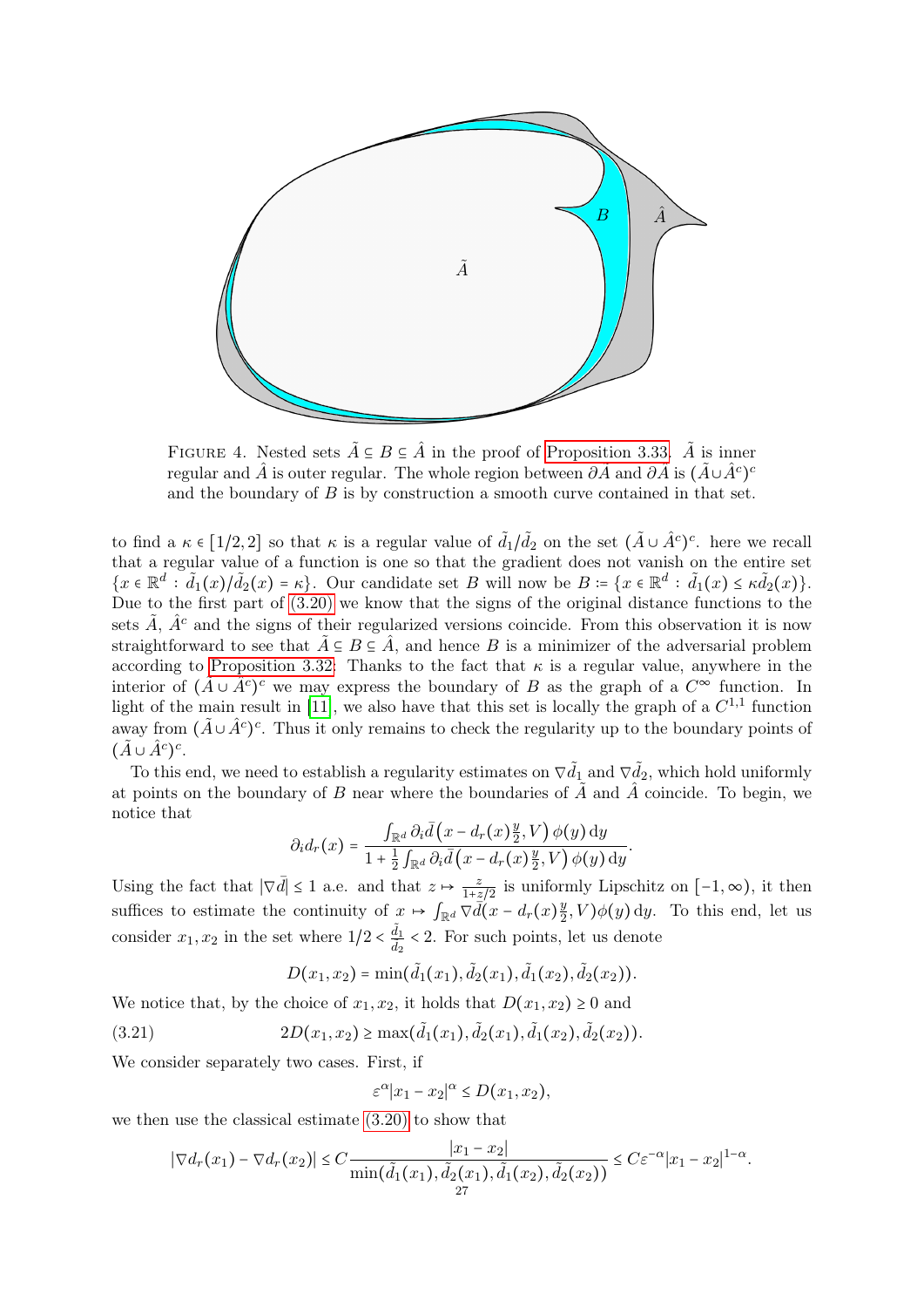FIGURE 4. Nested sets $\tilde{A} \subseteq B \subseteq \hat{A}$ in the proof of Proposition 3.33. $\tilde{A}$ is inner regular and $\hat{A}$ is outer regular. The whole region between $\partial\tilde{A}$ and $\partial\hat{A}$ is $(\tilde{A}\cup\hat{A}^c)^c$ and the boundary of $B$ is by construction a smooth curve contained in that set.

to find a $\kappa \in [1/2, 2]$ so that $\kappa$ is a regular value of $\tilde{d}_1/\tilde{d}_2$ on the set $(\tilde{A}\cup\hat{A}^c)^c$. here we recall that a regular value of a function is one so that the gradient does not vanish on the entire set $\{x \in \mathbb{R}^d : \tilde{d}_1(x)/\tilde{d}_2(x) = \kappa\}$. Our candidate set $B$ will now be $B := \{x \in \mathbb{R}^d : \tilde{d}_1(x) \le \kappa \tilde{d}_2(x)\}$. Due to the first part of (3.20) we know that the signs of the original distance functions to the sets $\tilde{A}$, $\hat{A}^c$ and the signs of their regularized versions coincide. From this observation it is now straightforward to see that $\tilde{A} \subseteq B \subseteq \hat{A}$, and hence $B$ is a minimizer of the adversarial problem according to Proposition 3.32. Thanks to the fact that $\kappa$ is a regular value, anywhere in the interior of $(\tilde{A}\cup\hat{A}^c)^c$ we may express the boundary of $B$ as the graph of a $C^\infty$ function. In light of the main result in [11], we also have that this set is locally the graph of a $C^{1,1}$ function away from $(\tilde{A}\cup\hat{A}^c)^c$. Thus it only remains to check the regularity up to the boundary points of $(\tilde{A}\cup\hat{A}^c)^c$.

To this end, we need to establish a regularity estimates on $\nabla\tilde{d}_1$ and $\nabla\tilde{d}_2$, which hold uniformly at points on the boundary of $B$ near where the boundaries of $\tilde{A}$ and $\hat{A}$ coincide. To begin, we notice that

$$\partial_i d_r(x) = \frac{\int_{\mathbb{R}^d} \partial_i \bar{d}\big(x - d_r(x)\tfrac{y}{2}, V\big)\,\phi(y)\,\mathrm{d}y}{1 + \frac{1}{2}\int_{\mathbb{R}^d} \partial_i \bar{d}\big(x - d_r(x)\tfrac{y}{2}, V\big)\,\phi(y)\,\mathrm{d}y}.$$

Using the fact that $|\nabla\bar{d}| \le 1$ a.e. and that $z \mapsto \frac{z}{1+z/2}$ is uniformly Lipschitz on $[-1,\infty)$, it then suffices to estimate the continuity of $x \mapsto \int_{\mathbb{R}^d} \nabla\bar{d}(x - d_r(x)\frac{y}{2}, V)\phi(y)\,\mathrm{d}y$. To this end, let us consider $x_1, x_2$ in the set where $1/2 < \frac{\tilde{d}_1}{\tilde{d}_2} < 2$. For such points, let us denote

$$D(x_1,x_2) = \min(\tilde{d}_1(x_1), \tilde{d}_2(x_1), \tilde{d}_1(x_2), \tilde{d}_2(x_2)).$$

We notice that, by the choice of $x_1, x_2$, it holds that $D(x_1,x_2) \ge 0$ and

$$2D(x_1,x_2) \ge \max(\tilde{d}_1(x_1), \tilde{d}_2(x_1), \tilde{d}_1(x_2), \tilde{d}_2(x_2)). \tag{3.21}$$

We consider separately two cases. First, if

$$\varepsilon^\alpha |x_1 - x_2|^\alpha \le D(x_1,x_2),$$

we then use the classical estimate (3.20) to show that

$$|\nabla d_r(x_1) - \nabla d_r(x_2)| \le C\frac{|x_1 - x_2|}{\min(\tilde{d}_1(x_1), \tilde{d}_2(x_1), \tilde{d}_1(x_2), \tilde{d}_2(x_2))} \le C\varepsilon^{-\alpha}|x_1 - x_2|^{1-\alpha}.$$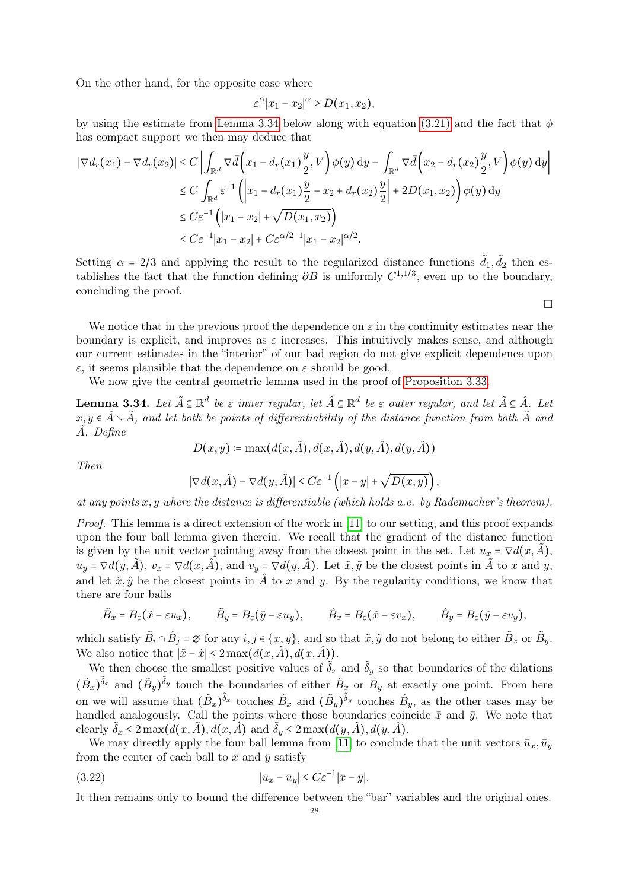On the other hand, for the opposite case where

$$\varepsilon^\alpha |x_1 - x_2|^\alpha \geq D(x_1, x_2),$$

by using the estimate from Lemma 3.34 below along with equation (3.21) and the fact that $\phi$ has compact support we then may deduce that

$$\begin{aligned}
|\nabla d_r(x_1) - \nabla d_r(x_2)| &\leq C \left| \int_{\mathbb{R}^d} \nabla \bar{d}\left(x_1 - d_r(x_1)\frac{y}{2}, V\right) \phi(y)\,\mathrm{d}y - \int_{\mathbb{R}^d} \nabla \bar{d}\left(x_2 - d_r(x_2)\frac{y}{2}, V\right) \phi(y)\,\mathrm{d}y \right| \\
&\leq C \int_{\mathbb{R}^d} \varepsilon^{-1} \left( \left| x_1 - d_r(x_1)\frac{y}{2} - x_2 + d_r(x_2)\frac{y}{2} \right| + 2D(x_1, x_2) \right) \phi(y)\,\mathrm{d}y \\
&\leq C\varepsilon^{-1} \left( |x_1 - x_2| + \sqrt{D(x_1, x_2)} \right) \\
&\leq C\varepsilon^{-1} |x_1 - x_2| + C\varepsilon^{\alpha/2 - 1} |x_1 - x_2|^{\alpha/2}.
\end{aligned}$$

Setting $\alpha = 2/3$ and applying the result to the regularized distance functions $\tilde{d}_1, \tilde{d}_2$ then establishes the fact that the function defining $\partial B$ is uniformly $C^{1,1/3}$, even up to the boundary, concluding the proof. □

We notice that in the previous proof the dependence on $\varepsilon$ in the continuity estimates near the boundary is explicit, and improves as $\varepsilon$ increases. This intuitively makes sense, and although our current estimates in the "interior" of our bad region do not give explicit dependence upon $\varepsilon$, it seems plausible that the dependence on $\varepsilon$ should be good.

We now give the central geometric lemma used in the proof of Proposition 3.33.

**Lemma 3.34.** *Let $\tilde{A} \subseteq \mathbb{R}^d$ be $\varepsilon$ inner regular, let $\hat{A} \subseteq \mathbb{R}^d$ be $\varepsilon$ outer regular, and let $\tilde{A} \subseteq \hat{A}$. Let $x, y \in \hat{A} \setminus \tilde{A}$, and let both be points of differentiability of the distance function from both $\tilde{A}$ and $\hat{A}$. Define*

$$D(x, y) := \max(d(x, \tilde{A}), d(x, \hat{A}), d(y, \hat{A}), d(y, \tilde{A}))$$

*Then*

$$|\nabla d(x, \tilde{A}) - \nabla d(y, \tilde{A})| \leq C\varepsilon^{-1} \left( |x - y| + \sqrt{D(x, y)} \right),$$

*at any points $x, y$ where the distance is differentiable (which holds a.e. by Rademacher's theorem).*

*Proof.* This lemma is a direct extension of the work in [11] to our setting, and this proof expands upon the four ball lemma given therein. We recall that the gradient of the distance function is given by the unit vector pointing away from the closest point in the set. Let $u_x = \nabla d(x, \tilde{A})$, $u_y = \nabla d(y, \tilde{A})$, $v_x = \nabla d(x, \hat{A})$, and $v_y = \nabla d(y, \hat{A})$. Let $\tilde{x}, \tilde{y}$ be the closest points in $\tilde{A}$ to $x$ and $y$, and let $\hat{x}, \hat{y}$ be the closest points in $\hat{A}$ to $x$ and $y$. By the regularity conditions, we know that there are four balls

$$\tilde{B}_x = B_\varepsilon(\tilde{x} - \varepsilon u_x), \qquad \tilde{B}_y = B_\varepsilon(\tilde{y} - \varepsilon u_y), \qquad \hat{B}_x = B_\varepsilon(\hat{x} - \varepsilon v_x), \qquad \hat{B}_y = B_\varepsilon(\hat{y} - \varepsilon v_y),$$

which satisfy $\tilde{B}_i \cap \hat{B}_j = \varnothing$ for any $i, j \in \{x, y\}$, and so that $\tilde{x}, \tilde{y}$ do not belong to either $\tilde{B}_x$ or $\tilde{B}_y$. We also notice that $|\tilde{x} - \hat{x}| \leq 2\max(d(x, \tilde{A}), d(x, \hat{A}))$.

We then choose the smallest positive values of $\tilde{\delta}_x$ and $\tilde{\delta}_y$ so that boundaries of the dilations $(\tilde{B}_x)^{\tilde{\delta}_x}$ and $(\tilde{B}_y)^{\tilde{\delta}_y}$ touch the boundaries of either $\hat{B}_x$ or $\hat{B}_y$ at exactly one point. From here on we will assume that $(\tilde{B}_x)^{\tilde{\delta}_x}$ touches $\hat{B}_x$ and $(\tilde{B}_y)^{\tilde{\delta}_y}$ touches $\hat{B}_y$, as the other cases may be handled analogously. Call the points where those boundaries coincide $\bar{x}$ and $\bar{y}$. We note that clearly $\tilde{\delta}_x \leq 2\max(d(x, \tilde{A}), d(x, \hat{A})$ and $\tilde{\delta}_y \leq 2\max(d(y, \tilde{A}), d(y, \hat{A})$.

We may directly apply the four ball lemma from [11] to conclude that the unit vectors $\bar{u}_x, \bar{u}_y$ from the center of each ball to $\bar{x}$ and $\bar{y}$ satisfy

$$|\bar{u}_x - \bar{u}_y| \leq C\varepsilon^{-1} |\bar{x} - \bar{y}|. \tag{3.22}$$

It then remains only to bound the difference between the "bar" variables and the original ones.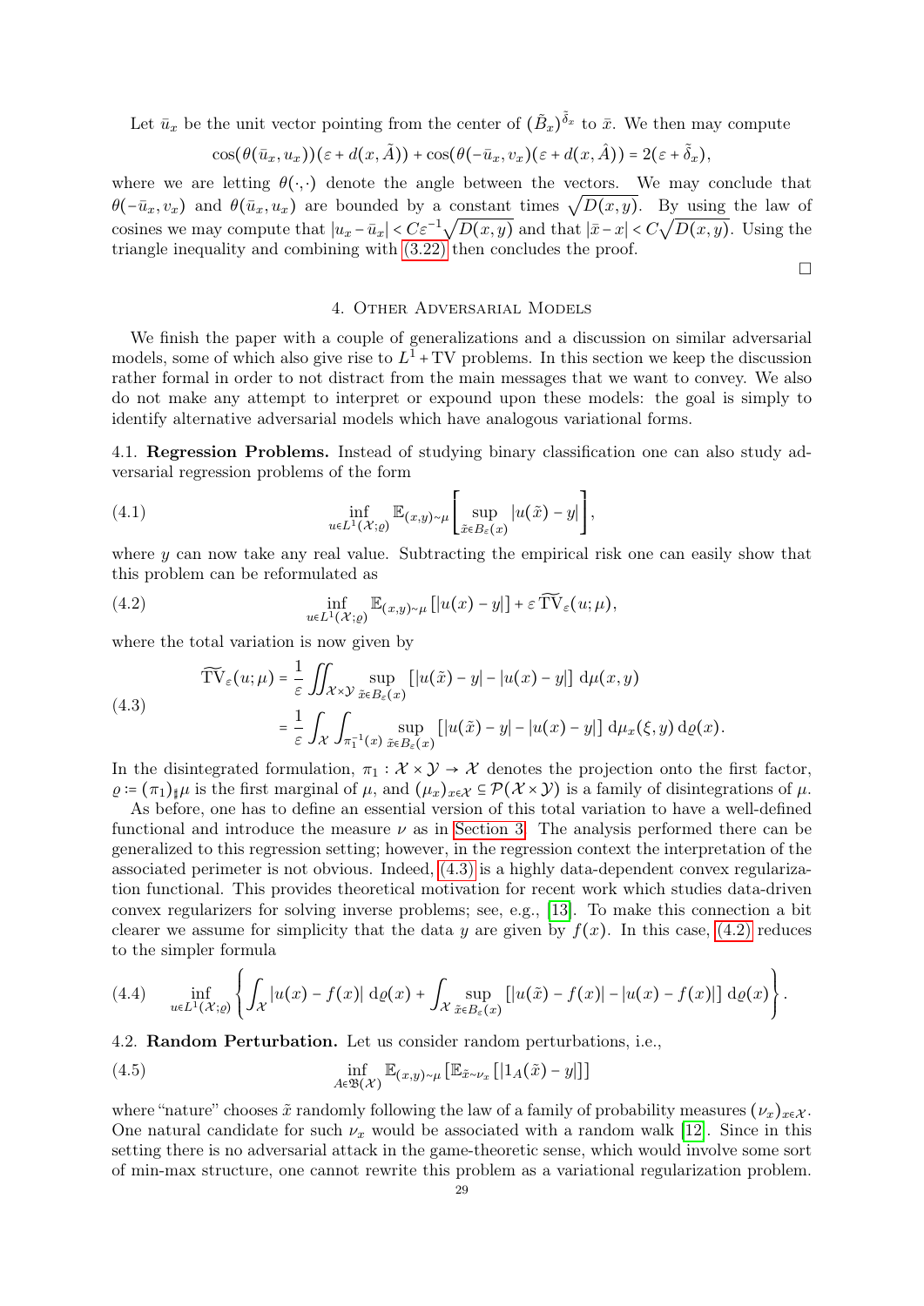Let $\bar{u}_x$ be the unit vector pointing from the center of $(\tilde{B}_x)^{\tilde{\delta}_x}$ to $\bar{x}$. We then may compute

$$\cos(\theta(\bar{u}_x, u_x))(\varepsilon + d(x, \tilde{A})) + \cos(\theta(-\bar{u}_x, v_x)(\varepsilon + d(x, \hat{A})) = 2(\varepsilon + \tilde{\delta}_x),$$

where we are letting $\theta(\cdot,\cdot)$ denote the angle between the vectors. We may conclude that $\theta(-\bar{u}_x, v_x)$ and $\theta(\bar{u}_x, u_x)$ are bounded by a constant times $\sqrt{D(x,y)}$. By using the law of cosines we may compute that $|u_x - \bar{u}_x| < C\varepsilon^{-1}\sqrt{D(x,y)}$ and that $|\bar{x} - x| < C\sqrt{D(x,y)}$. Using the triangle inequality and combining with (3.22) then concludes the proof.

□

# 4. Other Adversarial Models

We finish the paper with a couple of generalizations and a discussion on similar adversarial models, some of which also give rise to $L^1 + \mathrm{TV}$ problems. In this section we keep the discussion rather formal in order to not distract from the main messages that we want to convey. We also do not make any attempt to interpret or expound upon these models: the goal is simply to identify alternative adversarial models which have analogous variational forms.

**4.1. Regression Problems.** Instead of studying binary classification one can also study adversarial regression problems of the form

$$\inf_{u \in L^1(\mathcal{X};\varrho)} \mathbb{E}_{(x,y)\sim\mu}\left[\sup_{\tilde{x}\in B_\varepsilon(x)} |u(\tilde{x}) - y|\right], \tag{4.1}$$

where $y$ can now take any real value. Subtracting the empirical risk one can easily show that this problem can be reformulated as

$$\inf_{u \in L^1(\mathcal{X};\varrho)} \mathbb{E}_{(x,y)\sim\mu}\left[|u(x) - y|\right] + \varepsilon\, \widetilde{\mathrm{TV}}_\varepsilon(u;\mu), \tag{4.2}$$

where the total variation is now given by

$$\begin{aligned} \widetilde{\mathrm{TV}}_\varepsilon(u;\mu) &= \frac{1}{\varepsilon}\iint_{\mathcal{X}\times\mathcal{Y}} \sup_{\tilde{x}\in B_\varepsilon(x)} \left[|u(\tilde{x}) - y| - |u(x) - y|\right] \mathrm{d}\mu(x,y) \\ &= \frac{1}{\varepsilon}\int_{\mathcal{X}}\int_{\pi_1^{-1}(x)} \sup_{\tilde{x}\in B_\varepsilon(x)} \left[|u(\tilde{x}) - y| - |u(x) - y|\right] \mathrm{d}\mu_x(\xi, y)\,\mathrm{d}\varrho(x). \end{aligned} \tag{4.3}$$

In the disintegrated formulation, $\pi_1 : \mathcal{X}\times\mathcal{Y} \to \mathcal{X}$ denotes the projection onto the first factor, $\varrho := (\pi_1)_\sharp\mu$ is the first marginal of $\mu$, and $(\mu_x)_{x\in\mathcal{X}} \subseteq \mathcal{P}(\mathcal{X}\times\mathcal{Y})$ is a family of disintegrations of $\mu$.

As before, one has to define an essential version of this total variation to have a well-defined functional and introduce the measure $\nu$ as in Section 3. The analysis performed there can be generalized to this regression setting; however, in the regression context the interpretation of the associated perimeter is not obvious. Indeed, (4.3) is a highly data-dependent convex regularization functional. This provides theoretical motivation for recent work which studies data-driven convex regularizers for solving inverse problems; see, e.g., [13]. To make this connection a bit clearer we assume for simplicity that the data $y$ are given by $f(x)$. In this case, (4.2) reduces to the simpler formula

$$\inf_{u\in L^1(\mathcal{X};\varrho)}\left\{\int_{\mathcal{X}} |u(x) - f(x)|\,\mathrm{d}\varrho(x) + \int_{\mathcal{X}} \sup_{\tilde{x}\in B_\varepsilon(x)} \left[|u(\tilde{x}) - f(x)| - |u(x) - f(x)|\right] \mathrm{d}\varrho(x)\right\}. \tag{4.4}$$

**4.2. Random Perturbation.** Let us consider random perturbations, i.e.,

$$\inf_{A\in\mathfrak{B}(\mathcal{X})} \mathbb{E}_{(x,y)\sim\mu}\left[\mathbb{E}_{\tilde{x}\sim\nu_x}\left[|1_A(\tilde{x}) - y|\right]\right] \tag{4.5}$$

where "nature" chooses $\tilde{x}$ randomly following the law of a family of probability measures $(\nu_x)_{x\in\mathcal{X}}$. One natural candidate for such $\nu_x$ would be associated with a random walk [12]. Since in this setting there is no adversarial attack in the game-theoretic sense, which would involve some sort of min-max structure, one cannot rewrite this problem as a variational regularization problem.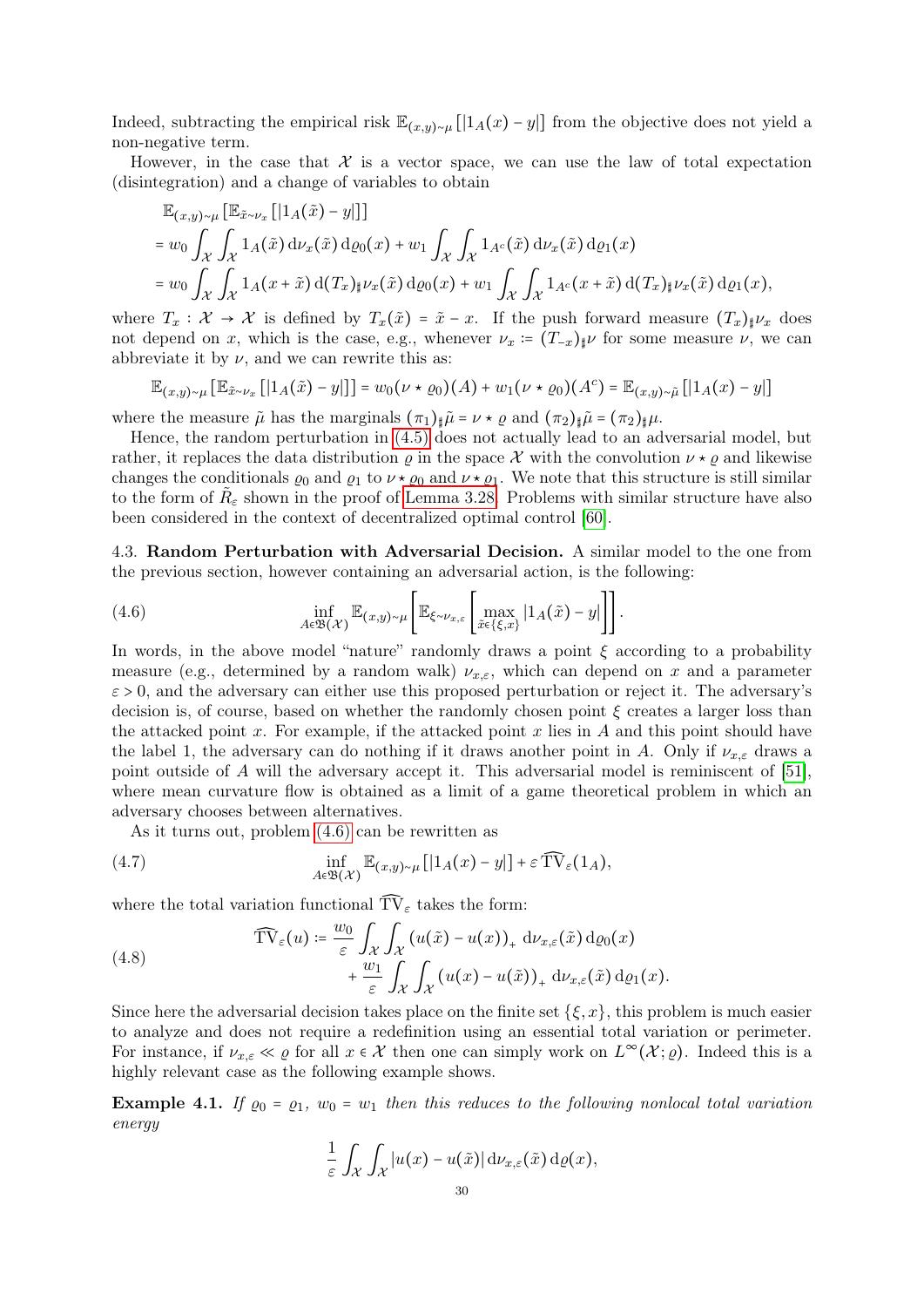Indeed, subtracting the empirical risk $\mathbb{E}_{(x,y)\sim\mu}[|1_A(x)-y|]$ from the objective does not yield a non-negative term.

However, in the case that $\mathcal{X}$ is a vector space, we can use the law of total expectation (disintegration) and a change of variables to obtain

$$
\begin{aligned}
&\mathbb{E}_{(x,y)\sim\mu}\left[\mathbb{E}_{\tilde{x}\sim\nu_x}[|1_A(\tilde{x})-y|]\right] \\
&= w_0 \int_{\mathcal{X}}\int_{\mathcal{X}} 1_A(\tilde{x})\,\mathrm{d}\nu_x(\tilde{x})\,\mathrm{d}\varrho_0(x) + w_1 \int_{\mathcal{X}}\int_{\mathcal{X}} 1_{A^c}(\tilde{x})\,\mathrm{d}\nu_x(\tilde{x})\,\mathrm{d}\varrho_1(x) \\
&= w_0 \int_{\mathcal{X}}\int_{\mathcal{X}} 1_A(x+\tilde{x})\,\mathrm{d}(T_x)_\sharp\nu_x(\tilde{x})\,\mathrm{d}\varrho_0(x) + w_1 \int_{\mathcal{X}}\int_{\mathcal{X}} 1_{A^c}(x+\tilde{x})\,\mathrm{d}(T_x)_\sharp\nu_x(\tilde{x})\,\mathrm{d}\varrho_1(x),
\end{aligned}
$$

where $T_x : \mathcal{X} \to \mathcal{X}$ is defined by $T_x(\tilde{x}) = \tilde{x} - x$. If the push forward measure $(T_x)_\sharp\nu_x$ does not depend on $x$, which is the case, e.g., whenever $\nu_x := (T_{-x})_\sharp\nu$ for some measure $\nu$, we can abbreviate it by $\nu$, and we can rewrite this as:

$$
\mathbb{E}_{(x,y)\sim\mu}\left[\mathbb{E}_{\tilde{x}\sim\nu_x}[|1_A(\tilde{x})-y|]\right] = w_0(\nu\star\varrho_0)(A) + w_1(\nu\star\varrho_0)(A^c) = \mathbb{E}_{(x,y)\sim\tilde{\mu}}[|1_A(x)-y|]
$$

where the measure $\tilde{\mu}$ has the marginals $(\pi_1)_\sharp\tilde{\mu} = \nu\star\varrho$ and $(\pi_2)_\sharp\tilde{\mu} = (\pi_2)_\sharp\mu$.

Hence, the random perturbation in (4.5) does not actually lead to an adversarial model, but rather, it replaces the data distribution $\varrho$ in the space $\mathcal{X}$ with the convolution $\nu\star\varrho$ and likewise changes the conditionals $\varrho_0$ and $\varrho_1$ to $\nu\star\varrho_0$ and $\nu\star\varrho_1$. We note that this structure is still similar to the form of $\tilde{R}_\varepsilon$ shown in the proof of Lemma 3.28. Problems with similar structure have also been considered in the context of decentralized optimal control [60].

## 4.3. Random Perturbation with Adversarial Decision.

A similar model to the one from the previous section, however containing an adversarial action, is the following:

$$
\inf_{A\in\mathfrak{B}(\mathcal{X})} \mathbb{E}_{(x,y)\sim\mu}\left[\mathbb{E}_{\xi\sim\nu_{x,\varepsilon}}\left[\max_{\tilde{x}\in\{\xi,x\}} |1_A(\tilde{x})-y|\right]\right]. \tag{4.6}
$$

In words, in the above model "nature" randomly draws a point $\xi$ according to a probability measure (e.g., determined by a random walk) $\nu_{x,\varepsilon}$, which can depend on $x$ and a parameter $\varepsilon > 0$, and the adversary can either use this proposed perturbation or reject it. The adversary's decision is, of course, based on whether the randomly chosen point $\xi$ creates a larger loss than the attacked point $x$. For example, if the attacked point $x$ lies in $A$ and this point should have the label 1, the adversary can do nothing if it draws another point in $A$. Only if $\nu_{x,\varepsilon}$ draws a point outside of $A$ will the adversary accept it. This adversarial model is reminiscent of [51], where mean curvature flow is obtained as a limit of a game theoretical problem in which an adversary chooses between alternatives.

As it turns out, problem (4.6) can be rewritten as

$$
\inf_{A\in\mathfrak{B}(\mathcal{X})} \mathbb{E}_{(x,y)\sim\mu}[|1_A(x)-y|] + \varepsilon\,\widehat{\mathrm{TV}}_\varepsilon(1_A), \tag{4.7}
$$

where the total variation functional $\widehat{\mathrm{TV}}_\varepsilon$ takes the form:

$$
\begin{aligned}
\widehat{\mathrm{TV}}_\varepsilon(u) := \frac{w_0}{\varepsilon}&\int_{\mathcal{X}}\int_{\mathcal{X}} (u(\tilde{x})-u(x))_+\,\mathrm{d}\nu_{x,\varepsilon}(\tilde{x})\,\mathrm{d}\varrho_0(x) \\
&+ \frac{w_1}{\varepsilon}\int_{\mathcal{X}}\int_{\mathcal{X}} (u(x)-u(\tilde{x}))_+\,\mathrm{d}\nu_{x,\varepsilon}(\tilde{x})\,\mathrm{d}\varrho_1(x).
\end{aligned} \tag{4.8}
$$

Since here the adversarial decision takes place on the finite set $\{\xi, x\}$, this problem is much easier to analyze and does not require a redefinition using an essential total variation or perimeter. For instance, if $\nu_{x,\varepsilon} \ll \varrho$ for all $x \in \mathcal{X}$ then one can simply work on $L^\infty(\mathcal{X};\varrho)$. Indeed this is a highly relevant case as the following example shows.

**Example 4.1.** *If $\varrho_0 = \varrho_1$, $w_0 = w_1$ then this reduces to the following nonlocal total variation energy*

$$
\frac{1}{\varepsilon}\int_{\mathcal{X}}\int_{\mathcal{X}} |u(x)-u(\tilde{x})|\,\mathrm{d}\nu_{x,\varepsilon}(\tilde{x})\,\mathrm{d}\varrho(x),
$$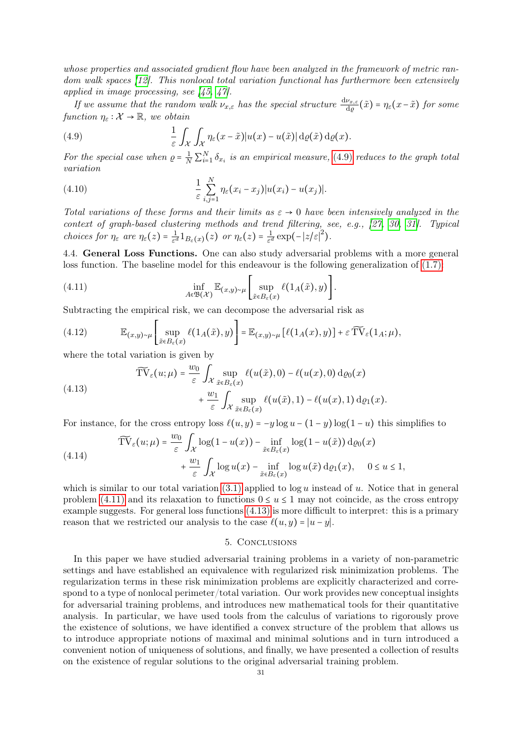*whose properties and associated gradient flow have been analyzed in the framework of metric random walk spaces [12]. This nonlocal total variation functional has furthermore been extensively applied in image processing, see [45, 47].*

*If we assume that the random walk $\nu_{x,\varepsilon}$ has the special structure $\frac{\mathrm{d}\nu_{x,\varepsilon}}{\mathrm{d}\varrho}(\tilde{x}) = \eta_\varepsilon(x-\tilde{x})$ for some function $\eta_\varepsilon : \mathcal{X} \to \mathbb{R}$, we obtain*

$$\frac{1}{\varepsilon}\int_{\mathcal{X}}\int_{\mathcal{X}} \eta_\varepsilon(x-\tilde{x})|u(x)-u(\tilde{x})| \,\mathrm{d}\varrho(\tilde{x})\,\mathrm{d}\varrho(x). \tag{4.9}$$

*For the special case when $\varrho = \frac{1}{N}\sum_{i=1}^N \delta_{x_i}$ is an empirical measure, (4.9) reduces to the graph total variation*

$$\frac{1}{\varepsilon}\sum_{i,j=1}^N \eta_\varepsilon(x_i-x_j)|u(x_i)-u(x_j)|. \tag{4.10}$$

*Total variations of these forms and their limits as $\varepsilon \to 0$ have been intensively analyzed in the context of graph-based clustering methods and trend filtering, see, e.g., [27, 30, 31]. Typical choices for $\eta_\varepsilon$ are $\eta_\varepsilon(z) = \frac{1}{\varepsilon^d}1_{B_\varepsilon(x)}(z)$ or $\eta_\varepsilon(z) = \frac{1}{\varepsilon^d}\exp(-|z/\varepsilon|^2)$.*

4.4. **General Loss Functions.** One can also study adversarial problems with a more general loss function. The baseline model for this endeavour is the following generalization of (1.7):

$$\inf_{A\in\mathfrak{B}(\mathcal{X})} \mathbb{E}_{(x,y)\sim\mu}\left[\sup_{\tilde{x}\in B_\varepsilon(x)} \ell(1_A(\tilde{x}),y)\right]. \tag{4.11}$$

Subtracting the empirical risk, we can decompose the adversarial risk as

$$\mathbb{E}_{(x,y)\sim\mu}\left[\sup_{\tilde{x}\in B_\varepsilon(x)} \ell(1_A(\tilde{x}),y)\right] = \mathbb{E}_{(x,y)\sim\mu}\left[\ell(1_A(x),y)\right] + \varepsilon\,\widetilde{\mathrm{TV}}_\varepsilon(1_A;\mu), \tag{4.12}$$

where the total variation is given by

$$\begin{aligned}\widetilde{\mathrm{TV}}_\varepsilon(u;\mu) = \frac{w_0}{\varepsilon}\int_{\mathcal{X}} \sup_{\tilde{x}\in B_\varepsilon(x)} \ell(u(\tilde{x}),0) - \ell(u(x),0)\,\mathrm{d}\varrho_0(x) \\ + \frac{w_1}{\varepsilon}\int_{\mathcal{X}} \sup_{\tilde{x}\in B_\varepsilon(x)} \ell(u(\tilde{x}),1) - \ell(u(x),1)\,\mathrm{d}\varrho_1(x).\end{aligned} \tag{4.13}$$

For instance, for the cross entropy loss $\ell(u,y) = -y\log u - (1-y)\log(1-u)$ this simplifies to

$$\begin{aligned}\widetilde{\mathrm{TV}}_\varepsilon(u;\mu) = \frac{w_0}{\varepsilon}\int_{\mathcal{X}} \log(1-u(x)) - \inf_{\tilde{x}\in B_\varepsilon(x)} \log(1-u(\tilde{x}))\,\mathrm{d}\varrho_0(x) \\ + \frac{w_1}{\varepsilon}\int_{\mathcal{X}} \log u(x) - \inf_{\tilde{x}\in B_\varepsilon(x)} \log u(\tilde{x})\,\mathrm{d}\varrho_1(x), \quad 0\le u\le 1,\end{aligned} \tag{4.14}$$

which is similar to our total variation (3.1) applied to $\log u$ instead of $u$. Notice that in general problem (4.11) and its relaxation to functions $0 \le u \le 1$ may not coincide, as the cross entropy example suggests. For general loss functions (4.13) is more difficult to interpret: this is a primary reason that we restricted our analysis to the case $\ell(u,y) = |u-y|$.

## 5. Conclusions

In this paper we have studied adversarial training problems in a variety of non-parametric settings and have established an equivalence with regularized risk minimization problems. The regularization terms in these risk minimization problems are explicitly characterized and correspond to a type of nonlocal perimeter/total variation. Our work provides new conceptual insights for adversarial training problems, and introduces new mathematical tools for their quantitative analysis. In particular, we have used tools from the calculus of variations to rigorously prove the existence of solutions, we have identified a convex structure of the problem that allows us to introduce appropriate notions of maximal and minimal solutions and in turn introduced a convenient notion of uniqueness of solutions, and finally, we have presented a collection of results on the existence of regular solutions to the original adversarial training problem.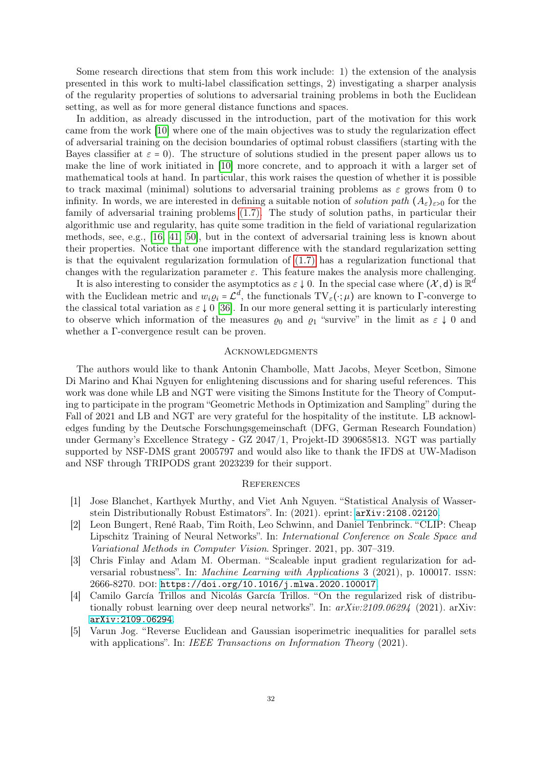Some research directions that stem from this work include: 1) the extension of the analysis presented in this work to multi-label classification settings, 2) investigating a sharper analysis of the regularity properties of solutions to adversarial training problems in both the Euclidean setting, as well as for more general distance functions and spaces.

In addition, as already discussed in the introduction, part of the motivation for this work came from the work [10] where one of the main objectives was to study the regularization effect of adversarial training on the decision boundaries of optimal robust classifiers (starting with the Bayes classifier at $\varepsilon = 0$). The structure of solutions studied in the present paper allows us to make the line of work initiated in [10] more concrete, and to approach it with a larger set of mathematical tools at hand. In particular, this work raises the question of whether it is possible to track maximal (minimal) solutions to adversarial training problems as $\varepsilon$ grows from 0 to infinity. In words, we are interested in defining a suitable notion of *solution path* $(A_\varepsilon)_{\varepsilon>0}$ for the family of adversarial training problems (1.7). The study of solution paths, in particular their algorithmic use and regularity, has quite some tradition in the field of variational regularization methods, see, e.g., [16, 41, 50], but in the context of adversarial training less is known about their properties. Notice that one important difference with the standard regularization setting is that the equivalent regularization formulation of (1.7) has a regularization functional that changes with the regularization parameter $\varepsilon$. This feature makes the analysis more challenging.

It is also interesting to consider the asymptotics as $\varepsilon \downarrow 0$. In the special case where $(\mathcal{X}, \mathsf{d})$ is $\mathbb{R}^d$ with the Euclidean metric and $w_i \varrho_i = \mathcal{L}^d$, the functionals $\mathrm{TV}_\varepsilon(\cdot; \mu)$ are known to $\Gamma$-converge to the classical total variation as $\varepsilon \downarrow 0$ [36]. In our more general setting it is particularly interesting to observe which information of the measures $\varrho_0$ and $\varrho_1$ "survive" in the limit as $\varepsilon \downarrow 0$ and whether a $\Gamma$-convergence result can be proven.

## Acknowledgments

The authors would like to thank Antonin Chambolle, Matt Jacobs, Meyer Scetbon, Simone Di Marino and Khai Nguyen for enlightening discussions and for sharing useful references. This work was done while LB and NGT were visiting the Simons Institute for the Theory of Computing to participate in the program "Geometric Methods in Optimization and Sampling" during the Fall of 2021 and LB and NGT are very grateful for the hospitality of the institute. LB acknowledges funding by the Deutsche Forschungsgemeinschaft (DFG, German Research Foundation) under Germany's Excellence Strategy - GZ 2047/1, Projekt-ID 390685813. NGT was partially supported by NSF-DMS grant 2005797 and would also like to thank the IFDS at UW-Madison and NSF through TRIPODS grant 2023239 for their support.

## References

[1] Jose Blanchet, Karthyek Murthy, and Viet Anh Nguyen. "Statistical Analysis of Wasserstein Distributionally Robust Estimators". In: (2021). eprint: `arXiv:2108.02120`.

[2] Leon Bungert, René Raab, Tim Roith, Leo Schwinn, and Daniel Tenbrinck. "CLIP: Cheap Lipschitz Training of Neural Networks". In: *International Conference on Scale Space and Variational Methods in Computer Vision*. Springer. 2021, pp. 307–319.

[3] Chris Finlay and Adam M. Oberman. "Scaleable input gradient regularization for adversarial robustness". In: *Machine Learning with Applications* 3 (2021), p. 100017. ISSN: 2666-8270. DOI: `https://doi.org/10.1016/j.mlwa.2020.100017`.

[4] Camilo García Trillos and Nicolás García Trillos. "On the regularized risk of distributionally robust learning over deep neural networks". In: *arXiv:2109.06294* (2021). arXiv: `arXiv:2109.06294`.

[5] Varun Jog. "Reverse Euclidean and Gaussian isoperimetric inequalities for parallel sets with applications". In: *IEEE Transactions on Information Theory* (2021).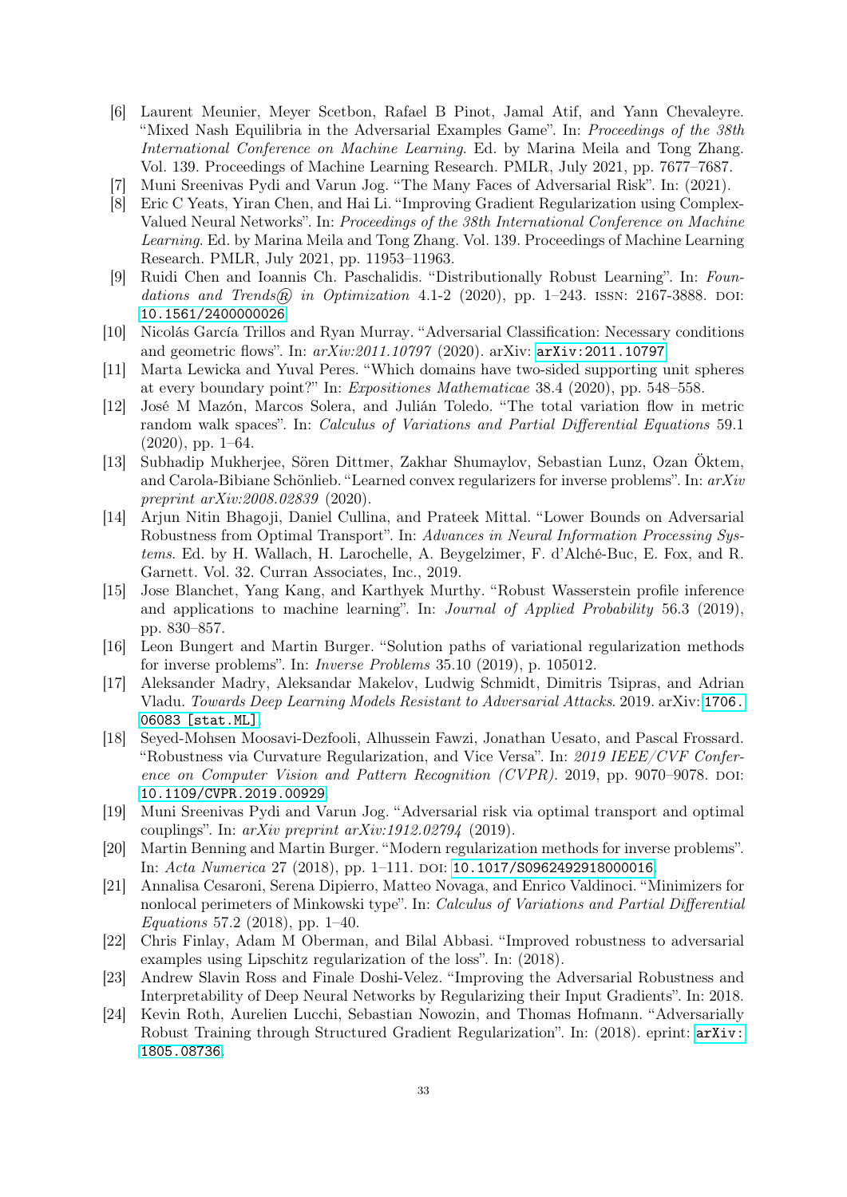- [6] Laurent Meunier, Meyer Scetbon, Rafael B Pinot, Jamal Atif, and Yann Chevaleyre. "Mixed Nash Equilibria in the Adversarial Examples Game". In: *Proceedings of the 38th International Conference on Machine Learning*. Ed. by Marina Meila and Tong Zhang. Vol. 139. Proceedings of Machine Learning Research. PMLR, July 2021, pp. 7677–7687.
- [7] Muni Sreenivas Pydi and Varun Jog. "The Many Faces of Adversarial Risk". In: (2021).
- [8] Eric C Yeats, Yiran Chen, and Hai Li. "Improving Gradient Regularization using Complex-Valued Neural Networks". In: *Proceedings of the 38th International Conference on Machine Learning*. Ed. by Marina Meila and Tong Zhang. Vol. 139. Proceedings of Machine Learning Research. PMLR, July 2021, pp. 11953–11963.
- [9] Ruidi Chen and Ioannis Ch. Paschalidis. "Distributionally Robust Learning". In: *Foundations and Trends® in Optimization* 4.1-2 (2020), pp. 1–243. ISSN: 2167-3888. DOI: 10.1561/2400000026.
- [10] Nicolás García Trillos and Ryan Murray. "Adversarial Classification: Necessary conditions and geometric flows". In: *arXiv:2011.10797* (2020). arXiv: arXiv:2011.10797.
- [11] Marta Lewicka and Yuval Peres. "Which domains have two-sided supporting unit spheres at every boundary point?" In: *Expositiones Mathematicae* 38.4 (2020), pp. 548–558.
- [12] José M Mazón, Marcos Solera, and Julián Toledo. "The total variation flow in metric random walk spaces". In: *Calculus of Variations and Partial Differential Equations* 59.1 (2020), pp. 1–64.
- [13] Subhadip Mukherjee, Sören Dittmer, Zakhar Shumaylov, Sebastian Lunz, Ozan Öktem, and Carola-Bibiane Schönlieb. "Learned convex regularizers for inverse problems". In: *arXiv preprint arXiv:2008.02839* (2020).
- [14] Arjun Nitin Bhagoji, Daniel Cullina, and Prateek Mittal. "Lower Bounds on Adversarial Robustness from Optimal Transport". In: *Advances in Neural Information Processing Systems*. Ed. by H. Wallach, H. Larochelle, A. Beygelzimer, F. d'Alché-Buc, E. Fox, and R. Garnett. Vol. 32. Curran Associates, Inc., 2019.
- [15] Jose Blanchet, Yang Kang, and Karthyek Murthy. "Robust Wasserstein profile inference and applications to machine learning". In: *Journal of Applied Probability* 56.3 (2019), pp. 830–857.
- [16] Leon Bungert and Martin Burger. "Solution paths of variational regularization methods for inverse problems". In: *Inverse Problems* 35.10 (2019), p. 105012.
- [17] Aleksander Madry, Aleksandar Makelov, Ludwig Schmidt, Dimitris Tsipras, and Adrian Vladu. *Towards Deep Learning Models Resistant to Adversarial Attacks*. 2019. arXiv: 1706.06083 [stat.ML].
- [18] Seyed-Mohsen Moosavi-Dezfooli, Alhussein Fawzi, Jonathan Uesato, and Pascal Frossard. "Robustness via Curvature Regularization, and Vice Versa". In: *2019 IEEE/CVF Conference on Computer Vision and Pattern Recognition (CVPR)*. 2019, pp. 9070–9078. DOI: 10.1109/CVPR.2019.00929.
- [19] Muni Sreenivas Pydi and Varun Jog. "Adversarial risk via optimal transport and optimal couplings". In: *arXiv preprint arXiv:1912.02794* (2019).
- [20] Martin Benning and Martin Burger. "Modern regularization methods for inverse problems". In: *Acta Numerica* 27 (2018), pp. 1–111. DOI: 10.1017/S0962492918000016.
- [21] Annalisa Cesaroni, Serena Dipierro, Matteo Novaga, and Enrico Valdinoci. "Minimizers for nonlocal perimeters of Minkowski type". In: *Calculus of Variations and Partial Differential Equations* 57.2 (2018), pp. 1–40.
- [22] Chris Finlay, Adam M Oberman, and Bilal Abbasi. "Improved robustness to adversarial examples using Lipschitz regularization of the loss". In: (2018).
- [23] Andrew Slavin Ross and Finale Doshi-Velez. "Improving the Adversarial Robustness and Interpretability of Deep Neural Networks by Regularizing their Input Gradients". In: 2018.
- [24] Kevin Roth, Aurelien Lucchi, Sebastian Nowozin, and Thomas Hofmann. "Adversarially Robust Training through Structured Gradient Regularization". In: (2018). eprint: arXiv:1805.08736.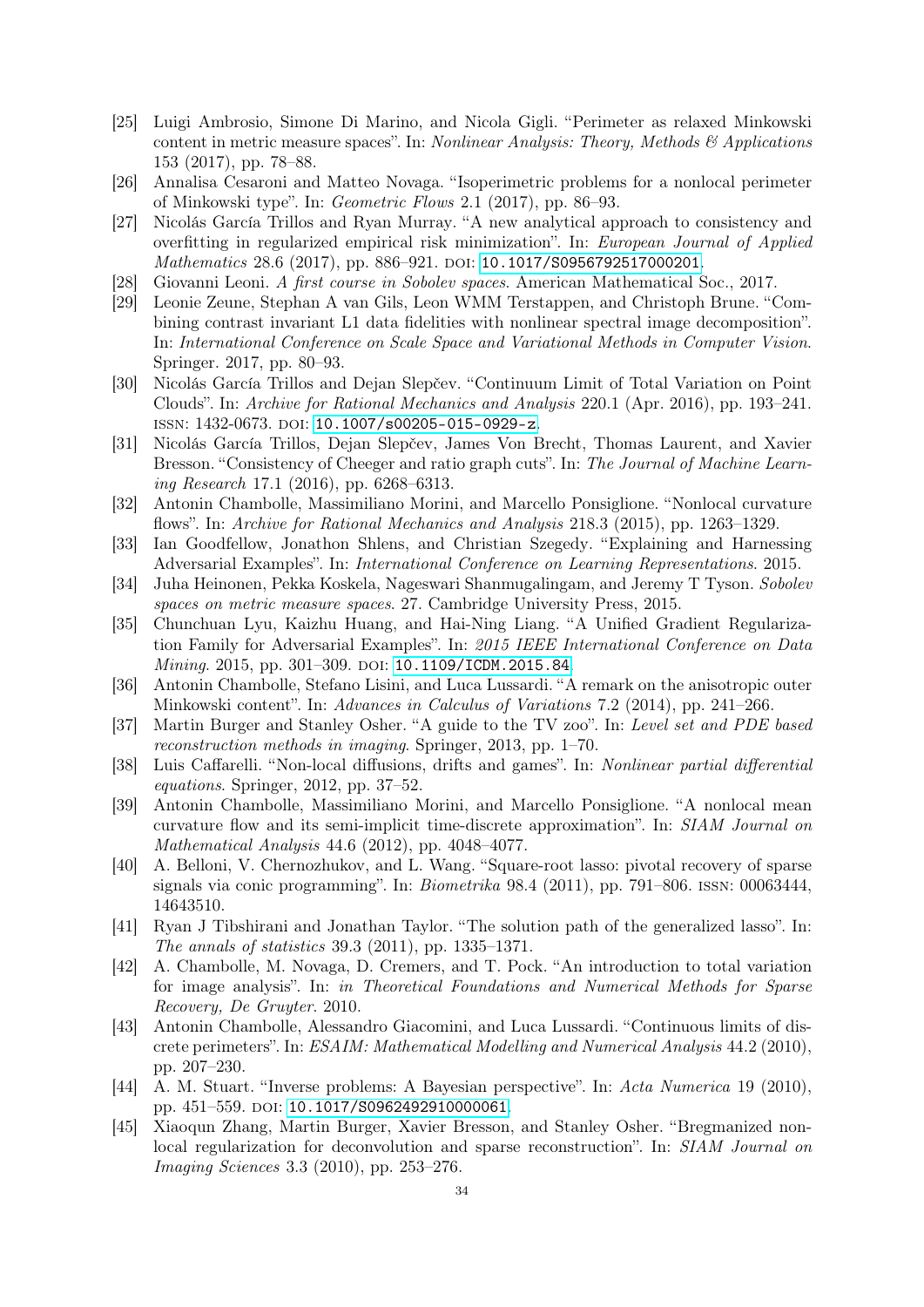- [25] Luigi Ambrosio, Simone Di Marino, and Nicola Gigli. "Perimeter as relaxed Minkowski content in metric measure spaces". In: *Nonlinear Analysis: Theory, Methods & Applications* 153 (2017), pp. 78–88.
- [26] Annalisa Cesaroni and Matteo Novaga. "Isoperimetric problems for a nonlocal perimeter of Minkowski type". In: *Geometric Flows* 2.1 (2017), pp. 86–93.
- [27] Nicolás García Trillos and Ryan Murray. "A new analytical approach to consistency and overfitting in regularized empirical risk minimization". In: *European Journal of Applied Mathematics* 28.6 (2017), pp. 886–921. DOI: 10.1017/S0956792517000201.
- [28] Giovanni Leoni. *A first course in Sobolev spaces*. American Mathematical Soc., 2017.
- [29] Leonie Zeune, Stephan A van Gils, Leon WMM Terstappen, and Christoph Brune. "Combining contrast invariant L1 data fidelities with nonlinear spectral image decomposition". In: *International Conference on Scale Space and Variational Methods in Computer Vision*. Springer. 2017, pp. 80–93.
- [30] Nicolás García Trillos and Dejan Slepčev. "Continuum Limit of Total Variation on Point Clouds". In: *Archive for Rational Mechanics and Analysis* 220.1 (Apr. 2016), pp. 193–241. ISSN: 1432-0673. DOI: 10.1007/s00205-015-0929-z.
- [31] Nicolás García Trillos, Dejan Slepčev, James Von Brecht, Thomas Laurent, and Xavier Bresson. "Consistency of Cheeger and ratio graph cuts". In: *The Journal of Machine Learning Research* 17.1 (2016), pp. 6268–6313.
- [32] Antonin Chambolle, Massimiliano Morini, and Marcello Ponsiglione. "Nonlocal curvature flows". In: *Archive for Rational Mechanics and Analysis* 218.3 (2015), pp. 1263–1329.
- [33] Ian Goodfellow, Jonathon Shlens, and Christian Szegedy. "Explaining and Harnessing Adversarial Examples". In: *International Conference on Learning Representations*. 2015.
- [34] Juha Heinonen, Pekka Koskela, Nageswari Shanmugalingam, and Jeremy T Tyson. *Sobolev spaces on metric measure spaces*. 27. Cambridge University Press, 2015.
- [35] Chunchuan Lyu, Kaizhu Huang, and Hai-Ning Liang. "A Unified Gradient Regularization Family for Adversarial Examples". In: *2015 IEEE International Conference on Data Mining*. 2015, pp. 301–309. DOI: 10.1109/ICDM.2015.84.
- [36] Antonin Chambolle, Stefano Lisini, and Luca Lussardi. "A remark on the anisotropic outer Minkowski content". In: *Advances in Calculus of Variations* 7.2 (2014), pp. 241–266.
- [37] Martin Burger and Stanley Osher. "A guide to the TV zoo". In: *Level set and PDE based reconstruction methods in imaging*. Springer, 2013, pp. 1–70.
- [38] Luis Caffarelli. "Non-local diffusions, drifts and games". In: *Nonlinear partial differential equations*. Springer, 2012, pp. 37–52.
- [39] Antonin Chambolle, Massimiliano Morini, and Marcello Ponsiglione. "A nonlocal mean curvature flow and its semi-implicit time-discrete approximation". In: *SIAM Journal on Mathematical Analysis* 44.6 (2012), pp. 4048–4077.
- [40] A. Belloni, V. Chernozhukov, and L. Wang. "Square-root lasso: pivotal recovery of sparse signals via conic programming". In: *Biometrika* 98.4 (2011), pp. 791–806. ISSN: 00063444, 14643510.
- [41] Ryan J Tibshirani and Jonathan Taylor. "The solution path of the generalized lasso". In: *The annals of statistics* 39.3 (2011), pp. 1335–1371.
- [42] A. Chambolle, M. Novaga, D. Cremers, and T. Pock. "An introduction to total variation for image analysis". In: *in Theoretical Foundations and Numerical Methods for Sparse Recovery, De Gruyter*. 2010.
- [43] Antonin Chambolle, Alessandro Giacomini, and Luca Lussardi. "Continuous limits of discrete perimeters". In: *ESAIM: Mathematical Modelling and Numerical Analysis* 44.2 (2010), pp. 207–230.
- [44] A. M. Stuart. "Inverse problems: A Bayesian perspective". In: *Acta Numerica* 19 (2010), pp. 451–559. DOI: 10.1017/S0962492910000061.
- [45] Xiaoqun Zhang, Martin Burger, Xavier Bresson, and Stanley Osher. "Bregmanized nonlocal regularization for deconvolution and sparse reconstruction". In: *SIAM Journal on Imaging Sciences* 3.3 (2010), pp. 253–276.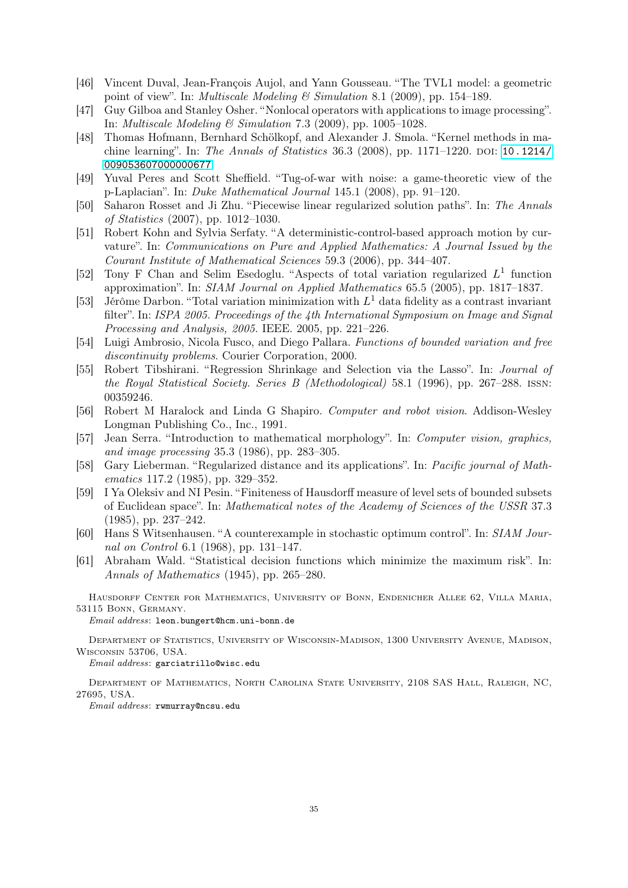[46] Vincent Duval, Jean-François Aujol, and Yann Gousseau. "The TVL1 model: a geometric point of view". In: *Multiscale Modeling & Simulation* 8.1 (2009), pp. 154–189.

[47] Guy Gilboa and Stanley Osher. "Nonlocal operators with applications to image processing". In: *Multiscale Modeling & Simulation* 7.3 (2009), pp. 1005–1028.

[48] Thomas Hofmann, Bernhard Schölkopf, and Alexander J. Smola. "Kernel methods in machine learning". In: *The Annals of Statistics* 36.3 (2008), pp. 1171–1220. DOI: 10.1214/009053607000000677.

[49] Yuval Peres and Scott Sheffield. "Tug-of-war with noise: a game-theoretic view of the p-Laplacian". In: *Duke Mathematical Journal* 145.1 (2008), pp. 91–120.

[50] Saharon Rosset and Ji Zhu. "Piecewise linear regularized solution paths". In: *The Annals of Statistics* (2007), pp. 1012–1030.

[51] Robert Kohn and Sylvia Serfaty. "A deterministic-control-based approach motion by curvature". In: *Communications on Pure and Applied Mathematics: A Journal Issued by the Courant Institute of Mathematical Sciences* 59.3 (2006), pp. 344–407.

[52] Tony F Chan and Selim Esedoglu. "Aspects of total variation regularized $L^1$ function approximation". In: *SIAM Journal on Applied Mathematics* 65.5 (2005), pp. 1817–1837.

[53] Jérôme Darbon. "Total variation minimization with $L^1$ data fidelity as a contrast invariant filter". In: *ISPA 2005. Proceedings of the 4th International Symposium on Image and Signal Processing and Analysis, 2005.* IEEE. 2005, pp. 221–226.

[54] Luigi Ambrosio, Nicola Fusco, and Diego Pallara. *Functions of bounded variation and free discontinuity problems*. Courier Corporation, 2000.

[55] Robert Tibshirani. "Regression Shrinkage and Selection via the Lasso". In: *Journal of the Royal Statistical Society. Series B (Methodological)* 58.1 (1996), pp. 267–288. ISSN: 00359246.

[56] Robert M Haralock and Linda G Shapiro. *Computer and robot vision*. Addison-Wesley Longman Publishing Co., Inc., 1991.

[57] Jean Serra. "Introduction to mathematical morphology". In: *Computer vision, graphics, and image processing* 35.3 (1986), pp. 283–305.

[58] Gary Lieberman. "Regularized distance and its applications". In: *Pacific journal of Mathematics* 117.2 (1985), pp. 329–352.

[59] I Ya Oleksiv and NI Pesin. "Finiteness of Hausdorff measure of level sets of bounded subsets of Euclidean space". In: *Mathematical notes of the Academy of Sciences of the USSR* 37.3 (1985), pp. 237–242.

[60] Hans S Witsenhausen. "A counterexample in stochastic optimum control". In: *SIAM Journal on Control* 6.1 (1968), pp. 131–147.

[61] Abraham Wald. "Statistical decision functions which minimize the maximum risk". In: *Annals of Mathematics* (1945), pp. 265–280.

Hausdorff Center for Mathematics, University of Bonn, Endenicher Allee 62, Villa Maria, 53115 Bonn, Germany.

*Email address*: leon.bungert@hcm.uni-bonn.de

Department of Statistics, University of Wisconsin-Madison, 1300 University Avenue, Madison, Wisconsin 53706, USA.

*Email address*: garciatrillo@wisc.edu

Department of Mathematics, North Carolina State University, 2108 SAS Hall, Raleigh, NC, 27695, USA.

*Email address*: rwmurray@ncsu.edu